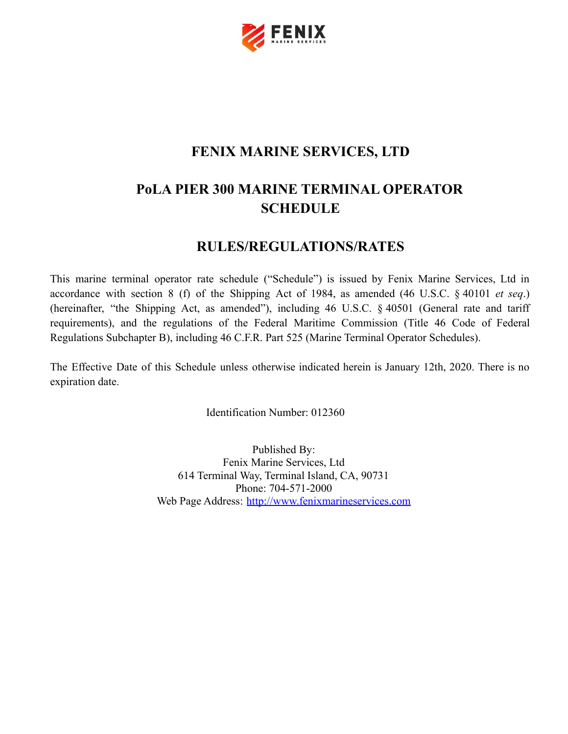# FENIX MARINE SERVICES, LTD

# PoLA PIER 300 MARINE TERMINAL OPERATOR SCHEDULE

# RULES/REGULATIONS/RATES

This marine terminal operator rate schedule ("Schedule") is issued by Fenix Marine Services, Ltd in accordance with section 8 (f) of the Shipping Act of 1984, as amended (46 U.S.C. § 40101 *et seq.*) (hereinafter, "the Shipping Act, as amended"), including 46 U.S.C. § 40501 (General rate and tariff requirements), and the regulations of the Federal Maritime Commission (Title 46 Code of Federal Regulations Subchapter B), including 46 C.F.R. Part 525 (Marine Terminal Operator Schedules).

The Effective Date of this Schedule unless otherwise indicated herein is January 12th, 2020. There is no expiration date.

Identification Number: 012360

Published By:
Fenix Marine Services, Ltd
614 Terminal Way, Terminal Island, CA, 90731
Phone: 704-571-2000
Web Page Address: [http://www.fenixmarineservices.com](http://www.fenixmarineservices.com)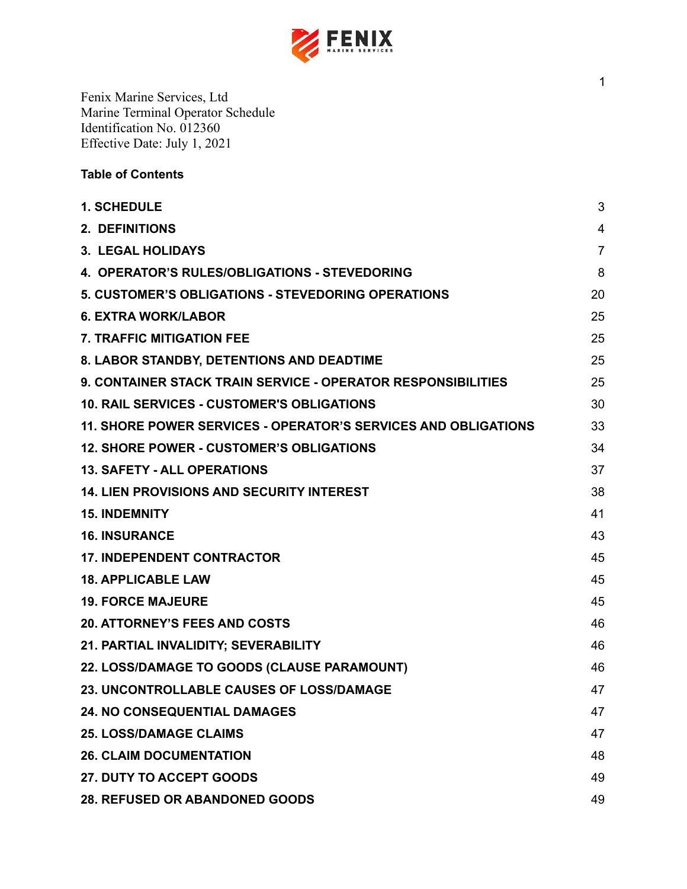Fenix Marine Services, Ltd
Marine Terminal Operator Schedule
Identification No. 012360
Effective Date: July 1, 2021

**Table of Contents**

| | |
|---|---|
| **1. SCHEDULE** | 3 |
| **2. DEFINITIONS** | 4 |
| **3. LEGAL HOLIDAYS** | 7 |
| **4. OPERATOR'S RULES/OBLIGATIONS - STEVEDORING** | 8 |
| **5. CUSTOMER'S OBLIGATIONS - STEVEDORING OPERATIONS** | 20 |
| **6. EXTRA WORK/LABOR** | 25 |
| **7. TRAFFIC MITIGATION FEE** | 25 |
| **8. LABOR STANDBY, DETENTIONS AND DEADTIME** | 25 |
| **9. CONTAINER STACK TRAIN SERVICE - OPERATOR RESPONSIBILITIES** | 25 |
| **10. RAIL SERVICES - CUSTOMER'S OBLIGATIONS** | 30 |
| **11. SHORE POWER SERVICES - OPERATOR'S SERVICES AND OBLIGATIONS** | 33 |
| **12. SHORE POWER - CUSTOMER'S OBLIGATIONS** | 34 |
| **13. SAFETY - ALL OPERATIONS** | 37 |
| **14. LIEN PROVISIONS AND SECURITY INTEREST** | 38 |
| **15. INDEMNITY** | 41 |
| **16. INSURANCE** | 43 |
| **17. INDEPENDENT CONTRACTOR** | 45 |
| **18. APPLICABLE LAW** | 45 |
| **19. FORCE MAJEURE** | 45 |
| **20. ATTORNEY'S FEES AND COSTS** | 46 |
| **21. PARTIAL INVALIDITY; SEVERABILITY** | 46 |
| **22. LOSS/DAMAGE TO GOODS (CLAUSE PARAMOUNT)** | 46 |
| **23. UNCONTROLLABLE CAUSES OF LOSS/DAMAGE** | 47 |
| **24. NO CONSEQUENTIAL DAMAGES** | 47 |
| **25. LOSS/DAMAGE CLAIMS** | 47 |
| **26. CLAIM DOCUMENTATION** | 48 |
| **27. DUTY TO ACCEPT GOODS** | 49 |
| **28. REFUSED OR ABANDONED GOODS** | 49 |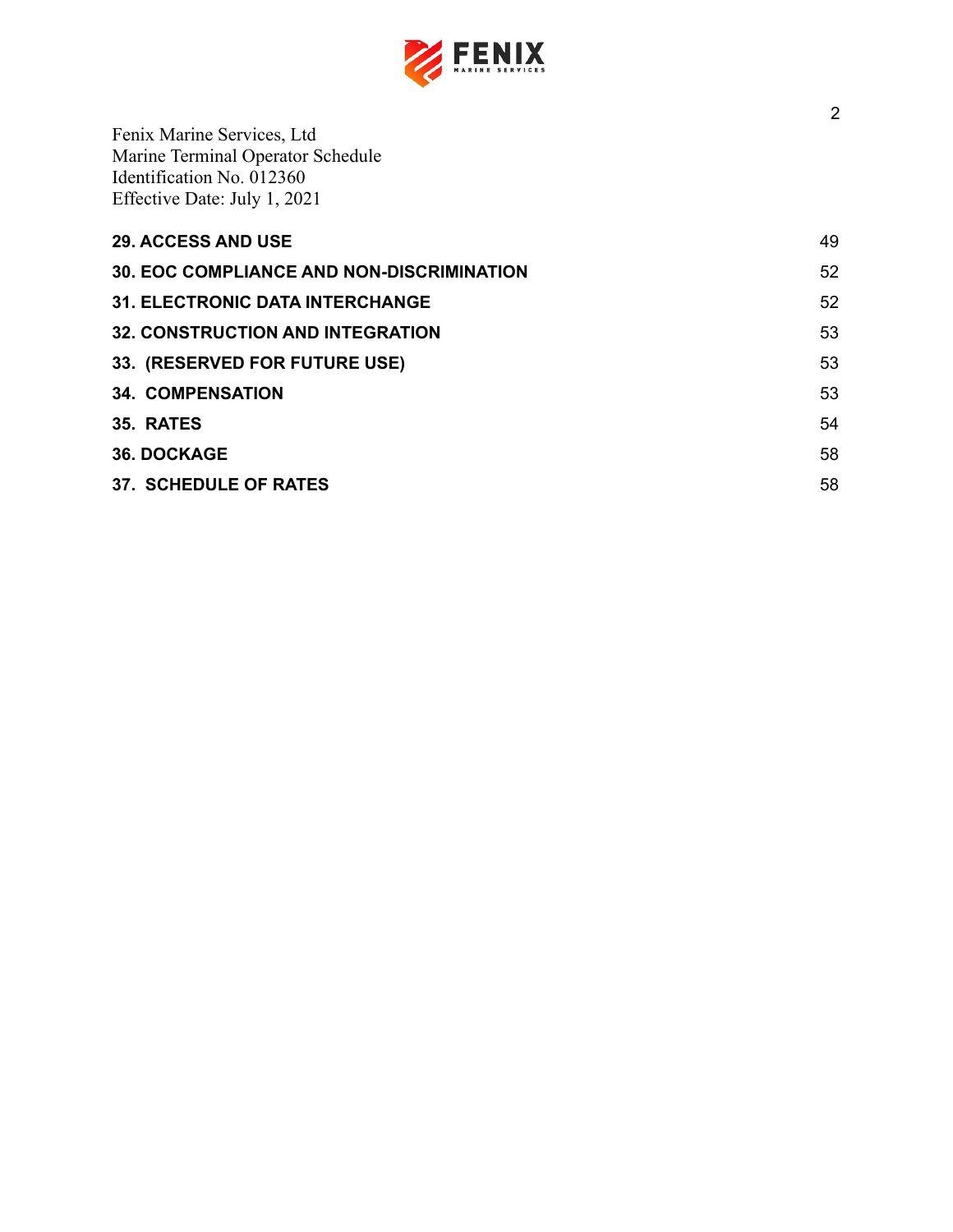Fenix Marine Services, Ltd
Marine Terminal Operator Schedule
Identification No. 012360
Effective Date: July 1, 2021

| | |
|---|---|
| **29. ACCESS AND USE** | 49 |
| **30. EOC COMPLIANCE AND NON-DISCRIMINATION** | 52 |
| **31. ELECTRONIC DATA INTERCHANGE** | 52 |
| **32. CONSTRUCTION AND INTEGRATION** | 53 |
| **33. (RESERVED FOR FUTURE USE)** | 53 |
| **34. COMPENSATION** | 53 |
| **35. RATES** | 54 |
| **36. DOCKAGE** | 58 |
| **37. SCHEDULE OF RATES** | 58 |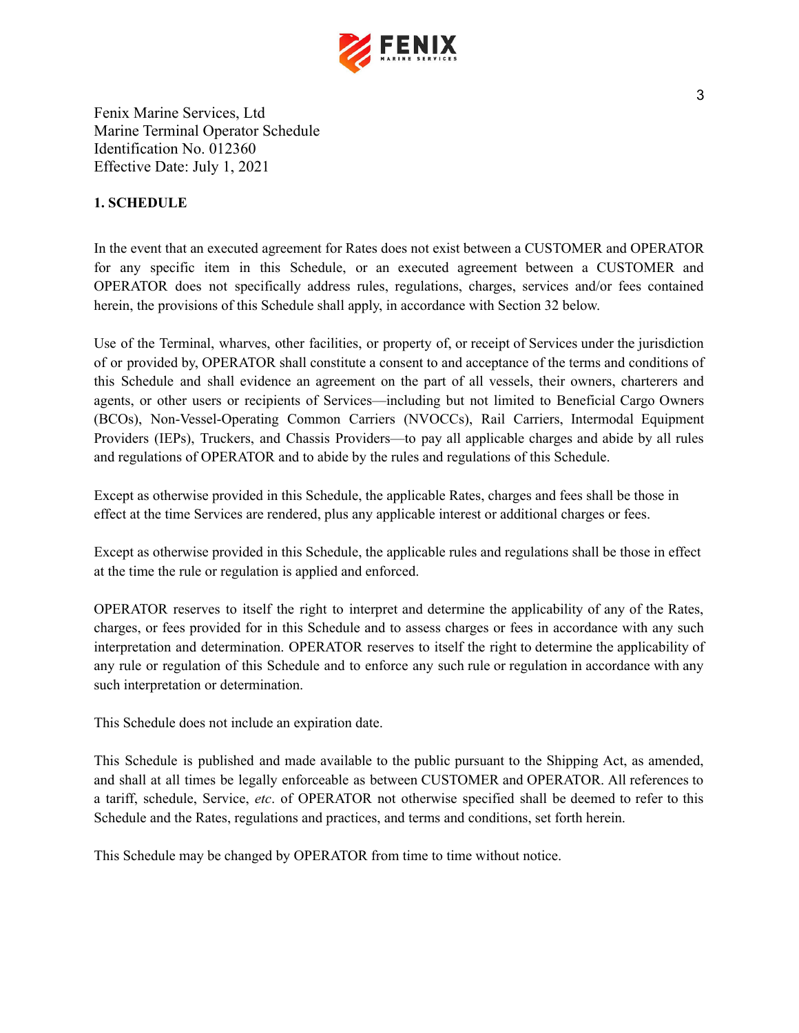Fenix Marine Services, Ltd
Marine Terminal Operator Schedule
Identification No. 012360
Effective Date: July 1, 2021

## 1. SCHEDULE

In the event that an executed agreement for Rates does not exist between a CUSTOMER and OPERATOR for any specific item in this Schedule, or an executed agreement between a CUSTOMER and OPERATOR does not specifically address rules, regulations, charges, services and/or fees contained herein, the provisions of this Schedule shall apply, in accordance with Section 32 below.

Use of the Terminal, wharves, other facilities, or property of, or receipt of Services under the jurisdiction of or provided by, OPERATOR shall constitute a consent to and acceptance of the terms and conditions of this Schedule and shall evidence an agreement on the part of all vessels, their owners, charterers and agents, or other users or recipients of Services—including but not limited to Beneficial Cargo Owners (BCOs), Non-Vessel-Operating Common Carriers (NVOCCs), Rail Carriers, Intermodal Equipment Providers (IEPs), Truckers, and Chassis Providers—to pay all applicable charges and abide by all rules and regulations of OPERATOR and to abide by the rules and regulations of this Schedule.

Except as otherwise provided in this Schedule, the applicable Rates, charges and fees shall be those in effect at the time Services are rendered, plus any applicable interest or additional charges or fees.

Except as otherwise provided in this Schedule, the applicable rules and regulations shall be those in effect at the time the rule or regulation is applied and enforced.

OPERATOR reserves to itself the right to interpret and determine the applicability of any of the Rates, charges, or fees provided for in this Schedule and to assess charges or fees in accordance with any such interpretation and determination. OPERATOR reserves to itself the right to determine the applicability of any rule or regulation of this Schedule and to enforce any such rule or regulation in accordance with any such interpretation or determination.

This Schedule does not include an expiration date.

This Schedule is published and made available to the public pursuant to the Shipping Act, as amended, and shall at all times be legally enforceable as between CUSTOMER and OPERATOR. All references to a tariff, schedule, Service, *etc*. of OPERATOR not otherwise specified shall be deemed to refer to this Schedule and the Rates, regulations and practices, and terms and conditions, set forth herein.

This Schedule may be changed by OPERATOR from time to time without notice.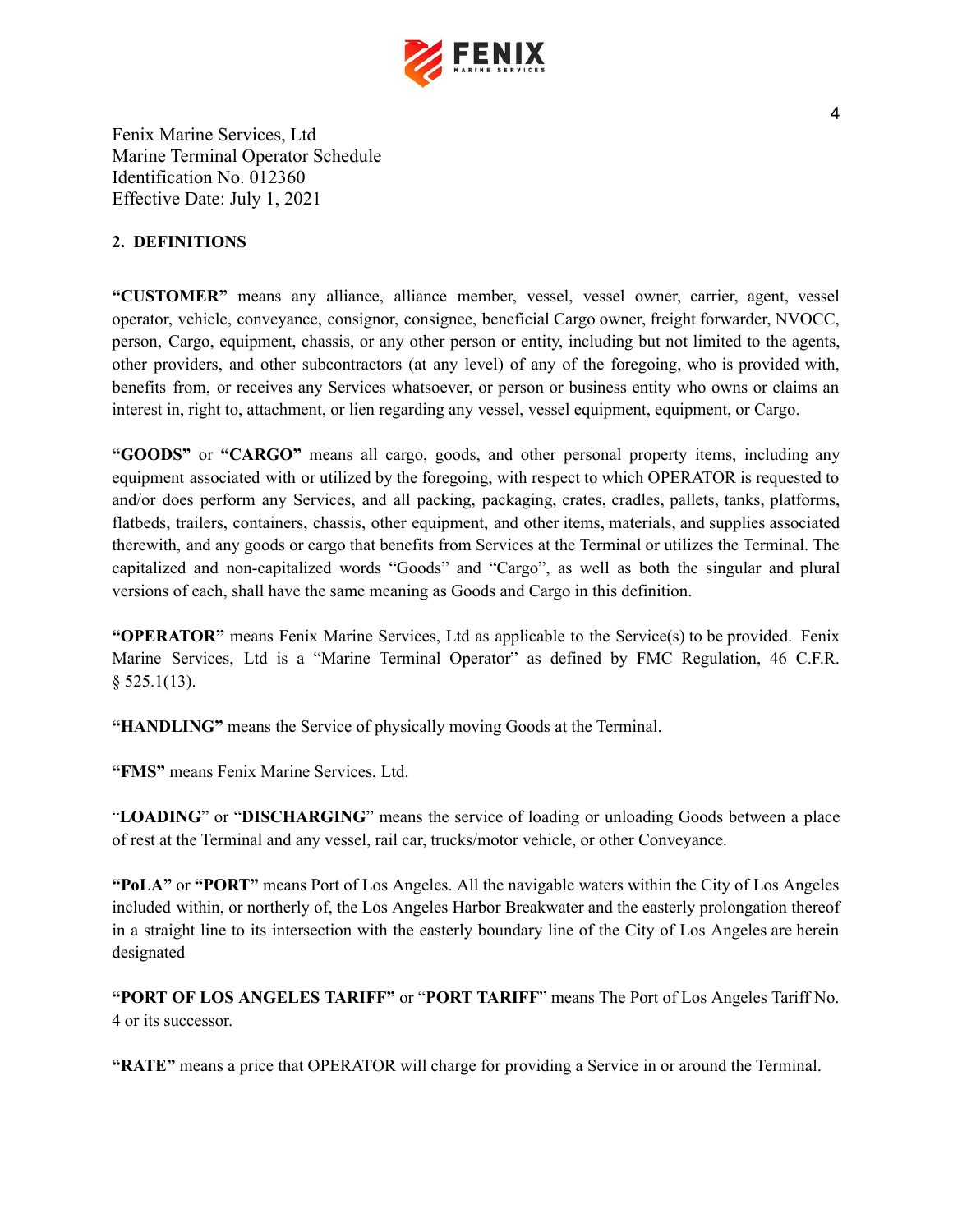Fenix Marine Services, Ltd
Marine Terminal Operator Schedule
Identification No. 012360
Effective Date: July 1, 2021

## 2. DEFINITIONS

**"CUSTOMER"** means any alliance, alliance member, vessel, vessel owner, carrier, agent, vessel operator, vehicle, conveyance, consignor, consignee, beneficial Cargo owner, freight forwarder, NVOCC, person, Cargo, equipment, chassis, or any other person or entity, including but not limited to the agents, other providers, and other subcontractors (at any level) of any of the foregoing, who is provided with, benefits from, or receives any Services whatsoever, or person or business entity who owns or claims an interest in, right to, attachment, or lien regarding any vessel, vessel equipment, equipment, or Cargo.

**"GOODS"** or **"CARGO"** means all cargo, goods, and other personal property items, including any equipment associated with or utilized by the foregoing, with respect to which OPERATOR is requested to and/or does perform any Services, and all packing, packaging, crates, cradles, pallets, tanks, platforms, flatbeds, trailers, containers, chassis, other equipment, and other items, materials, and supplies associated therewith, and any goods or cargo that benefits from Services at the Terminal or utilizes the Terminal. The capitalized and non-capitalized words "Goods" and "Cargo", as well as both the singular and plural versions of each, shall have the same meaning as Goods and Cargo in this definition.

**"OPERATOR"** means Fenix Marine Services, Ltd as applicable to the Service(s) to be provided. Fenix Marine Services, Ltd is a "Marine Terminal Operator" as defined by FMC Regulation, 46 C.F.R. § 525.1(13).

**"HANDLING"** means the Service of physically moving Goods at the Terminal.

**"FMS"** means Fenix Marine Services, Ltd.

"**LOADING**" or "**DISCHARGING**" means the service of loading or unloading Goods between a place of rest at the Terminal and any vessel, rail car, trucks/motor vehicle, or other Conveyance.

**"PoLA"** or **"PORT"** means Port of Los Angeles. All the navigable waters within the City of Los Angeles included within, or northerly of, the Los Angeles Harbor Breakwater and the easterly prolongation thereof in a straight line to its intersection with the easterly boundary line of the City of Los Angeles are herein designated

**"PORT OF LOS ANGELES TARIFF"** or "**PORT TARIFF**" means The Port of Los Angeles Tariff No. 4 or its successor.

**"RATE"** means a price that OPERATOR will charge for providing a Service in or around the Terminal.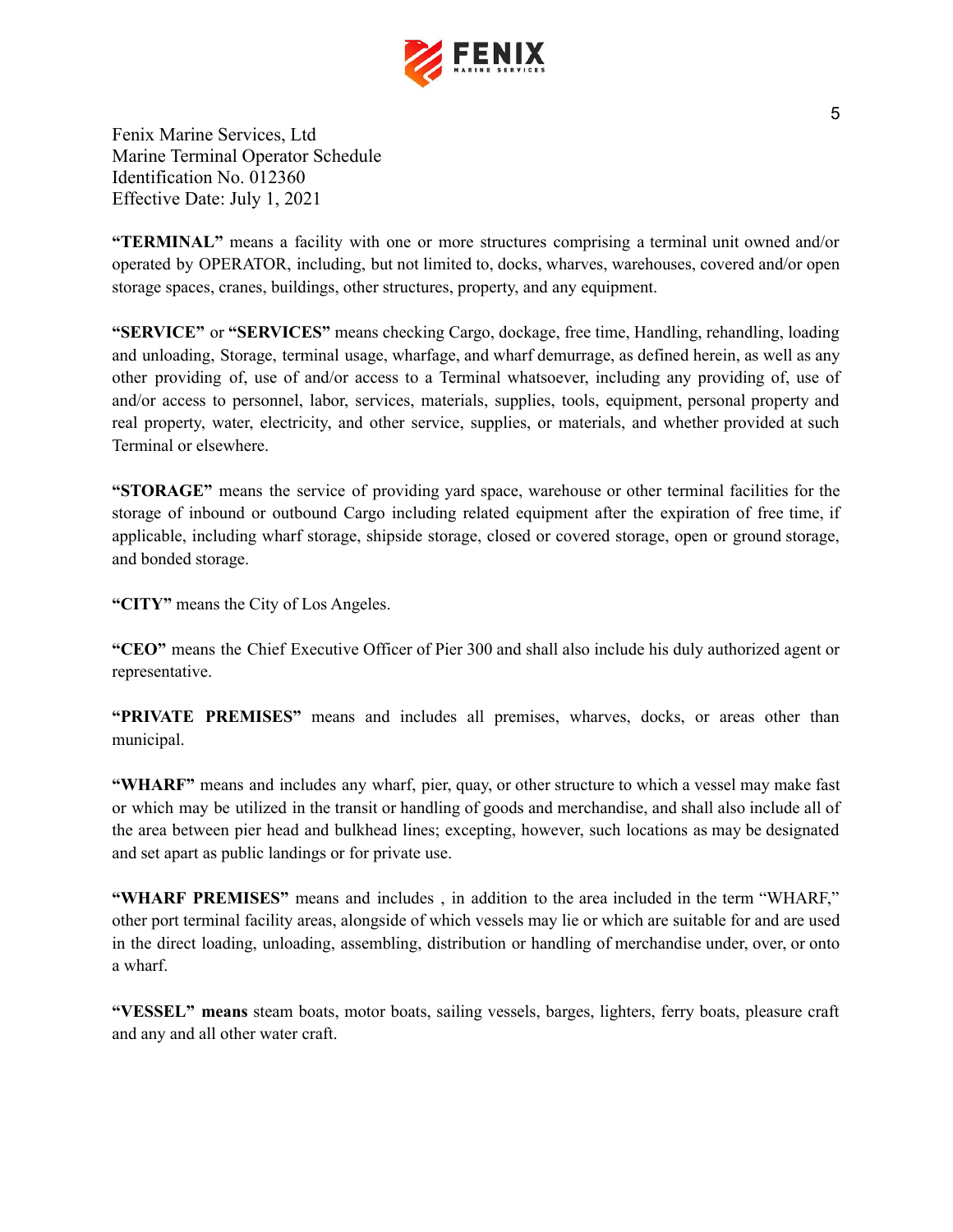Fenix Marine Services, Ltd
Marine Terminal Operator Schedule
Identification No. 012360
Effective Date: July 1, 2021

**"TERMINAL"** means a facility with one or more structures comprising a terminal unit owned and/or operated by OPERATOR, including, but not limited to, docks, wharves, warehouses, covered and/or open storage spaces, cranes, buildings, other structures, property, and any equipment.

**"SERVICE"** or **"SERVICES"** means checking Cargo, dockage, free time, Handling, rehandling, loading and unloading, Storage, terminal usage, wharfage, and wharf demurrage, as defined herein, as well as any other providing of, use of and/or access to a Terminal whatsoever, including any providing of, use of and/or access to personnel, labor, services, materials, supplies, tools, equipment, personal property and real property, water, electricity, and other service, supplies, or materials, and whether provided at such Terminal or elsewhere.

**"STORAGE"** means the service of providing yard space, warehouse or other terminal facilities for the storage of inbound or outbound Cargo including related equipment after the expiration of free time, if applicable, including wharf storage, shipside storage, closed or covered storage, open or ground storage, and bonded storage.

**"CITY"** means the City of Los Angeles.

**"CEO"** means the Chief Executive Officer of Pier 300 and shall also include his duly authorized agent or representative.

**"PRIVATE PREMISES"** means and includes all premises, wharves, docks, or areas other than municipal.

**"WHARF"** means and includes any wharf, pier, quay, or other structure to which a vessel may make fast or which may be utilized in the transit or handling of goods and merchandise, and shall also include all of the area between pier head and bulkhead lines; excepting, however, such locations as may be designated and set apart as public landings or for private use.

**"WHARF PREMISES"** means and includes , in addition to the area included in the term "WHARF," other port terminal facility areas, alongside of which vessels may lie or which are suitable for and are used in the direct loading, unloading, assembling, distribution or handling of merchandise under, over, or onto a wharf.

**"VESSEL" means** steam boats, motor boats, sailing vessels, barges, lighters, ferry boats, pleasure craft and any and all other water craft.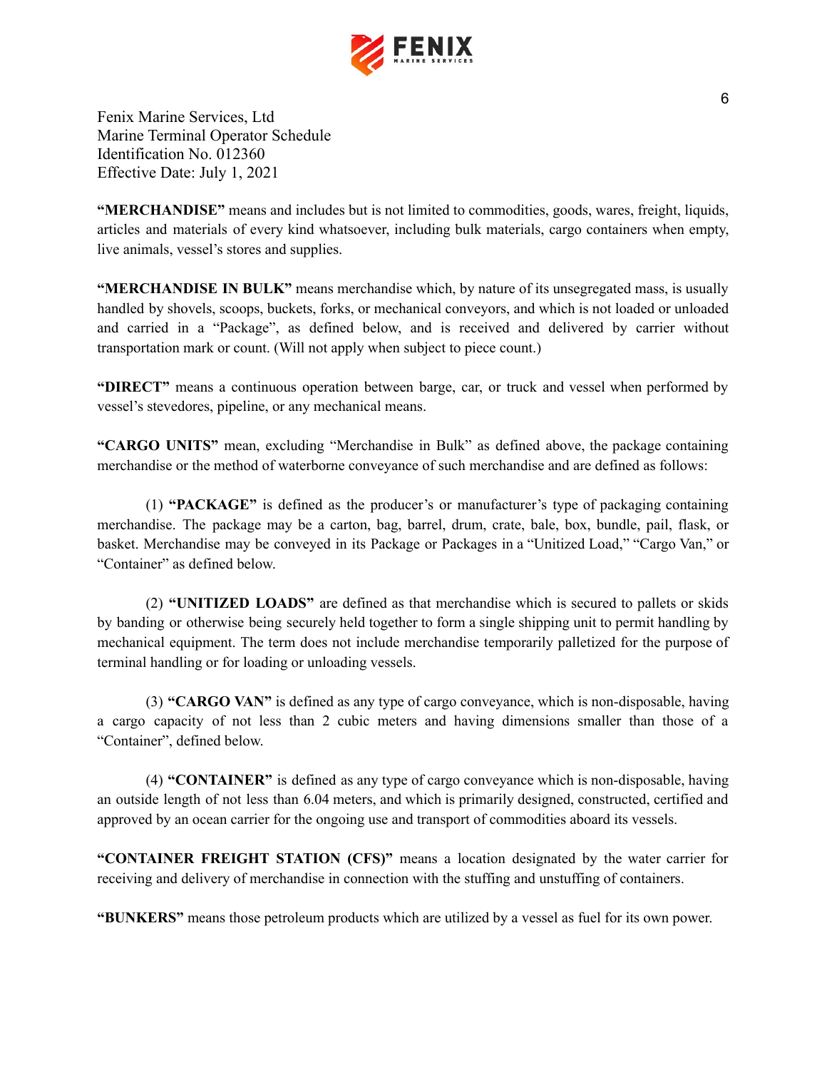Fenix Marine Services, Ltd
Marine Terminal Operator Schedule
Identification No. 012360
Effective Date: July 1, 2021

**"MERCHANDISE"** means and includes but is not limited to commodities, goods, wares, freight, liquids, articles and materials of every kind whatsoever, including bulk materials, cargo containers when empty, live animals, vessel's stores and supplies.

**"MERCHANDISE IN BULK"** means merchandise which, by nature of its unsegregated mass, is usually handled by shovels, scoops, buckets, forks, or mechanical conveyors, and which is not loaded or unloaded and carried in a "Package", as defined below, and is received and delivered by carrier without transportation mark or count. (Will not apply when subject to piece count.)

**"DIRECT"** means a continuous operation between barge, car, or truck and vessel when performed by vessel's stevedores, pipeline, or any mechanical means.

**"CARGO UNITS"** mean, excluding "Merchandise in Bulk" as defined above, the package containing merchandise or the method of waterborne conveyance of such merchandise and are defined as follows:

(1) **"PACKAGE"** is defined as the producer's or manufacturer's type of packaging containing merchandise. The package may be a carton, bag, barrel, drum, crate, bale, box, bundle, pail, flask, or basket. Merchandise may be conveyed in its Package or Packages in a "Unitized Load," "Cargo Van," or "Container" as defined below.

(2) **"UNITIZED LOADS"** are defined as that merchandise which is secured to pallets or skids by banding or otherwise being securely held together to form a single shipping unit to permit handling by mechanical equipment. The term does not include merchandise temporarily palletized for the purpose of terminal handling or for loading or unloading vessels.

(3) **"CARGO VAN"** is defined as any type of cargo conveyance, which is non-disposable, having a cargo capacity of not less than 2 cubic meters and having dimensions smaller than those of a "Container", defined below.

(4) **"CONTAINER"** is defined as any type of cargo conveyance which is non-disposable, having an outside length of not less than 6.04 meters, and which is primarily designed, constructed, certified and approved by an ocean carrier for the ongoing use and transport of commodities aboard its vessels.

**"CONTAINER FREIGHT STATION (CFS)"** means a location designated by the water carrier for receiving and delivery of merchandise in connection with the stuffing and unstuffing of containers.

**"BUNKERS"** means those petroleum products which are utilized by a vessel as fuel for its own power.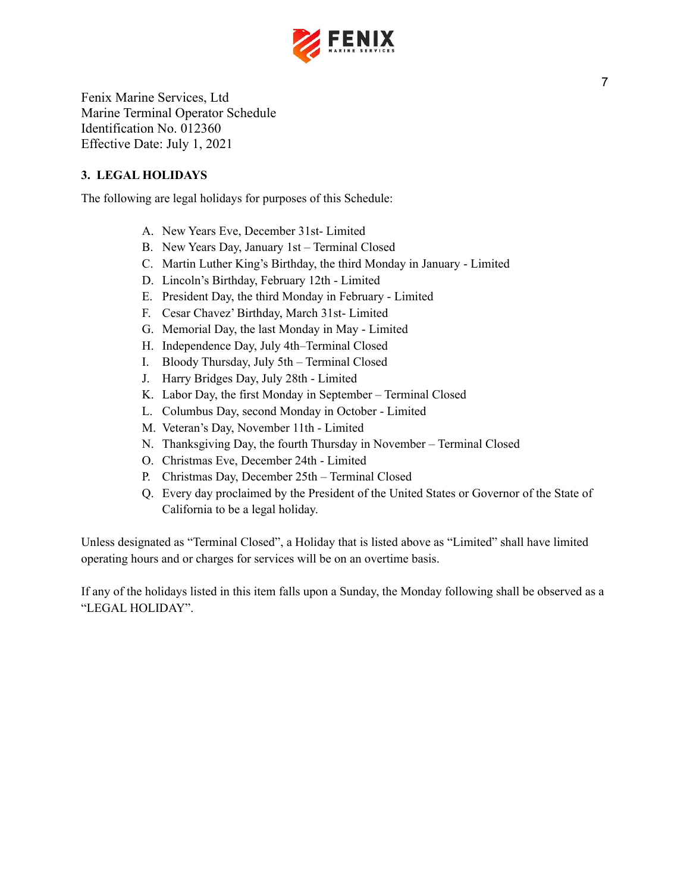Fenix Marine Services, Ltd
Marine Terminal Operator Schedule
Identification No. 012360
Effective Date: July 1, 2021

**3. LEGAL HOLIDAYS**

The following are legal holidays for purposes of this Schedule:

A. New Years Eve, December 31st- Limited
B. New Years Day, January 1st – Terminal Closed
C. Martin Luther King's Birthday, the third Monday in January - Limited
D. Lincoln's Birthday, February 12th - Limited
E. President Day, the third Monday in February - Limited
F. Cesar Chavez' Birthday, March 31st- Limited
G. Memorial Day, the last Monday in May - Limited
H. Independence Day, July 4th–Terminal Closed
I. Bloody Thursday, July 5th – Terminal Closed
J. Harry Bridges Day, July 28th - Limited
K. Labor Day, the first Monday in September – Terminal Closed
L. Columbus Day, second Monday in October - Limited
M. Veteran's Day, November 11th - Limited
N. Thanksgiving Day, the fourth Thursday in November – Terminal Closed
O. Christmas Eve, December 24th - Limited
P. Christmas Day, December 25th – Terminal Closed
Q. Every day proclaimed by the President of the United States or Governor of the State of California to be a legal holiday.

Unless designated as "Terminal Closed", a Holiday that is listed above as "Limited" shall have limited operating hours and or charges for services will be on an overtime basis.

If any of the holidays listed in this item falls upon a Sunday, the Monday following shall be observed as a "LEGAL HOLIDAY".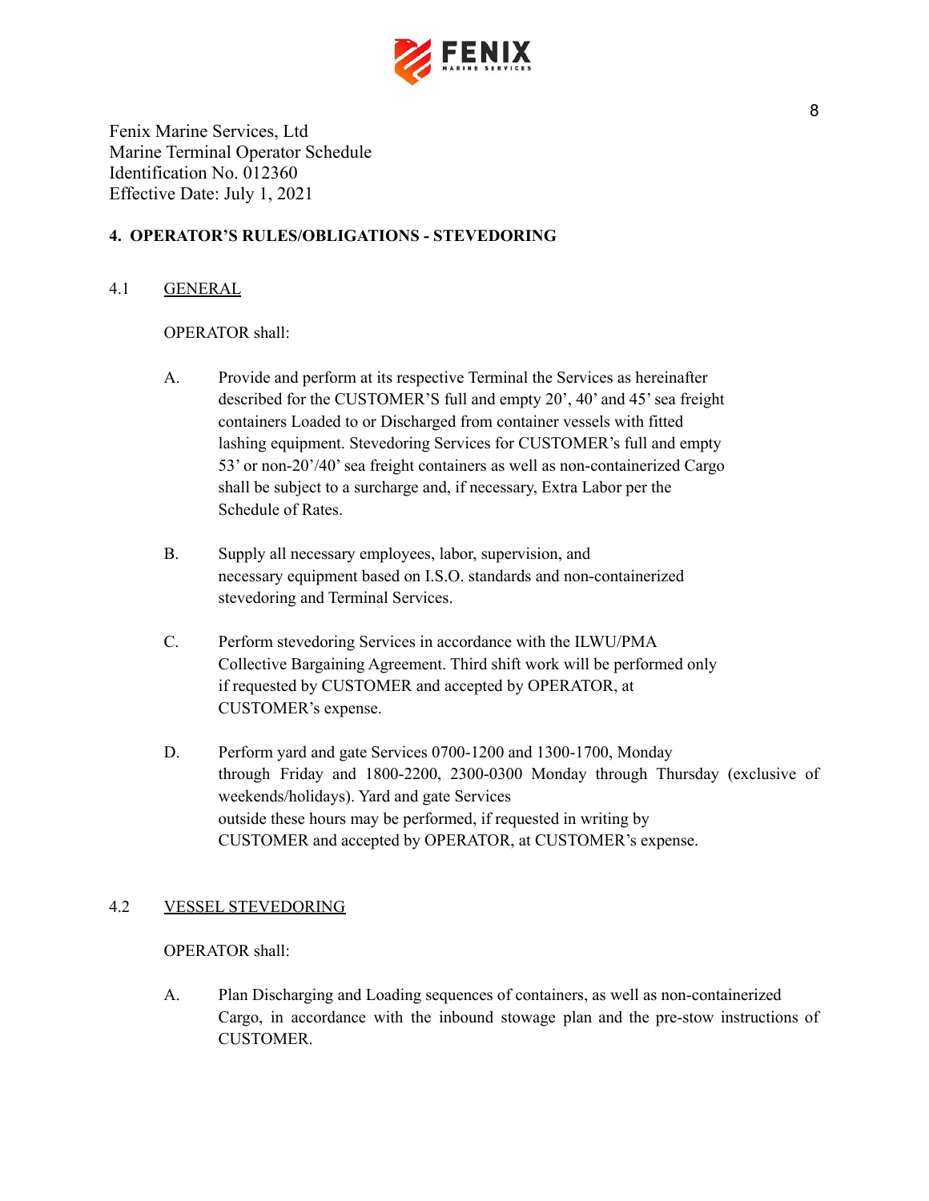Fenix Marine Services, Ltd
Marine Terminal Operator Schedule
Identification No. 012360
Effective Date: July 1, 2021

## 4. OPERATOR'S RULES/OBLIGATIONS - STEVEDORING

### 4.1 GENERAL

OPERATOR shall:

A. Provide and perform at its respective Terminal the Services as hereinafter described for the CUSTOMER'S full and empty 20', 40' and 45' sea freight containers Loaded to or Discharged from container vessels with fitted lashing equipment. Stevedoring Services for CUSTOMER's full and empty 53' or non-20'/40' sea freight containers as well as non-containerized Cargo shall be subject to a surcharge and, if necessary, Extra Labor per the Schedule of Rates.

B. Supply all necessary employees, labor, supervision, and necessary equipment based on I.S.O. standards and non-containerized stevedoring and Terminal Services.

C. Perform stevedoring Services in accordance with the ILWU/PMA Collective Bargaining Agreement. Third shift work will be performed only if requested by CUSTOMER and accepted by OPERATOR, at CUSTOMER's expense.

D. Perform yard and gate Services 0700-1200 and 1300-1700, Monday through Friday and 1800-2200, 2300-0300 Monday through Thursday (exclusive of weekends/holidays). Yard and gate Services outside these hours may be performed, if requested in writing by CUSTOMER and accepted by OPERATOR, at CUSTOMER's expense.

### 4.2 VESSEL STEVEDORING

OPERATOR shall:

A. Plan Discharging and Loading sequences of containers, as well as non-containerized Cargo, in accordance with the inbound stowage plan and the pre-stow instructions of CUSTOMER.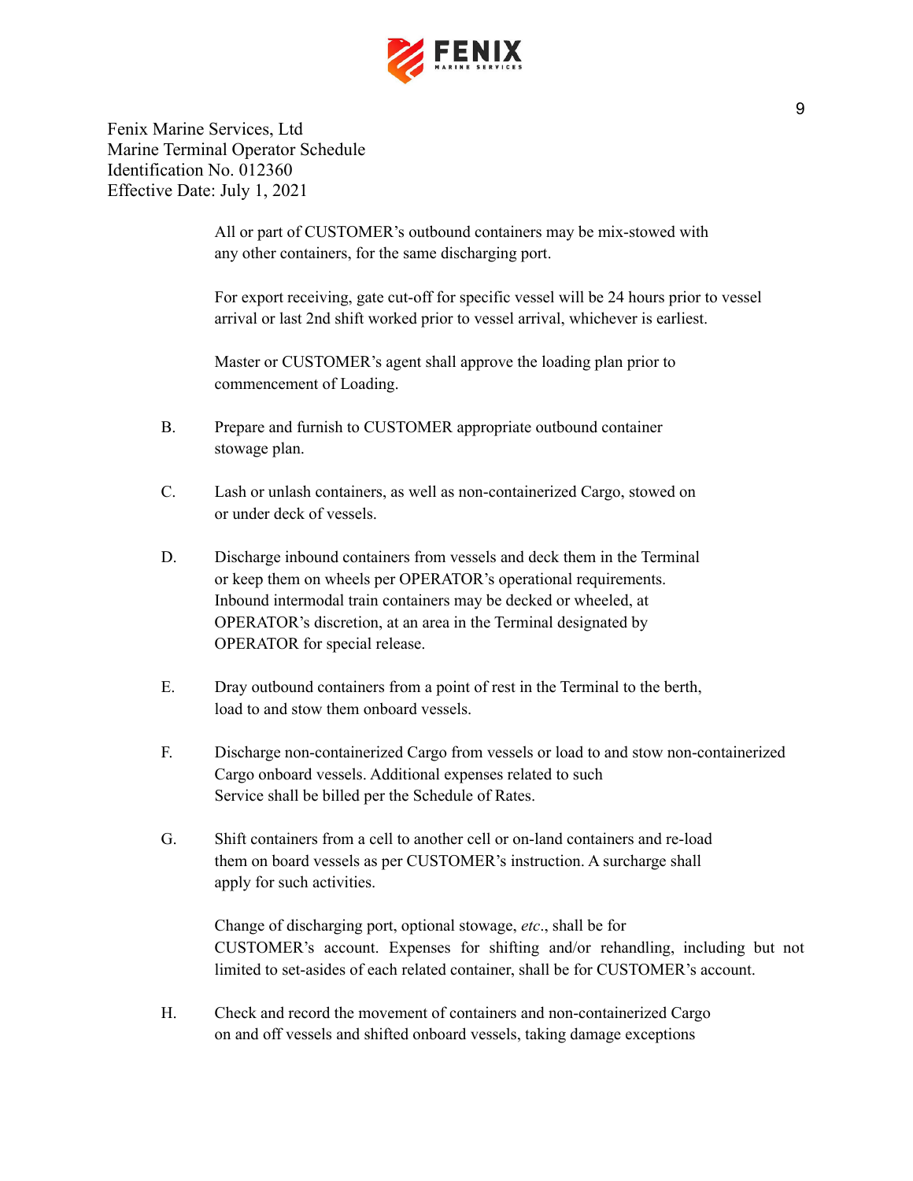All or part of CUSTOMER's outbound containers may be mix-stowed with any other containers, for the same discharging port.

For export receiving, gate cut-off for specific vessel will be 24 hours prior to vessel arrival or last 2nd shift worked prior to vessel arrival, whichever is earliest.

Master or CUSTOMER's agent shall approve the loading plan prior to commencement of Loading.

B. Prepare and furnish to CUSTOMER appropriate outbound container stowage plan.

C. Lash or unlash containers, as well as non-containerized Cargo, stowed on or under deck of vessels.

D. Discharge inbound containers from vessels and deck them in the Terminal or keep them on wheels per OPERATOR's operational requirements. Inbound intermodal train containers may be decked or wheeled, at OPERATOR's discretion, at an area in the Terminal designated by OPERATOR for special release.

E. Dray outbound containers from a point of rest in the Terminal to the berth, load to and stow them onboard vessels.

F. Discharge non-containerized Cargo from vessels or load to and stow non-containerized Cargo onboard vessels. Additional expenses related to such Service shall be billed per the Schedule of Rates.

G. Shift containers from a cell to another cell or on-land containers and re-load them on board vessels as per CUSTOMER's instruction. A surcharge shall apply for such activities.

Change of discharging port, optional stowage, *etc*., shall be for CUSTOMER's account. Expenses for shifting and/or rehandling, including but not limited to set-asides of each related container, shall be for CUSTOMER's account.

H. Check and record the movement of containers and non-containerized Cargo on and off vessels and shifted onboard vessels, taking damage exceptions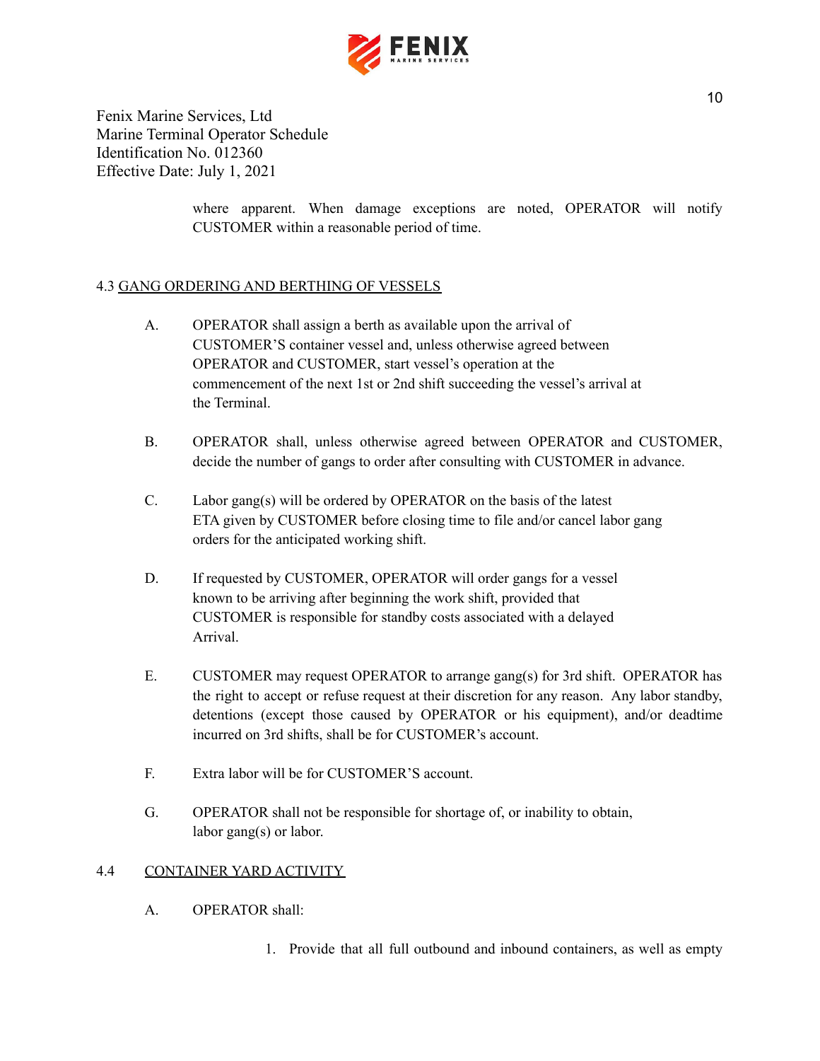where apparent. When damage exceptions are noted, OPERATOR will notify CUSTOMER within a reasonable period of time.

### 4.3 GANG ORDERING AND BERTHING OF VESSELS

A. OPERATOR shall assign a berth as available upon the arrival of CUSTOMER'S container vessel and, unless otherwise agreed between OPERATOR and CUSTOMER, start vessel's operation at the commencement of the next 1st or 2nd shift succeeding the vessel's arrival at the Terminal.

B. OPERATOR shall, unless otherwise agreed between OPERATOR and CUSTOMER, decide the number of gangs to order after consulting with CUSTOMER in advance.

C. Labor gang(s) will be ordered by OPERATOR on the basis of the latest ETA given by CUSTOMER before closing time to file and/or cancel labor gang orders for the anticipated working shift.

D. If requested by CUSTOMER, OPERATOR will order gangs for a vessel known to be arriving after beginning the work shift, provided that CUSTOMER is responsible for standby costs associated with a delayed Arrival.

E. CUSTOMER may request OPERATOR to arrange gang(s) for 3rd shift. OPERATOR has the right to accept or refuse request at their discretion for any reason. Any labor standby, detentions (except those caused by OPERATOR or his equipment), and/or deadtime incurred on 3rd shifts, shall be for CUSTOMER's account.

F. Extra labor will be for CUSTOMER'S account.

G. OPERATOR shall not be responsible for shortage of, or inability to obtain, labor gang(s) or labor.

### 4.4 CONTAINER YARD ACTIVITY

A. OPERATOR shall:

1. Provide that all full outbound and inbound containers, as well as empty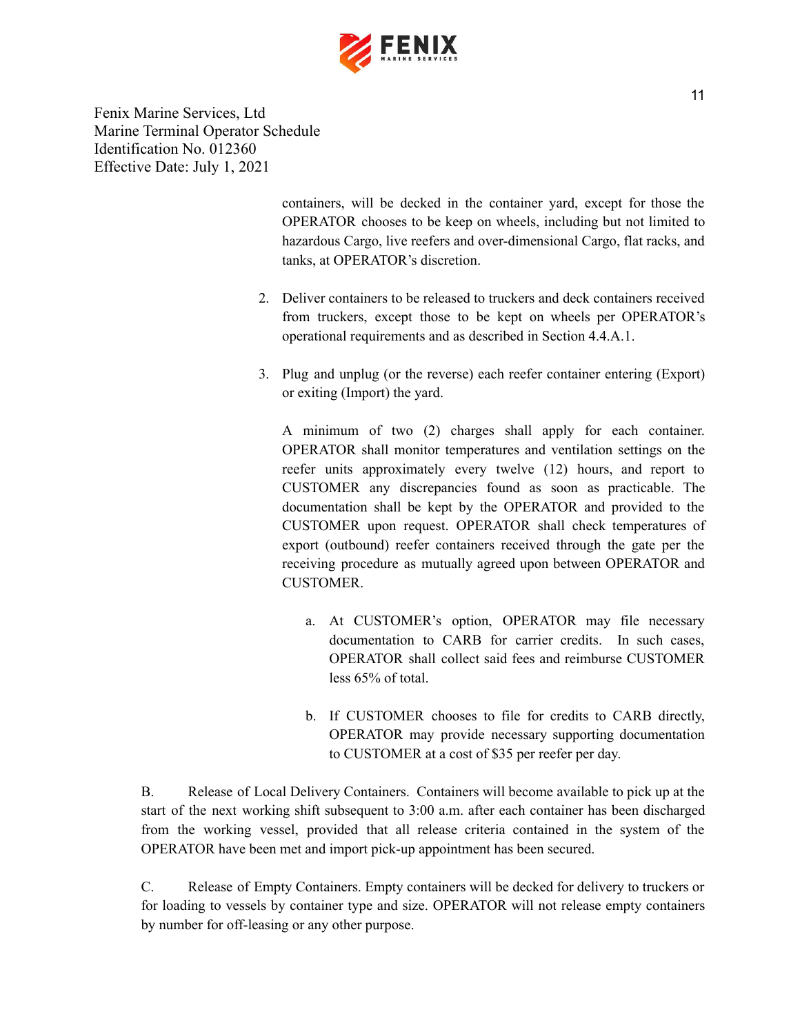Fenix Marine Services, Ltd
Marine Terminal Operator Schedule
Identification No. 012360
Effective Date: July 1, 2021

containers, will be decked in the container yard, except for those the OPERATOR chooses to be keep on wheels, including but not limited to hazardous Cargo, live reefers and over-dimensional Cargo, flat racks, and tanks, at OPERATOR's discretion.

2. Deliver containers to be released to truckers and deck containers received from truckers, except those to be kept on wheels per OPERATOR's operational requirements and as described in Section 4.4.A.1.

3. Plug and unplug (or the reverse) each reefer container entering (Export) or exiting (Import) the yard.

   A minimum of two (2) charges shall apply for each container. OPERATOR shall monitor temperatures and ventilation settings on the reefer units approximately every twelve (12) hours, and report to CUSTOMER any discrepancies found as soon as practicable. The documentation shall be kept by the OPERATOR and provided to the CUSTOMER upon request. OPERATOR shall check temperatures of export (outbound) reefer containers received through the gate per the receiving procedure as mutually agreed upon between OPERATOR and CUSTOMER.

   a. At CUSTOMER's option, OPERATOR may file necessary documentation to CARB for carrier credits. In such cases, OPERATOR shall collect said fees and reimburse CUSTOMER less 65% of total.

   b. If CUSTOMER chooses to file for credits to CARB directly, OPERATOR may provide necessary supporting documentation to CUSTOMER at a cost of $35 per reefer per day.

B. Release of Local Delivery Containers. Containers will become available to pick up at the start of the next working shift subsequent to 3:00 a.m. after each container has been discharged from the working vessel, provided that all release criteria contained in the system of the OPERATOR have been met and import pick-up appointment has been secured.

C. Release of Empty Containers. Empty containers will be decked for delivery to truckers or for loading to vessels by container type and size. OPERATOR will not release empty containers by number for off-leasing or any other purpose.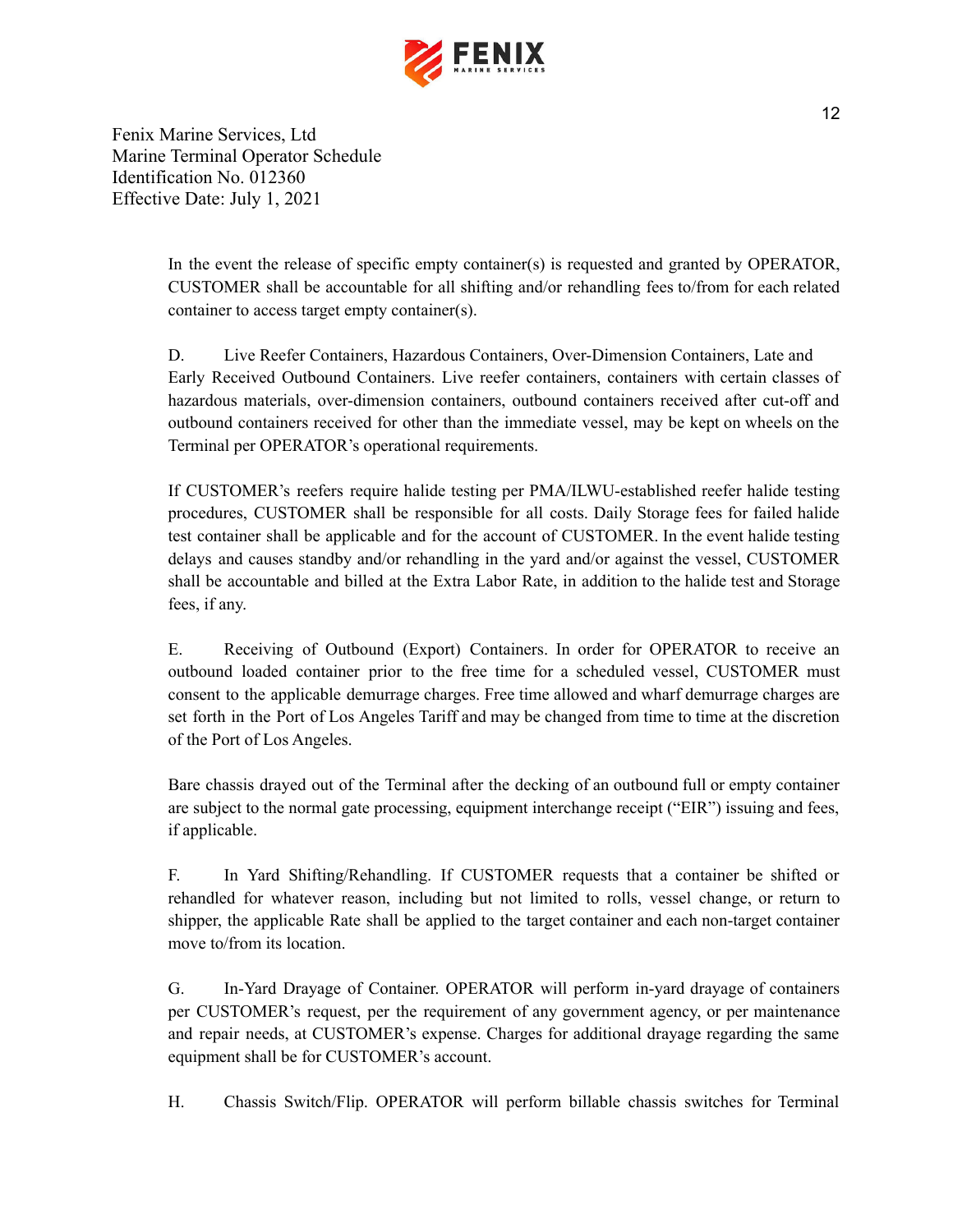Fenix Marine Services, Ltd
Marine Terminal Operator Schedule
Identification No. 012360
Effective Date: July 1, 2021

In the event the release of specific empty container(s) is requested and granted by OPERATOR, CUSTOMER shall be accountable for all shifting and/or rehandling fees to/from for each related container to access target empty container(s).

D. Live Reefer Containers, Hazardous Containers, Over-Dimension Containers, Late and Early Received Outbound Containers. Live reefer containers, containers with certain classes of hazardous materials, over-dimension containers, outbound containers received after cut-off and outbound containers received for other than the immediate vessel, may be kept on wheels on the Terminal per OPERATOR's operational requirements.

If CUSTOMER's reefers require halide testing per PMA/ILWU-established reefer halide testing procedures, CUSTOMER shall be responsible for all costs. Daily Storage fees for failed halide test container shall be applicable and for the account of CUSTOMER. In the event halide testing delays and causes standby and/or rehandling in the yard and/or against the vessel, CUSTOMER shall be accountable and billed at the Extra Labor Rate, in addition to the halide test and Storage fees, if any.

E. Receiving of Outbound (Export) Containers. In order for OPERATOR to receive an outbound loaded container prior to the free time for a scheduled vessel, CUSTOMER must consent to the applicable demurrage charges. Free time allowed and wharf demurrage charges are set forth in the Port of Los Angeles Tariff and may be changed from time to time at the discretion of the Port of Los Angeles.

Bare chassis drayed out of the Terminal after the decking of an outbound full or empty container are subject to the normal gate processing, equipment interchange receipt ("EIR") issuing and fees, if applicable.

F. In Yard Shifting/Rehandling. If CUSTOMER requests that a container be shifted or rehandled for whatever reason, including but not limited to rolls, vessel change, or return to shipper, the applicable Rate shall be applied to the target container and each non-target container move to/from its location.

G. In-Yard Drayage of Container. OPERATOR will perform in-yard drayage of containers per CUSTOMER's request, per the requirement of any government agency, or per maintenance and repair needs, at CUSTOMER's expense. Charges for additional drayage regarding the same equipment shall be for CUSTOMER's account.

H. Chassis Switch/Flip. OPERATOR will perform billable chassis switches for Terminal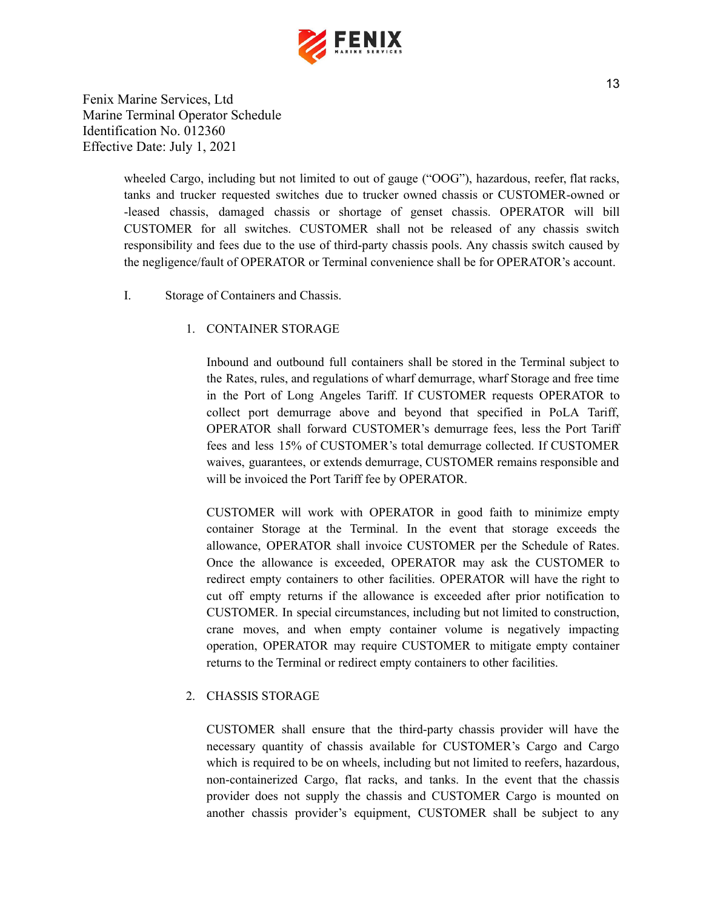wheeled Cargo, including but not limited to out of gauge ("OOG"), hazardous, reefer, flat racks, tanks and trucker requested switches due to trucker owned chassis or CUSTOMER-owned or -leased chassis, damaged chassis or shortage of genset chassis. OPERATOR will bill CUSTOMER for all switches. CUSTOMER shall not be released of any chassis switch responsibility and fees due to the use of third-party chassis pools. Any chassis switch caused by the negligence/fault of OPERATOR or Terminal convenience shall be for OPERATOR's account.

I. Storage of Containers and Chassis.

1. CONTAINER STORAGE

Inbound and outbound full containers shall be stored in the Terminal subject to the Rates, rules, and regulations of wharf demurrage, wharf Storage and free time in the Port of Long Angeles Tariff. If CUSTOMER requests OPERATOR to collect port demurrage above and beyond that specified in PoLA Tariff, OPERATOR shall forward CUSTOMER's demurrage fees, less the Port Tariff fees and less 15% of CUSTOMER's total demurrage collected. If CUSTOMER waives, guarantees, or extends demurrage, CUSTOMER remains responsible and will be invoiced the Port Tariff fee by OPERATOR.

CUSTOMER will work with OPERATOR in good faith to minimize empty container Storage at the Terminal. In the event that storage exceeds the allowance, OPERATOR shall invoice CUSTOMER per the Schedule of Rates. Once the allowance is exceeded, OPERATOR may ask the CUSTOMER to redirect empty containers to other facilities. OPERATOR will have the right to cut off empty returns if the allowance is exceeded after prior notification to CUSTOMER. In special circumstances, including but not limited to construction, crane moves, and when empty container volume is negatively impacting operation, OPERATOR may require CUSTOMER to mitigate empty container returns to the Terminal or redirect empty containers to other facilities.

2. CHASSIS STORAGE

CUSTOMER shall ensure that the third-party chassis provider will have the necessary quantity of chassis available for CUSTOMER's Cargo and Cargo which is required to be on wheels, including but not limited to reefers, hazardous, non-containerized Cargo, flat racks, and tanks. In the event that the chassis provider does not supply the chassis and CUSTOMER Cargo is mounted on another chassis provider's equipment, CUSTOMER shall be subject to any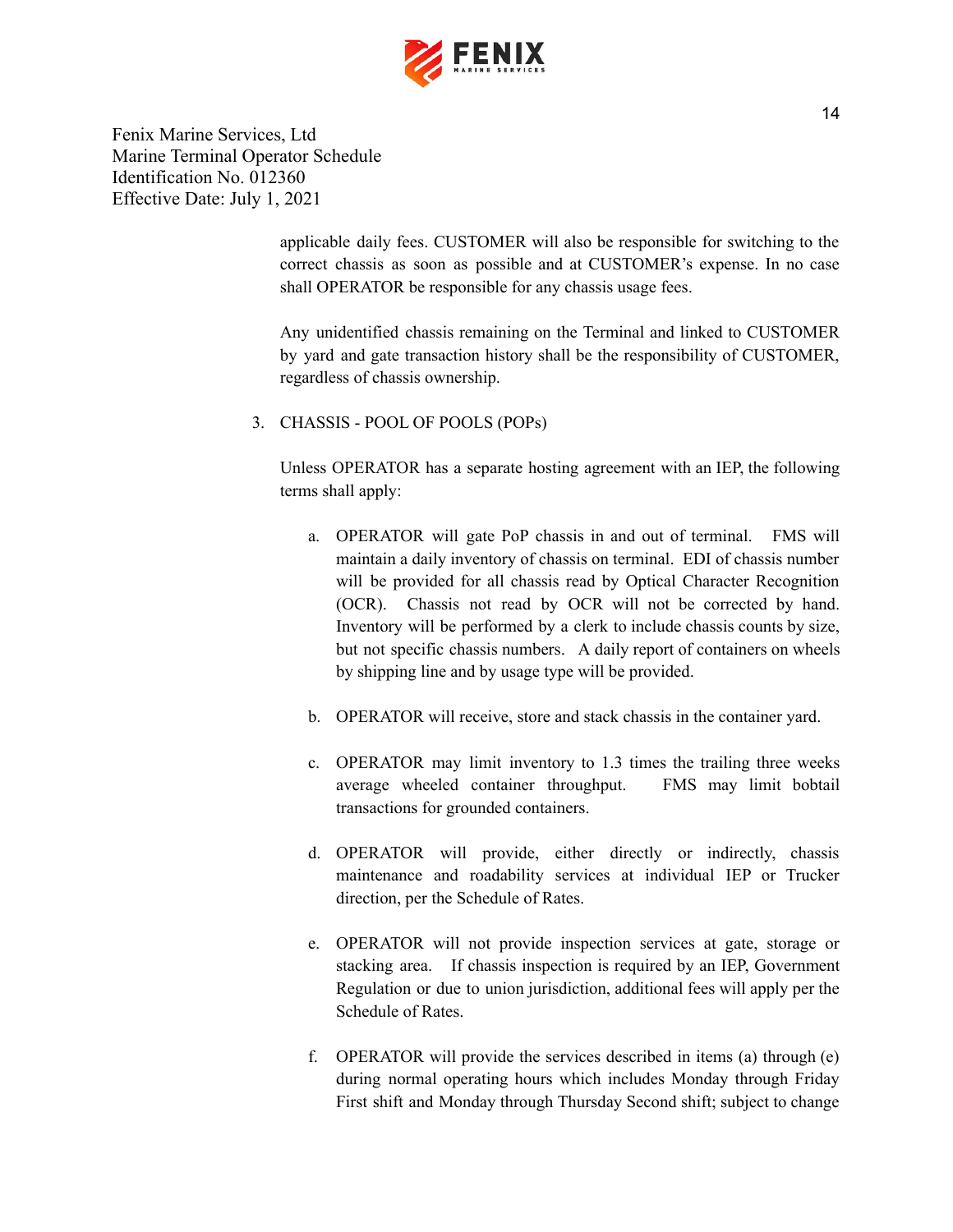applicable daily fees. CUSTOMER will also be responsible for switching to the correct chassis as soon as possible and at CUSTOMER's expense. In no case shall OPERATOR be responsible for any chassis usage fees.

Any unidentified chassis remaining on the Terminal and linked to CUSTOMER by yard and gate transaction history shall be the responsibility of CUSTOMER, regardless of chassis ownership.

3. CHASSIS - POOL OF POOLS (POPs)

   Unless OPERATOR has a separate hosting agreement with an IEP, the following terms shall apply:

   a. OPERATOR will gate PoP chassis in and out of terminal. FMS will maintain a daily inventory of chassis on terminal. EDI of chassis number will be provided for all chassis read by Optical Character Recognition (OCR). Chassis not read by OCR will not be corrected by hand. Inventory will be performed by a clerk to include chassis counts by size, but not specific chassis numbers. A daily report of containers on wheels by shipping line and by usage type will be provided.

   b. OPERATOR will receive, store and stack chassis in the container yard.

   c. OPERATOR may limit inventory to 1.3 times the trailing three weeks average wheeled container throughput. FMS may limit bobtail transactions for grounded containers.

   d. OPERATOR will provide, either directly or indirectly, chassis maintenance and roadability services at individual IEP or Trucker direction, per the Schedule of Rates.

   e. OPERATOR will not provide inspection services at gate, storage or stacking area. If chassis inspection is required by an IEP, Government Regulation or due to union jurisdiction, additional fees will apply per the Schedule of Rates.

   f. OPERATOR will provide the services described in items (a) through (e) during normal operating hours which includes Monday through Friday First shift and Monday through Thursday Second shift; subject to change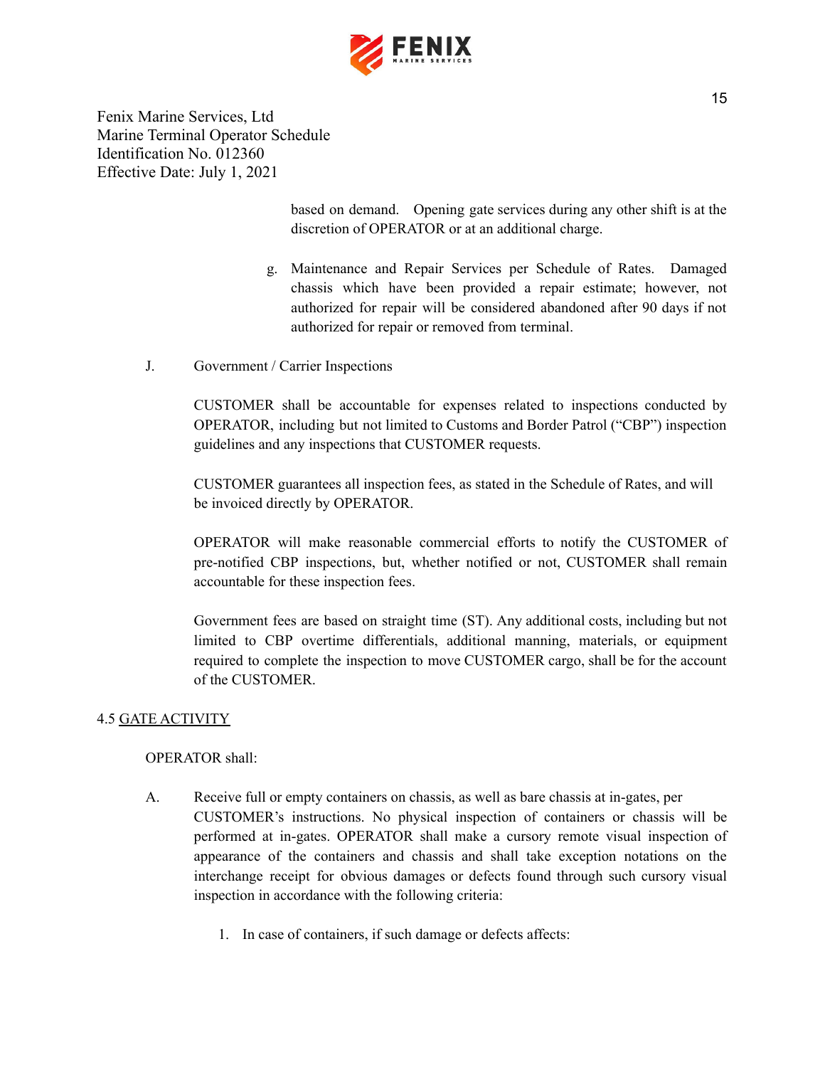based on demand. Opening gate services during any other shift is at the discretion of OPERATOR or at an additional charge.

g. Maintenance and Repair Services per Schedule of Rates. Damaged chassis which have been provided a repair estimate; however, not authorized for repair will be considered abandoned after 90 days if not authorized for repair or removed from terminal.

J. Government / Carrier Inspections

CUSTOMER shall be accountable for expenses related to inspections conducted by OPERATOR, including but not limited to Customs and Border Patrol ("CBP") inspection guidelines and any inspections that CUSTOMER requests.

CUSTOMER guarantees all inspection fees, as stated in the Schedule of Rates, and will be invoiced directly by OPERATOR.

OPERATOR will make reasonable commercial efforts to notify the CUSTOMER of pre-notified CBP inspections, but, whether notified or not, CUSTOMER shall remain accountable for these inspection fees.

Government fees are based on straight time (ST). Any additional costs, including but not limited to CBP overtime differentials, additional manning, materials, or equipment required to complete the inspection to move CUSTOMER cargo, shall be for the account of the CUSTOMER.

## 4.5 GATE ACTIVITY

OPERATOR shall:

A. Receive full or empty containers on chassis, as well as bare chassis at in-gates, per CUSTOMER's instructions. No physical inspection of containers or chassis will be performed at in-gates. OPERATOR shall make a cursory remote visual inspection of appearance of the containers and chassis and shall take exception notations on the interchange receipt for obvious damages or defects found through such cursory visual inspection in accordance with the following criteria:

1. In case of containers, if such damage or defects affects: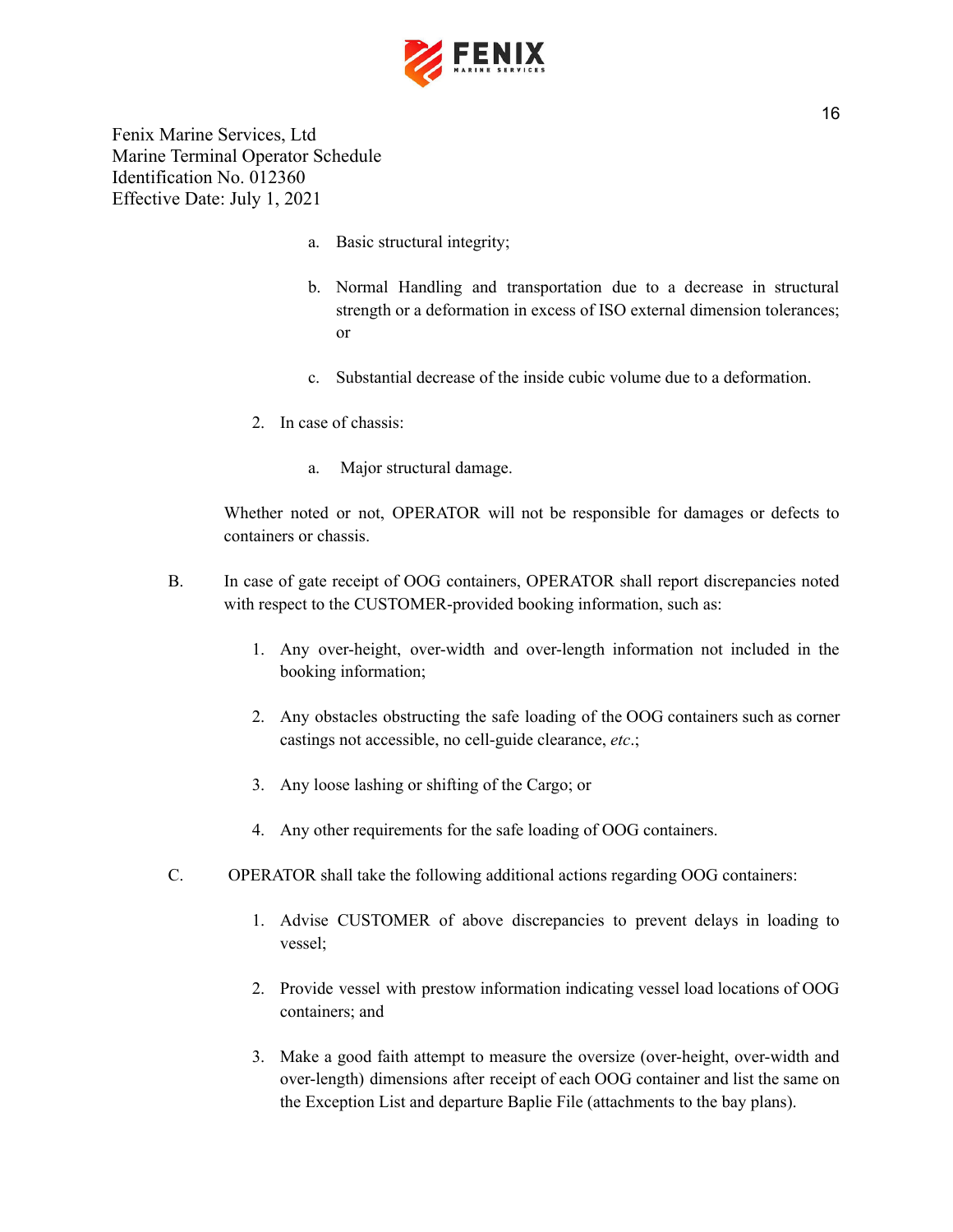Fenix Marine Services, Ltd
Marine Terminal Operator Schedule
Identification No. 012360
Effective Date: July 1, 2021

a. Basic structural integrity;

b. Normal Handling and transportation due to a decrease in structural strength or a deformation in excess of ISO external dimension tolerances; or

c. Substantial decrease of the inside cubic volume due to a deformation.

2. In case of chassis:

a. Major structural damage.

Whether noted or not, OPERATOR will not be responsible for damages or defects to containers or chassis.

B. In case of gate receipt of OOG containers, OPERATOR shall report discrepancies noted with respect to the CUSTOMER-provided booking information, such as:

1. Any over-height, over-width and over-length information not included in the booking information;

2. Any obstacles obstructing the safe loading of the OOG containers such as corner castings not accessible, no cell-guide clearance, *etc*.;

3. Any loose lashing or shifting of the Cargo; or

4. Any other requirements for the safe loading of OOG containers.

C. OPERATOR shall take the following additional actions regarding OOG containers:

1. Advise CUSTOMER of above discrepancies to prevent delays in loading to vessel;

2. Provide vessel with prestow information indicating vessel load locations of OOG containers; and

3. Make a good faith attempt to measure the oversize (over-height, over-width and over-length) dimensions after receipt of each OOG container and list the same on the Exception List and departure Baplie File (attachments to the bay plans).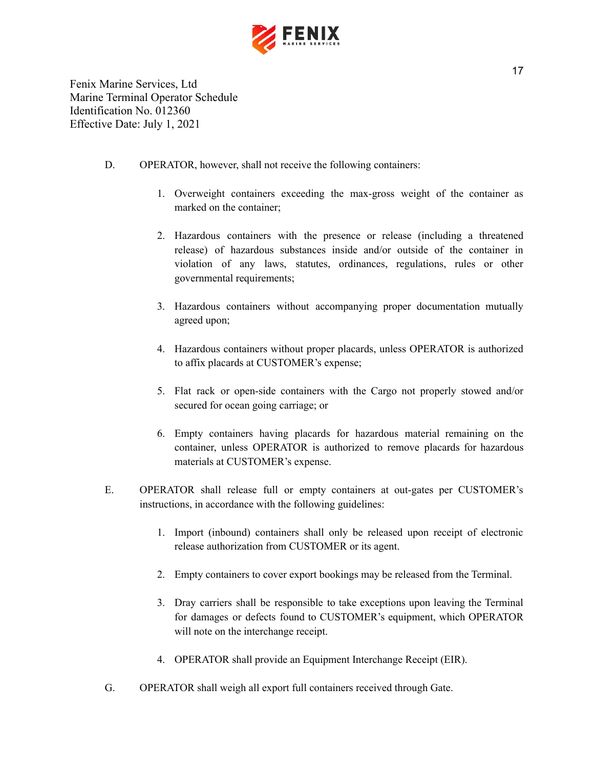D. OPERATOR, however, shall not receive the following containers:

1. Overweight containers exceeding the max-gross weight of the container as marked on the container;

2. Hazardous containers with the presence or release (including a threatened release) of hazardous substances inside and/or outside of the container in violation of any laws, statutes, ordinances, regulations, rules or other governmental requirements;

3. Hazardous containers without accompanying proper documentation mutually agreed upon;

4. Hazardous containers without proper placards, unless OPERATOR is authorized to affix placards at CUSTOMER's expense;

5. Flat rack or open-side containers with the Cargo not properly stowed and/or secured for ocean going carriage; or

6. Empty containers having placards for hazardous material remaining on the container, unless OPERATOR is authorized to remove placards for hazardous materials at CUSTOMER's expense.

E. OPERATOR shall release full or empty containers at out-gates per CUSTOMER's instructions, in accordance with the following guidelines:

1. Import (inbound) containers shall only be released upon receipt of electronic release authorization from CUSTOMER or its agent.

2. Empty containers to cover export bookings may be released from the Terminal.

3. Dray carriers shall be responsible to take exceptions upon leaving the Terminal for damages or defects found to CUSTOMER's equipment, which OPERATOR will note on the interchange receipt.

4. OPERATOR shall provide an Equipment Interchange Receipt (EIR).

G. OPERATOR shall weigh all export full containers received through Gate.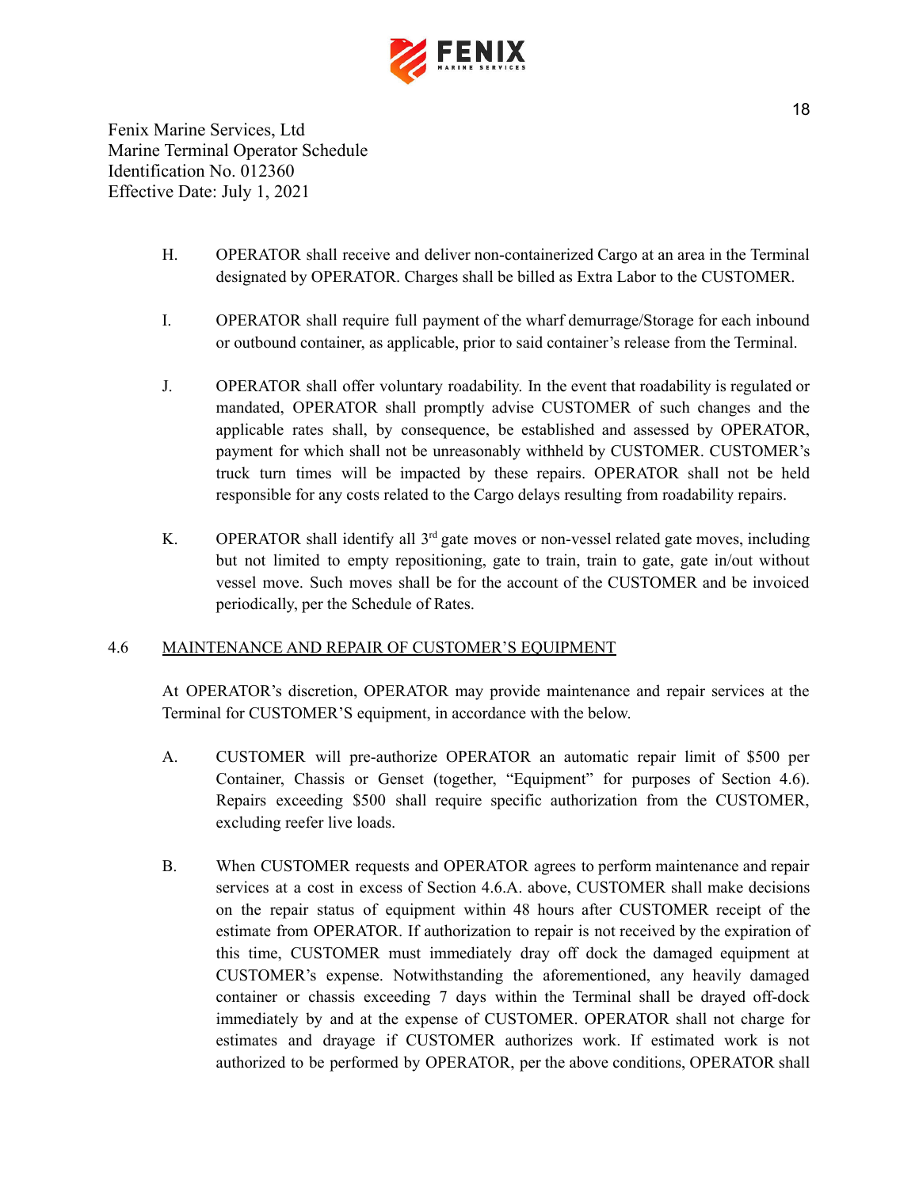Fenix Marine Services, Ltd
Marine Terminal Operator Schedule
Identification No. 012360
Effective Date: July 1, 2021

H. OPERATOR shall receive and deliver non-containerized Cargo at an area in the Terminal designated by OPERATOR. Charges shall be billed as Extra Labor to the CUSTOMER.

I. OPERATOR shall require full payment of the wharf demurrage/Storage for each inbound or outbound container, as applicable, prior to said container's release from the Terminal.

J. OPERATOR shall offer voluntary roadability. In the event that roadability is regulated or mandated, OPERATOR shall promptly advise CUSTOMER of such changes and the applicable rates shall, by consequence, be established and assessed by OPERATOR, payment for which shall not be unreasonably withheld by CUSTOMER. CUSTOMER's truck turn times will be impacted by these repairs. OPERATOR shall not be held responsible for any costs related to the Cargo delays resulting from roadability repairs.

K. OPERATOR shall identify all 3rd gate moves or non-vessel related gate moves, including but not limited to empty repositioning, gate to train, train to gate, gate in/out without vessel move. Such moves shall be for the account of the CUSTOMER and be invoiced periodically, per the Schedule of Rates.

## 4.6 MAINTENANCE AND REPAIR OF CUSTOMER'S EQUIPMENT

At OPERATOR's discretion, OPERATOR may provide maintenance and repair services at the Terminal for CUSTOMER'S equipment, in accordance with the below.

A. CUSTOMER will pre-authorize OPERATOR an automatic repair limit of $500 per Container, Chassis or Genset (together, "Equipment" for purposes of Section 4.6). Repairs exceeding $500 shall require specific authorization from the CUSTOMER, excluding reefer live loads.

B. When CUSTOMER requests and OPERATOR agrees to perform maintenance and repair services at a cost in excess of Section 4.6.A. above, CUSTOMER shall make decisions on the repair status of equipment within 48 hours after CUSTOMER receipt of the estimate from OPERATOR. If authorization to repair is not received by the expiration of this time, CUSTOMER must immediately dray off dock the damaged equipment at CUSTOMER's expense. Notwithstanding the aforementioned, any heavily damaged container or chassis exceeding 7 days within the Terminal shall be drayed off-dock immediately by and at the expense of CUSTOMER. OPERATOR shall not charge for estimates and drayage if CUSTOMER authorizes work. If estimated work is not authorized to be performed by OPERATOR, per the above conditions, OPERATOR shall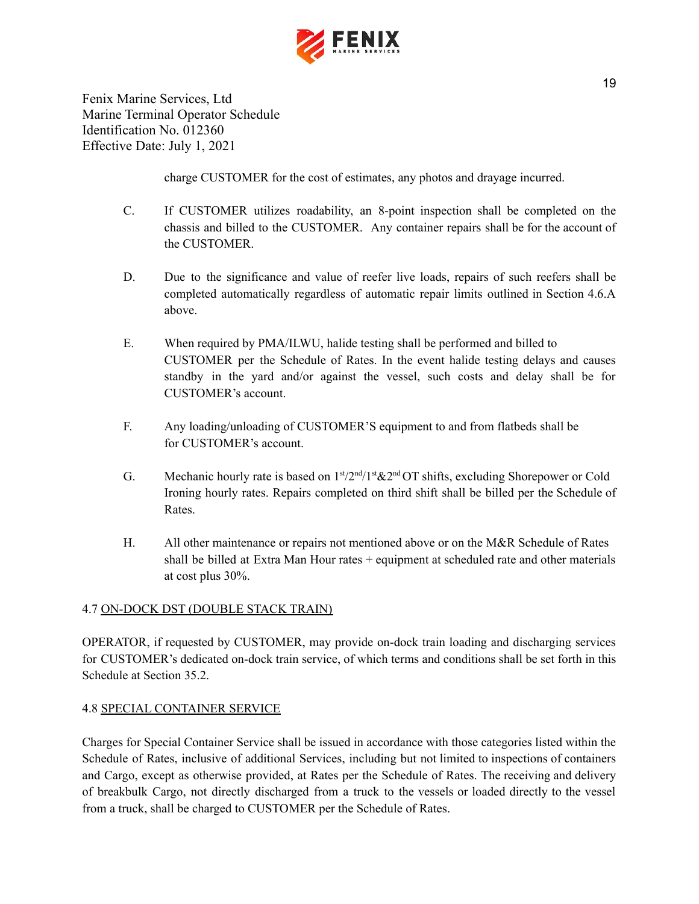charge CUSTOMER for the cost of estimates, any photos and drayage incurred.

C. If CUSTOMER utilizes roadability, an 8-point inspection shall be completed on the chassis and billed to the CUSTOMER. Any container repairs shall be for the account of the CUSTOMER.

D. Due to the significance and value of reefer live loads, repairs of such reefers shall be completed automatically regardless of automatic repair limits outlined in Section 4.6.A above.

E. When required by PMA/ILWU, halide testing shall be performed and billed to CUSTOMER per the Schedule of Rates. In the event halide testing delays and causes standby in the yard and/or against the vessel, such costs and delay shall be for CUSTOMER's account.

F. Any loading/unloading of CUSTOMER'S equipment to and from flatbeds shall be for CUSTOMER's account.

G. Mechanic hourly rate is based on 1st/2nd/1st&2nd OT shifts, excluding Shorepower or Cold Ironing hourly rates. Repairs completed on third shift shall be billed per the Schedule of Rates.

H. All other maintenance or repairs not mentioned above or on the M&R Schedule of Rates shall be billed at Extra Man Hour rates + equipment at scheduled rate and other materials at cost plus 30%.

## 4.7 ON-DOCK DST (DOUBLE STACK TRAIN)

OPERATOR, if requested by CUSTOMER, may provide on-dock train loading and discharging services for CUSTOMER's dedicated on-dock train service, of which terms and conditions shall be set forth in this Schedule at Section 35.2.

## 4.8 SPECIAL CONTAINER SERVICE

Charges for Special Container Service shall be issued in accordance with those categories listed within the Schedule of Rates, inclusive of additional Services, including but not limited to inspections of containers and Cargo, except as otherwise provided, at Rates per the Schedule of Rates. The receiving and delivery of breakbulk Cargo, not directly discharged from a truck to the vessels or loaded directly to the vessel from a truck, shall be charged to CUSTOMER per the Schedule of Rates.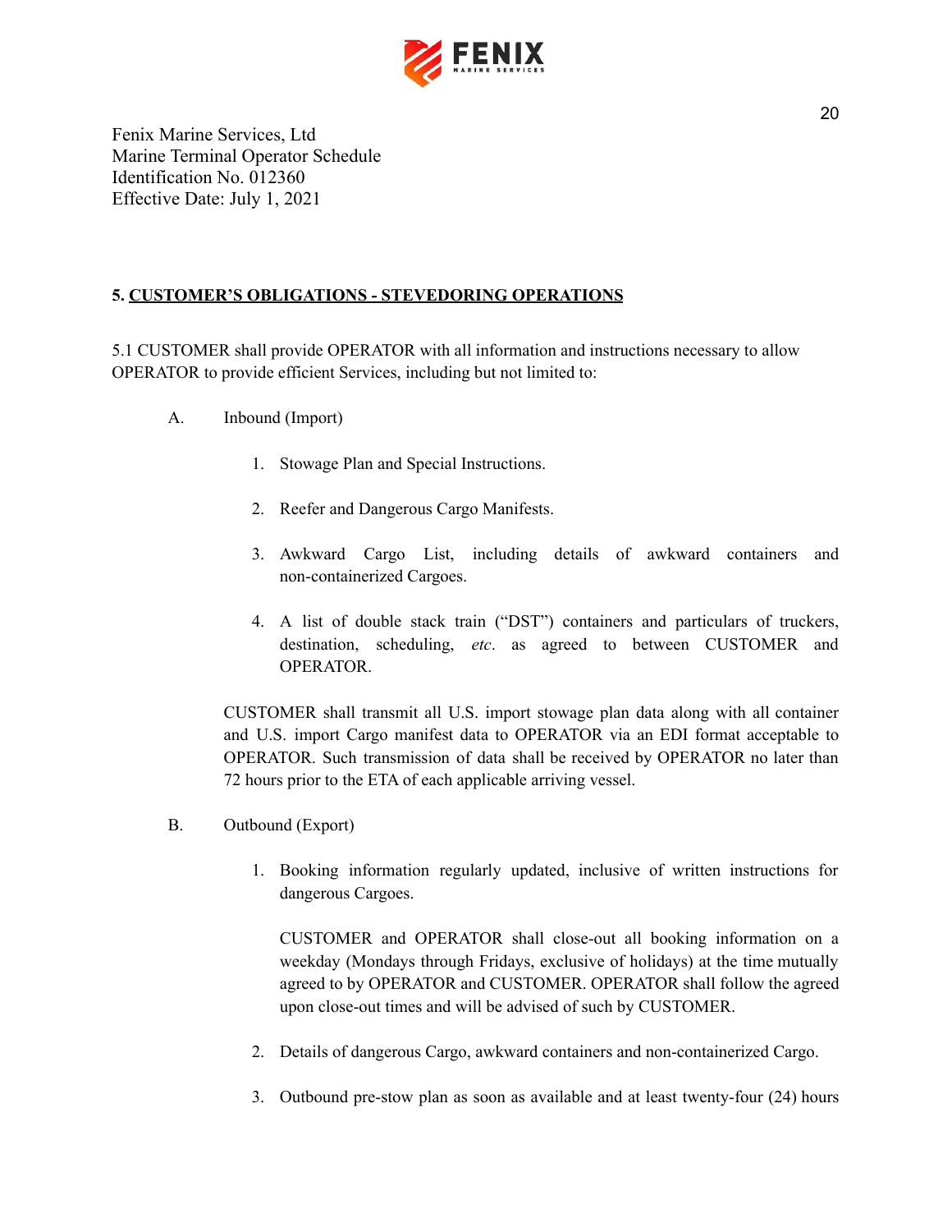Fenix Marine Services, Ltd
Marine Terminal Operator Schedule
Identification No. 012360
Effective Date: July 1, 2021

**5. <u>CUSTOMER'S OBLIGATIONS - STEVEDORING OPERATIONS</u>**

5.1 CUSTOMER shall provide OPERATOR with all information and instructions necessary to allow OPERATOR to provide efficient Services, including but not limited to:

A. Inbound (Import)

1. Stowage Plan and Special Instructions.
2. Reefer and Dangerous Cargo Manifests.
3. Awkward Cargo List, including details of awkward containers and non-containerized Cargoes.
4. A list of double stack train ("DST") containers and particulars of truckers, destination, scheduling, *etc*. as agreed to between CUSTOMER and OPERATOR.

CUSTOMER shall transmit all U.S. import stowage plan data along with all container and U.S. import Cargo manifest data to OPERATOR via an EDI format acceptable to OPERATOR. Such transmission of data shall be received by OPERATOR no later than 72 hours prior to the ETA of each applicable arriving vessel.

B. Outbound (Export)

1. Booking information regularly updated, inclusive of written instructions for dangerous Cargoes.

   CUSTOMER and OPERATOR shall close-out all booking information on a weekday (Mondays through Fridays, exclusive of holidays) at the time mutually agreed to by OPERATOR and CUSTOMER. OPERATOR shall follow the agreed upon close-out times and will be advised of such by CUSTOMER.

2. Details of dangerous Cargo, awkward containers and non-containerized Cargo.
3. Outbound pre-stow plan as soon as available and at least twenty-four (24) hours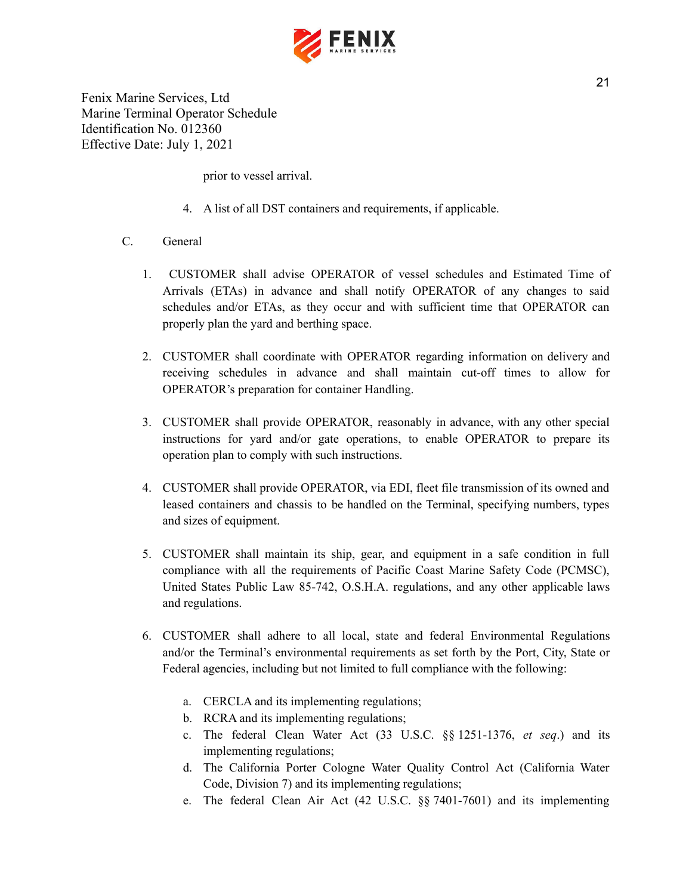Fenix Marine Services, Ltd
Marine Terminal Operator Schedule
Identification No. 012360
Effective Date: July 1, 2021

prior to vessel arrival.

4. A list of all DST containers and requirements, if applicable.

C. General

1. CUSTOMER shall advise OPERATOR of vessel schedules and Estimated Time of Arrivals (ETAs) in advance and shall notify OPERATOR of any changes to said schedules and/or ETAs, as they occur and with sufficient time that OPERATOR can properly plan the yard and berthing space.

2. CUSTOMER shall coordinate with OPERATOR regarding information on delivery and receiving schedules in advance and shall maintain cut-off times to allow for OPERATOR's preparation for container Handling.

3. CUSTOMER shall provide OPERATOR, reasonably in advance, with any other special instructions for yard and/or gate operations, to enable OPERATOR to prepare its operation plan to comply with such instructions.

4. CUSTOMER shall provide OPERATOR, via EDI, fleet file transmission of its owned and leased containers and chassis to be handled on the Terminal, specifying numbers, types and sizes of equipment.

5. CUSTOMER shall maintain its ship, gear, and equipment in a safe condition in full compliance with all the requirements of Pacific Coast Marine Safety Code (PCMSC), United States Public Law 85-742, O.S.H.A. regulations, and any other applicable laws and regulations.

6. CUSTOMER shall adhere to all local, state and federal Environmental Regulations and/or the Terminal's environmental requirements as set forth by the Port, City, State or Federal agencies, including but not limited to full compliance with the following:

   a. CERCLA and its implementing regulations;
   b. RCRA and its implementing regulations;
   c. The federal Clean Water Act (33 U.S.C. §§ 1251-1376, *et seq*.) and its implementing regulations;
   d. The California Porter Cologne Water Quality Control Act (California Water Code, Division 7) and its implementing regulations;
   e. The federal Clean Air Act (42 U.S.C. §§ 7401-7601) and its implementing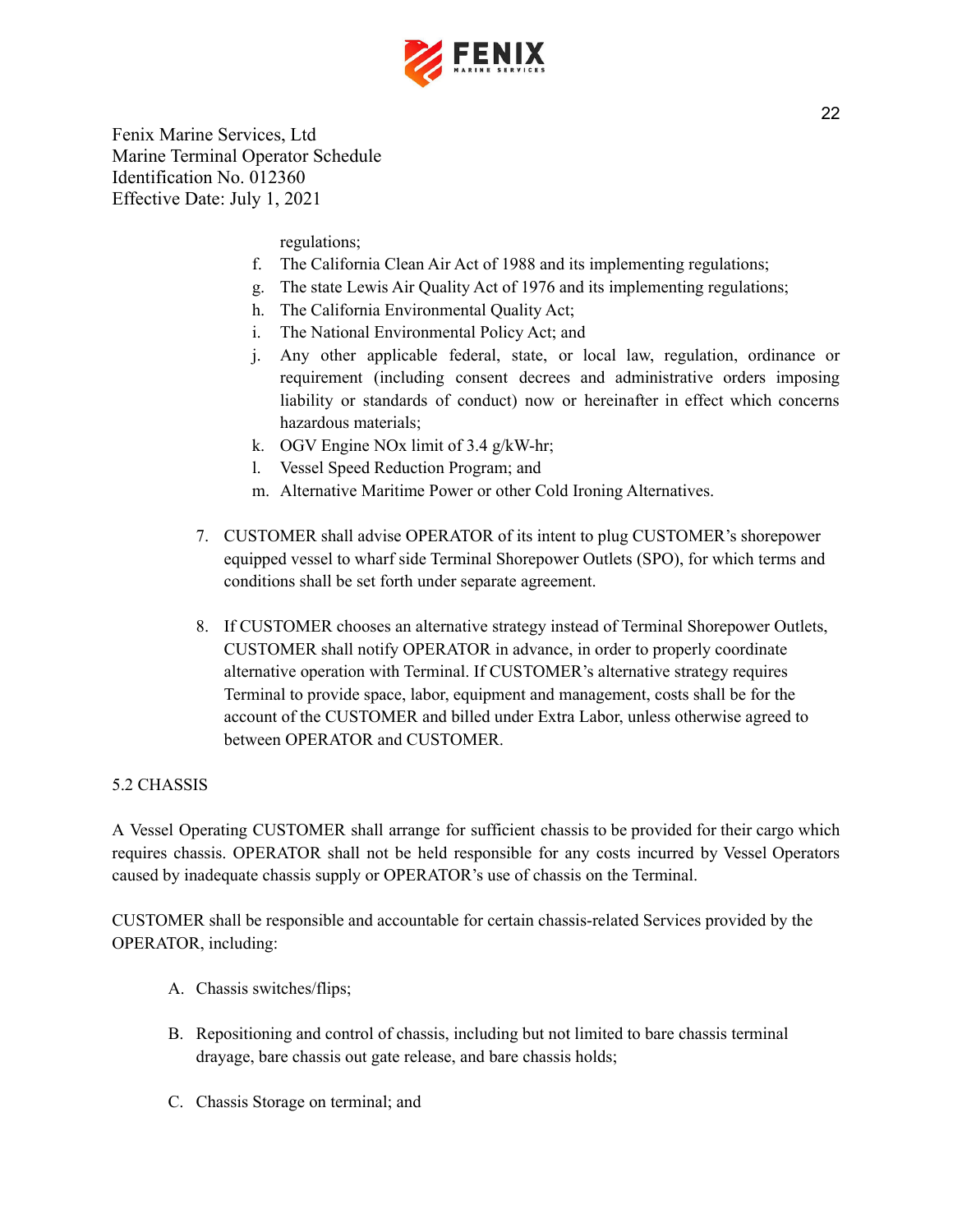Fenix Marine Services, Ltd
Marine Terminal Operator Schedule
Identification No. 012360
Effective Date: July 1, 2021

regulations;

f. The California Clean Air Act of 1988 and its implementing regulations;
g. The state Lewis Air Quality Act of 1976 and its implementing regulations;
h. The California Environmental Quality Act;
i. The National Environmental Policy Act; and
j. Any other applicable federal, state, or local law, regulation, ordinance or requirement (including consent decrees and administrative orders imposing liability or standards of conduct) now or hereinafter in effect which concerns hazardous materials;
k. OGV Engine NOx limit of 3.4 g/kW-hr;
l. Vessel Speed Reduction Program; and
m. Alternative Maritime Power or other Cold Ironing Alternatives.

7. CUSTOMER shall advise OPERATOR of its intent to plug CUSTOMER's shorepower equipped vessel to wharf side Terminal Shorepower Outlets (SPO), for which terms and conditions shall be set forth under separate agreement.

8. If CUSTOMER chooses an alternative strategy instead of Terminal Shorepower Outlets, CUSTOMER shall notify OPERATOR in advance, in order to properly coordinate alternative operation with Terminal. If CUSTOMER's alternative strategy requires Terminal to provide space, labor, equipment and management, costs shall be for the account of the CUSTOMER and billed under Extra Labor, unless otherwise agreed to between OPERATOR and CUSTOMER.

## 5.2 CHASSIS

A Vessel Operating CUSTOMER shall arrange for sufficient chassis to be provided for their cargo which requires chassis. OPERATOR shall not be held responsible for any costs incurred by Vessel Operators caused by inadequate chassis supply or OPERATOR's use of chassis on the Terminal.

CUSTOMER shall be responsible and accountable for certain chassis-related Services provided by the OPERATOR, including:

A. Chassis switches/flips;

B. Repositioning and control of chassis, including but not limited to bare chassis terminal drayage, bare chassis out gate release, and bare chassis holds;

C. Chassis Storage on terminal; and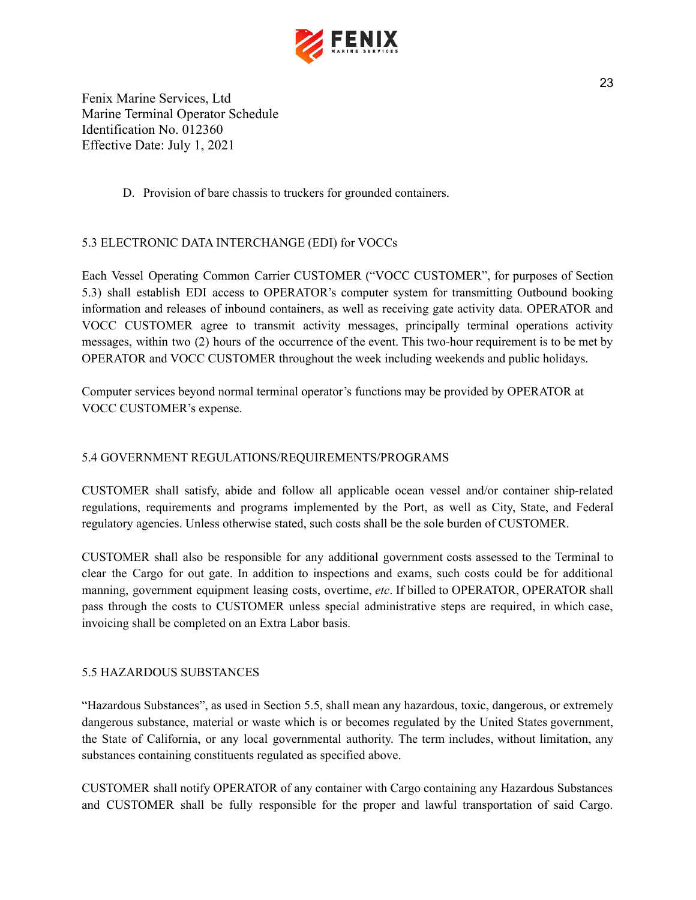Fenix Marine Services, Ltd
Marine Terminal Operator Schedule
Identification No. 012360
Effective Date: July 1, 2021

D. Provision of bare chassis to truckers for grounded containers.

## 5.3 ELECTRONIC DATA INTERCHANGE (EDI) for VOCCs

Each Vessel Operating Common Carrier CUSTOMER ("VOCC CUSTOMER", for purposes of Section 5.3) shall establish EDI access to OPERATOR's computer system for transmitting Outbound booking information and releases of inbound containers, as well as receiving gate activity data. OPERATOR and VOCC CUSTOMER agree to transmit activity messages, principally terminal operations activity messages, within two (2) hours of the occurrence of the event. This two-hour requirement is to be met by OPERATOR and VOCC CUSTOMER throughout the week including weekends and public holidays.

Computer services beyond normal terminal operator's functions may be provided by OPERATOR at VOCC CUSTOMER's expense.

## 5.4 GOVERNMENT REGULATIONS/REQUIREMENTS/PROGRAMS

CUSTOMER shall satisfy, abide and follow all applicable ocean vessel and/or container ship-related regulations, requirements and programs implemented by the Port, as well as City, State, and Federal regulatory agencies. Unless otherwise stated, such costs shall be the sole burden of CUSTOMER.

CUSTOMER shall also be responsible for any additional government costs assessed to the Terminal to clear the Cargo for out gate. In addition to inspections and exams, such costs could be for additional manning, government equipment leasing costs, overtime, *etc*. If billed to OPERATOR, OPERATOR shall pass through the costs to CUSTOMER unless special administrative steps are required, in which case, invoicing shall be completed on an Extra Labor basis.

## 5.5 HAZARDOUS SUBSTANCES

"Hazardous Substances", as used in Section 5.5, shall mean any hazardous, toxic, dangerous, or extremely dangerous substance, material or waste which is or becomes regulated by the United States government, the State of California, or any local governmental authority. The term includes, without limitation, any substances containing constituents regulated as specified above.

CUSTOMER shall notify OPERATOR of any container with Cargo containing any Hazardous Substances and CUSTOMER shall be fully responsible for the proper and lawful transportation of said Cargo.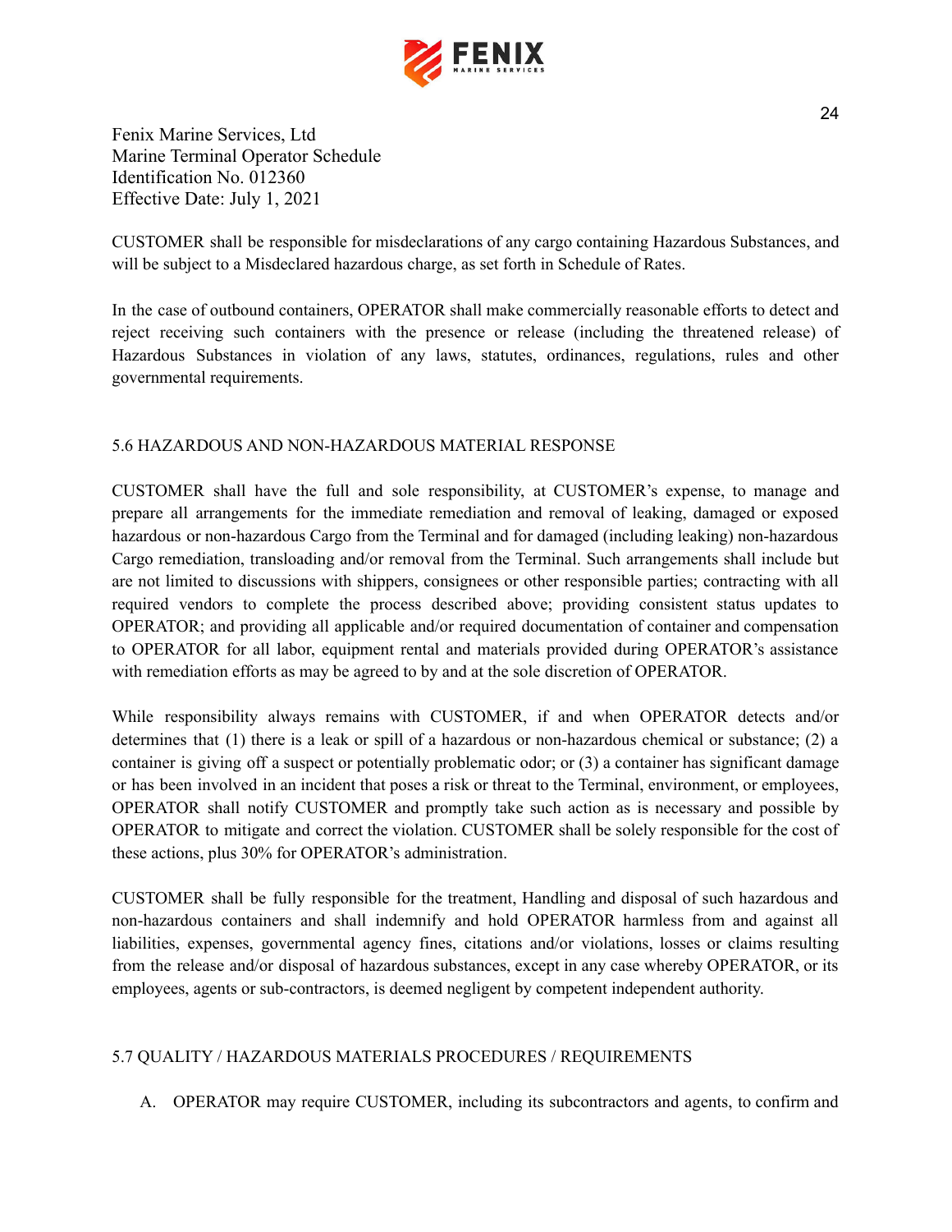Fenix Marine Services, Ltd
Marine Terminal Operator Schedule
Identification No. 012360
Effective Date: July 1, 2021

CUSTOMER shall be responsible for misdeclarations of any cargo containing Hazardous Substances, and will be subject to a Misdeclared hazardous charge, as set forth in Schedule of Rates.

In the case of outbound containers, OPERATOR shall make commercially reasonable efforts to detect and reject receiving such containers with the presence or release (including the threatened release) of Hazardous Substances in violation of any laws, statutes, ordinances, regulations, rules and other governmental requirements.

## 5.6 HAZARDOUS AND NON-HAZARDOUS MATERIAL RESPONSE

CUSTOMER shall have the full and sole responsibility, at CUSTOMER's expense, to manage and prepare all arrangements for the immediate remediation and removal of leaking, damaged or exposed hazardous or non-hazardous Cargo from the Terminal and for damaged (including leaking) non-hazardous Cargo remediation, transloading and/or removal from the Terminal. Such arrangements shall include but are not limited to discussions with shippers, consignees or other responsible parties; contracting with all required vendors to complete the process described above; providing consistent status updates to OPERATOR; and providing all applicable and/or required documentation of container and compensation to OPERATOR for all labor, equipment rental and materials provided during OPERATOR's assistance with remediation efforts as may be agreed to by and at the sole discretion of OPERATOR.

While responsibility always remains with CUSTOMER, if and when OPERATOR detects and/or determines that (1) there is a leak or spill of a hazardous or non-hazardous chemical or substance; (2) a container is giving off a suspect or potentially problematic odor; or (3) a container has significant damage or has been involved in an incident that poses a risk or threat to the Terminal, environment, or employees, OPERATOR shall notify CUSTOMER and promptly take such action as is necessary and possible by OPERATOR to mitigate and correct the violation. CUSTOMER shall be solely responsible for the cost of these actions, plus 30% for OPERATOR's administration.

CUSTOMER shall be fully responsible for the treatment, Handling and disposal of such hazardous and non-hazardous containers and shall indemnify and hold OPERATOR harmless from and against all liabilities, expenses, governmental agency fines, citations and/or violations, losses or claims resulting from the release and/or disposal of hazardous substances, except in any case whereby OPERATOR, or its employees, agents or sub-contractors, is deemed negligent by competent independent authority.

## 5.7 QUALITY / HAZARDOUS MATERIALS PROCEDURES / REQUIREMENTS

A. OPERATOR may require CUSTOMER, including its subcontractors and agents, to confirm and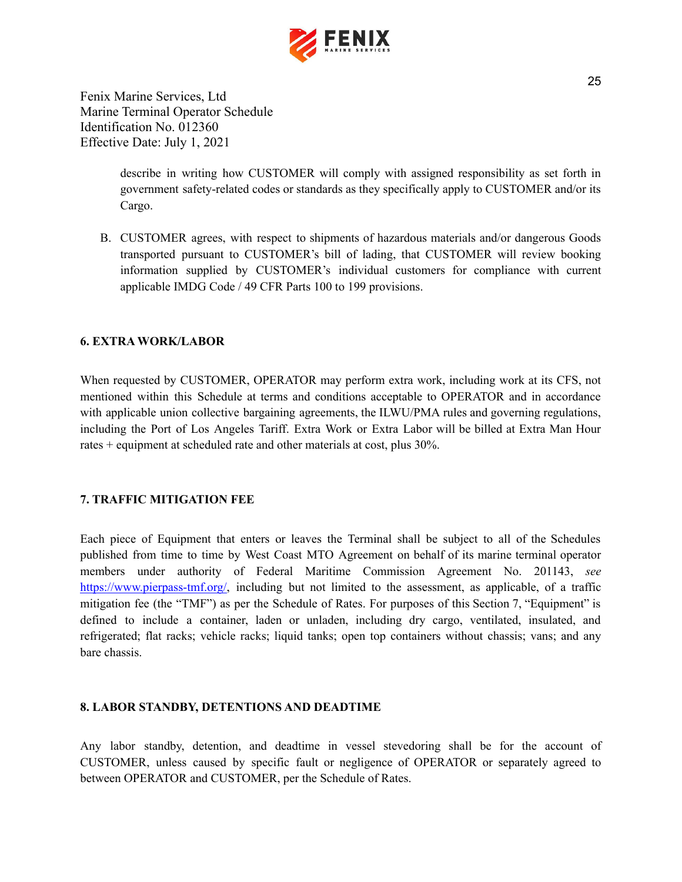Fenix Marine Services, Ltd
Marine Terminal Operator Schedule
Identification No. 012360
Effective Date: July 1, 2021

describe in writing how CUSTOMER will comply with assigned responsibility as set forth in government safety-related codes or standards as they specifically apply to CUSTOMER and/or its Cargo.

B. CUSTOMER agrees, with respect to shipments of hazardous materials and/or dangerous Goods transported pursuant to CUSTOMER's bill of lading, that CUSTOMER will review booking information supplied by CUSTOMER's individual customers for compliance with current applicable IMDG Code / 49 CFR Parts 100 to 199 provisions.

**6. EXTRA WORK/LABOR**

When requested by CUSTOMER, OPERATOR may perform extra work, including work at its CFS, not mentioned within this Schedule at terms and conditions acceptable to OPERATOR and in accordance with applicable union collective bargaining agreements, the ILWU/PMA rules and governing regulations, including the Port of Los Angeles Tariff. Extra Work or Extra Labor will be billed at Extra Man Hour rates + equipment at scheduled rate and other materials at cost, plus 30%.

**7. TRAFFIC MITIGATION FEE**

Each piece of Equipment that enters or leaves the Terminal shall be subject to all of the Schedules published from time to time by West Coast MTO Agreement on behalf of its marine terminal operator members under authority of Federal Maritime Commission Agreement No. 201143, *see* https://www.pierpass-tmf.org/, including but not limited to the assessment, as applicable, of a traffic mitigation fee (the "TMF") as per the Schedule of Rates. For purposes of this Section 7, "Equipment" is defined to include a container, laden or unladen, including dry cargo, ventilated, insulated, and refrigerated; flat racks; vehicle racks; liquid tanks; open top containers without chassis; vans; and any bare chassis.

**8. LABOR STANDBY, DETENTIONS AND DEADTIME**

Any labor standby, detention, and deadtime in vessel stevedoring shall be for the account of CUSTOMER, unless caused by specific fault or negligence of OPERATOR or separately agreed to between OPERATOR and CUSTOMER, per the Schedule of Rates.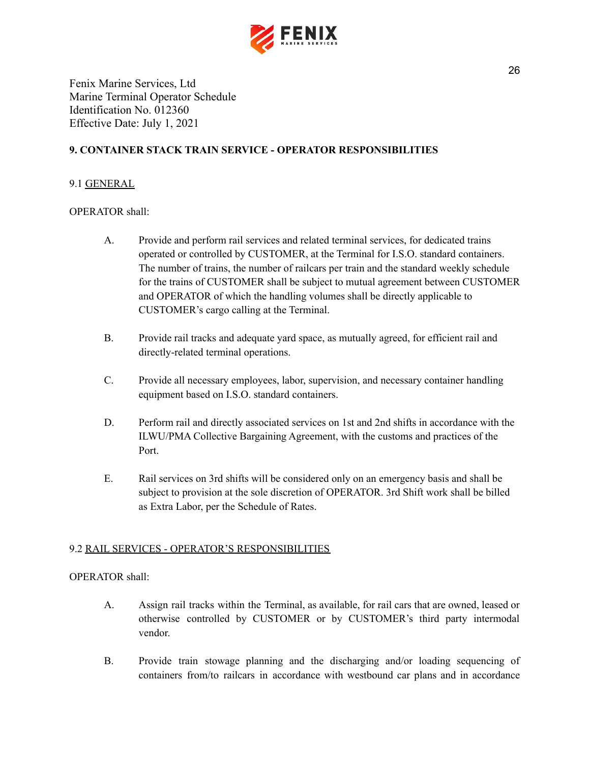Fenix Marine Services, Ltd
Marine Terminal Operator Schedule
Identification No. 012360
Effective Date: July 1, 2021

## 9. CONTAINER STACK TRAIN SERVICE - OPERATOR RESPONSIBILITIES

### 9.1 GENERAL

OPERATOR shall:

A. Provide and perform rail services and related terminal services, for dedicated trains operated or controlled by CUSTOMER, at the Terminal for I.S.O. standard containers. The number of trains, the number of railcars per train and the standard weekly schedule for the trains of CUSTOMER shall be subject to mutual agreement between CUSTOMER and OPERATOR of which the handling volumes shall be directly applicable to CUSTOMER's cargo calling at the Terminal.

B. Provide rail tracks and adequate yard space, as mutually agreed, for efficient rail and directly-related terminal operations.

C. Provide all necessary employees, labor, supervision, and necessary container handling equipment based on I.S.O. standard containers.

D. Perform rail and directly associated services on 1st and 2nd shifts in accordance with the ILWU/PMA Collective Bargaining Agreement, with the customs and practices of the Port.

E. Rail services on 3rd shifts will be considered only on an emergency basis and shall be subject to provision at the sole discretion of OPERATOR. 3rd Shift work shall be billed as Extra Labor, per the Schedule of Rates.

### 9.2 RAIL SERVICES - OPERATOR'S RESPONSIBILITIES

OPERATOR shall:

A. Assign rail tracks within the Terminal, as available, for rail cars that are owned, leased or otherwise controlled by CUSTOMER or by CUSTOMER's third party intermodal vendor.

B. Provide train stowage planning and the discharging and/or loading sequencing of containers from/to railcars in accordance with westbound car plans and in accordance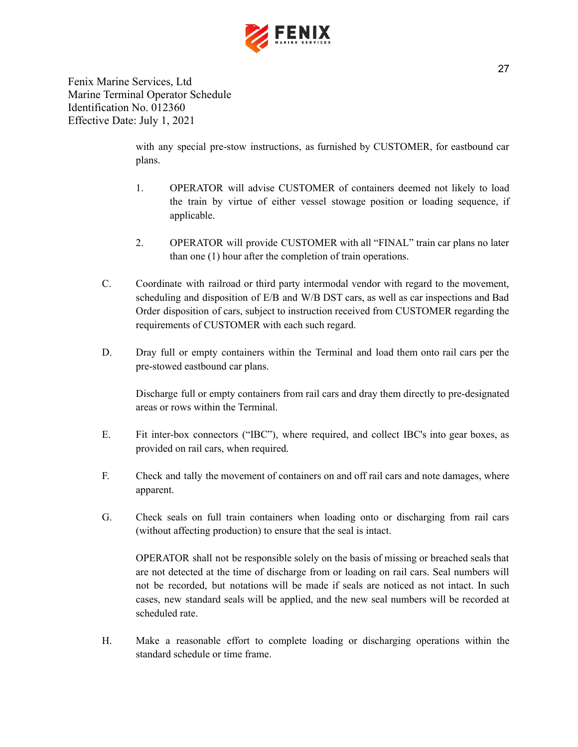Fenix Marine Services, Ltd
Marine Terminal Operator Schedule
Identification No. 012360
Effective Date: July 1, 2021

with any special pre-stow instructions, as furnished by CUSTOMER, for eastbound car plans.

1. OPERATOR will advise CUSTOMER of containers deemed not likely to load the train by virtue of either vessel stowage position or loading sequence, if applicable.

2. OPERATOR will provide CUSTOMER with all "FINAL" train car plans no later than one (1) hour after the completion of train operations.

C. Coordinate with railroad or third party intermodal vendor with regard to the movement, scheduling and disposition of E/B and W/B DST cars, as well as car inspections and Bad Order disposition of cars, subject to instruction received from CUSTOMER regarding the requirements of CUSTOMER with each such regard.

D. Dray full or empty containers within the Terminal and load them onto rail cars per the pre-stowed eastbound car plans.

Discharge full or empty containers from rail cars and dray them directly to pre-designated areas or rows within the Terminal.

E. Fit inter-box connectors ("IBC"), where required, and collect IBC's into gear boxes, as provided on rail cars, when required.

F. Check and tally the movement of containers on and off rail cars and note damages, where apparent.

G. Check seals on full train containers when loading onto or discharging from rail cars (without affecting production) to ensure that the seal is intact.

OPERATOR shall not be responsible solely on the basis of missing or breached seals that are not detected at the time of discharge from or loading on rail cars. Seal numbers will not be recorded, but notations will be made if seals are noticed as not intact. In such cases, new standard seals will be applied, and the new seal numbers will be recorded at scheduled rate.

H. Make a reasonable effort to complete loading or discharging operations within the standard schedule or time frame.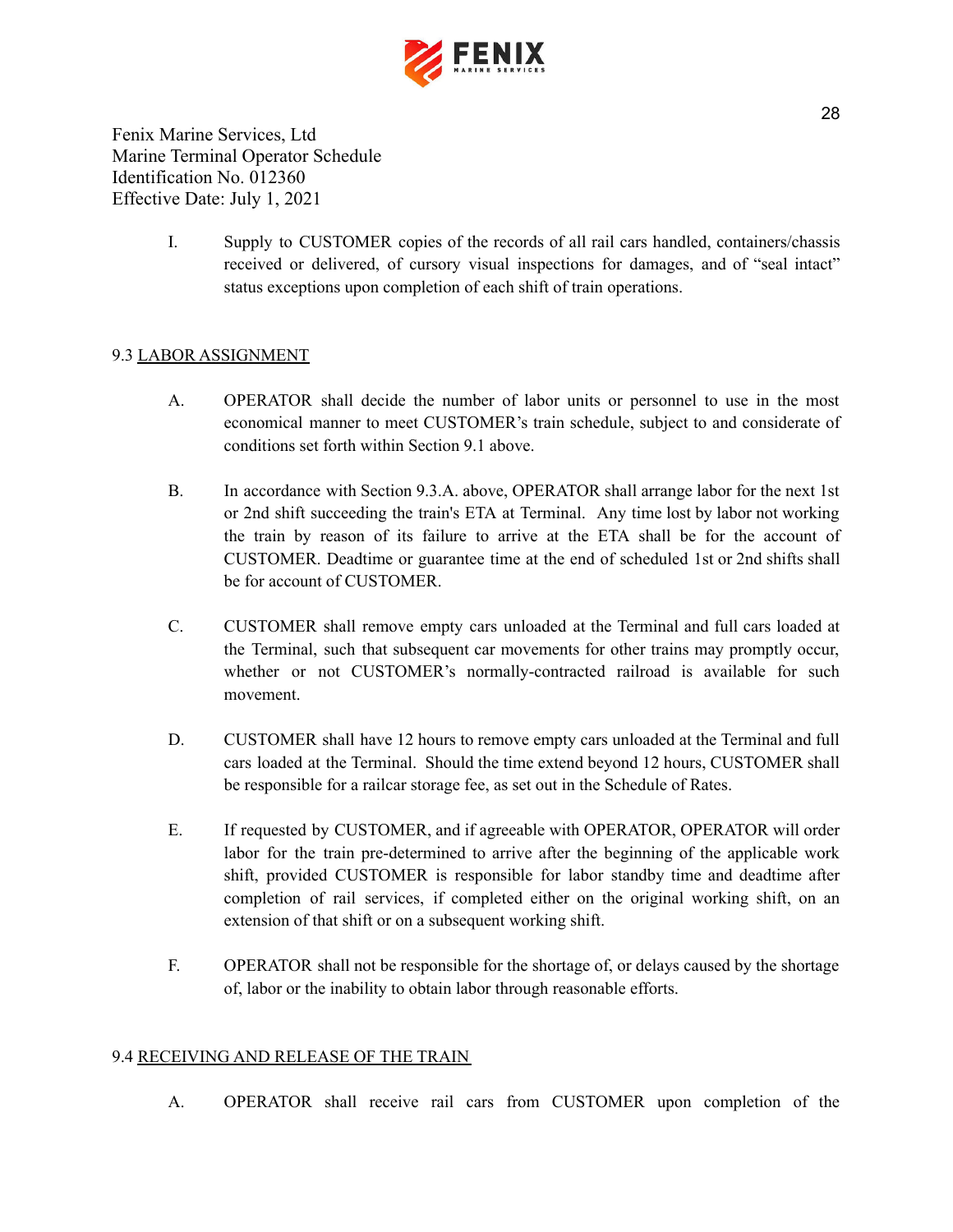I. Supply to CUSTOMER copies of the records of all rail cars handled, containers/chassis received or delivered, of cursory visual inspections for damages, and of "seal intact" status exceptions upon completion of each shift of train operations.

### 9.3 LABOR ASSIGNMENT

A. OPERATOR shall decide the number of labor units or personnel to use in the most economical manner to meet CUSTOMER's train schedule, subject to and considerate of conditions set forth within Section 9.1 above.

B. In accordance with Section 9.3.A. above, OPERATOR shall arrange labor for the next 1st or 2nd shift succeeding the train's ETA at Terminal. Any time lost by labor not working the train by reason of its failure to arrive at the ETA shall be for the account of CUSTOMER. Deadtime or guarantee time at the end of scheduled 1st or 2nd shifts shall be for account of CUSTOMER.

C. CUSTOMER shall remove empty cars unloaded at the Terminal and full cars loaded at the Terminal, such that subsequent car movements for other trains may promptly occur, whether or not CUSTOMER's normally-contracted railroad is available for such movement.

D. CUSTOMER shall have 12 hours to remove empty cars unloaded at the Terminal and full cars loaded at the Terminal. Should the time extend beyond 12 hours, CUSTOMER shall be responsible for a railcar storage fee, as set out in the Schedule of Rates.

E. If requested by CUSTOMER, and if agreeable with OPERATOR, OPERATOR will order labor for the train pre-determined to arrive after the beginning of the applicable work shift, provided CUSTOMER is responsible for labor standby time and deadtime after completion of rail services, if completed either on the original working shift, on an extension of that shift or on a subsequent working shift.

F. OPERATOR shall not be responsible for the shortage of, or delays caused by the shortage of, labor or the inability to obtain labor through reasonable efforts.

### 9.4 RECEIVING AND RELEASE OF THE TRAIN

A. OPERATOR shall receive rail cars from CUSTOMER upon completion of the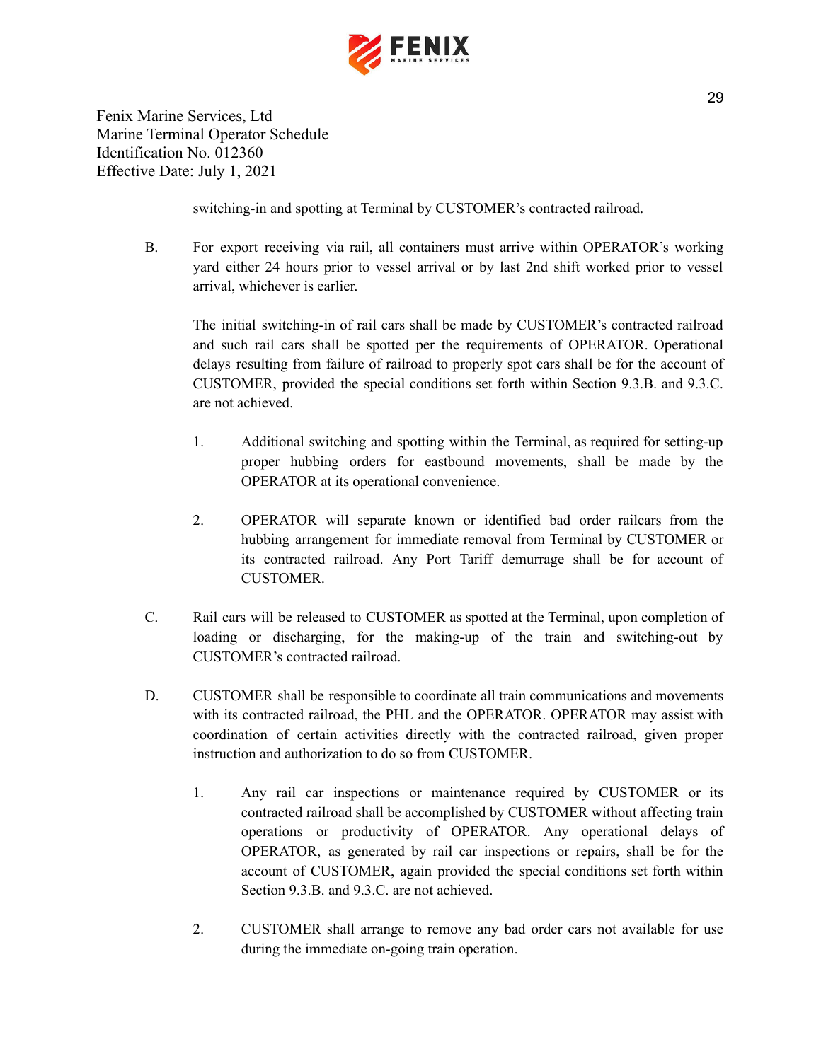Fenix Marine Services, Ltd
Marine Terminal Operator Schedule
Identification No. 012360
Effective Date: July 1, 2021

switching-in and spotting at Terminal by CUSTOMER's contracted railroad.

B. For export receiving via rail, all containers must arrive within OPERATOR's working yard either 24 hours prior to vessel arrival or by last 2nd shift worked prior to vessel arrival, whichever is earlier.

The initial switching-in of rail cars shall be made by CUSTOMER's contracted railroad and such rail cars shall be spotted per the requirements of OPERATOR. Operational delays resulting from failure of railroad to properly spot cars shall be for the account of CUSTOMER, provided the special conditions set forth within Section 9.3.B. and 9.3.C. are not achieved.

1. Additional switching and spotting within the Terminal, as required for setting-up proper hubbing orders for eastbound movements, shall be made by the OPERATOR at its operational convenience.

2. OPERATOR will separate known or identified bad order railcars from the hubbing arrangement for immediate removal from Terminal by CUSTOMER or its contracted railroad. Any Port Tariff demurrage shall be for account of CUSTOMER.

C. Rail cars will be released to CUSTOMER as spotted at the Terminal, upon completion of loading or discharging, for the making-up of the train and switching-out by CUSTOMER's contracted railroad.

D. CUSTOMER shall be responsible to coordinate all train communications and movements with its contracted railroad, the PHL and the OPERATOR. OPERATOR may assist with coordination of certain activities directly with the contracted railroad, given proper instruction and authorization to do so from CUSTOMER.

1. Any rail car inspections or maintenance required by CUSTOMER or its contracted railroad shall be accomplished by CUSTOMER without affecting train operations or productivity of OPERATOR. Any operational delays of OPERATOR, as generated by rail car inspections or repairs, shall be for the account of CUSTOMER, again provided the special conditions set forth within Section 9.3.B. and 9.3.C. are not achieved.

2. CUSTOMER shall arrange to remove any bad order cars not available for use during the immediate on-going train operation.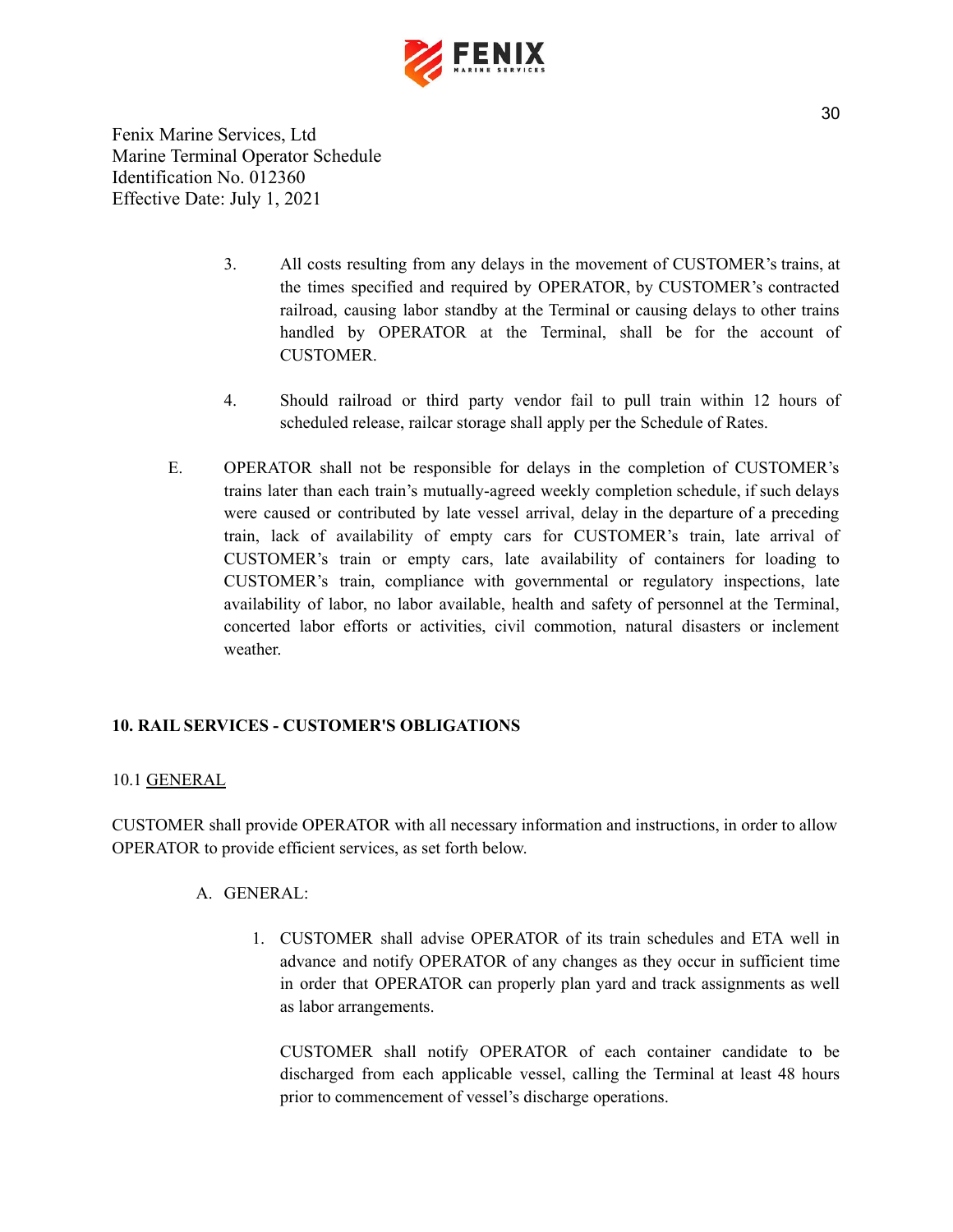Fenix Marine Services, Ltd
Marine Terminal Operator Schedule
Identification No. 012360
Effective Date: July 1, 2021

3. All costs resulting from any delays in the movement of CUSTOMER's trains, at the times specified and required by OPERATOR, by CUSTOMER's contracted railroad, causing labor standby at the Terminal or causing delays to other trains handled by OPERATOR at the Terminal, shall be for the account of CUSTOMER.

4. Should railroad or third party vendor fail to pull train within 12 hours of scheduled release, railcar storage shall apply per the Schedule of Rates.

E. OPERATOR shall not be responsible for delays in the completion of CUSTOMER's trains later than each train's mutually-agreed weekly completion schedule, if such delays were caused or contributed by late vessel arrival, delay in the departure of a preceding train, lack of availability of empty cars for CUSTOMER's train, late arrival of CUSTOMER's train or empty cars, late availability of containers for loading to CUSTOMER's train, compliance with governmental or regulatory inspections, late availability of labor, no labor available, health and safety of personnel at the Terminal, concerted labor efforts or activities, civil commotion, natural disasters or inclement weather.

## 10. RAIL SERVICES - CUSTOMER'S OBLIGATIONS

### 10.1 GENERAL

CUSTOMER shall provide OPERATOR with all necessary information and instructions, in order to allow OPERATOR to provide efficient services, as set forth below.

A. GENERAL:

1. CUSTOMER shall advise OPERATOR of its train schedules and ETA well in advance and notify OPERATOR of any changes as they occur in sufficient time in order that OPERATOR can properly plan yard and track assignments as well as labor arrangements.

   CUSTOMER shall notify OPERATOR of each container candidate to be discharged from each applicable vessel, calling the Terminal at least 48 hours prior to commencement of vessel's discharge operations.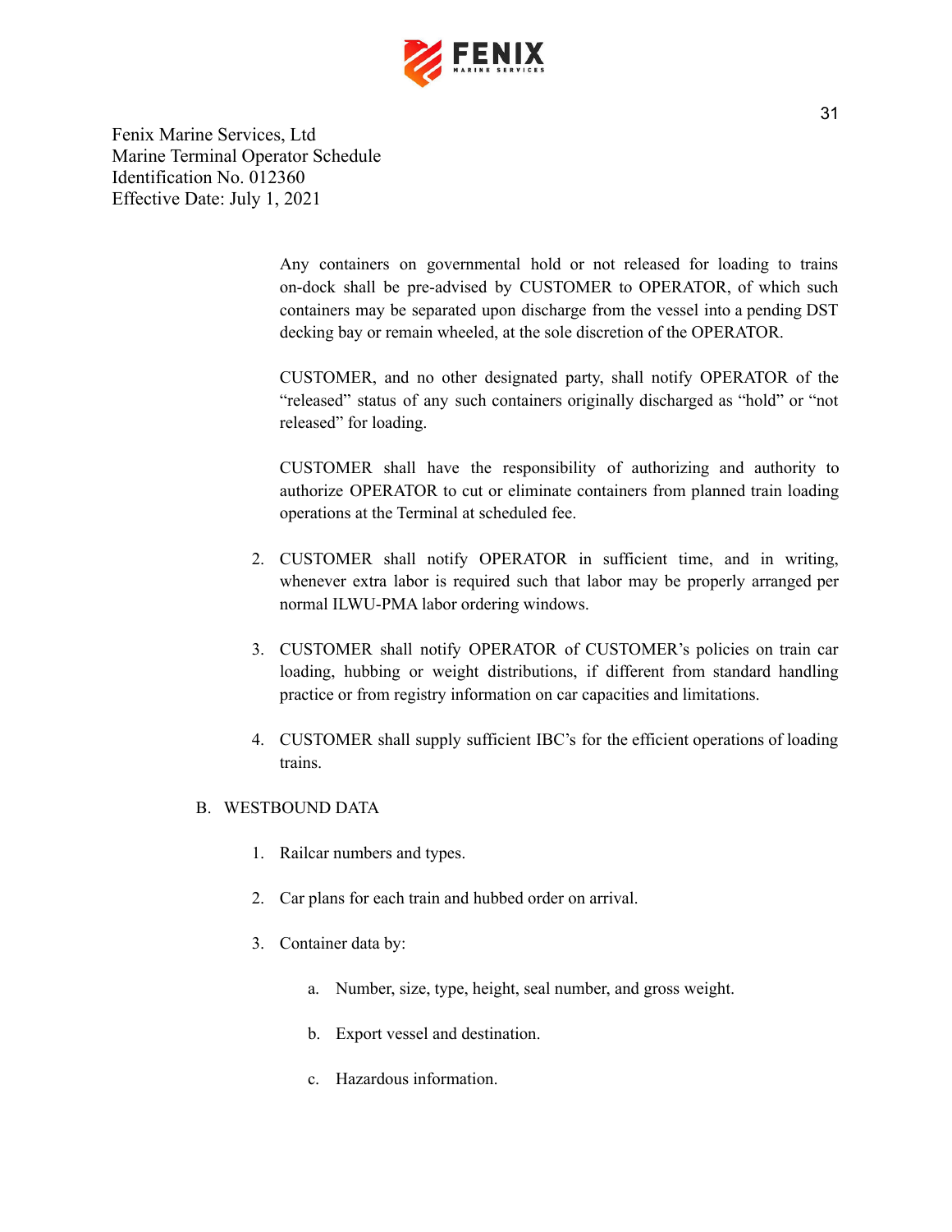Fenix Marine Services, Ltd
Marine Terminal Operator Schedule
Identification No. 012360
Effective Date: July 1, 2021

Any containers on governmental hold or not released for loading to trains on-dock shall be pre-advised by CUSTOMER to OPERATOR, of which such containers may be separated upon discharge from the vessel into a pending DST decking bay or remain wheeled, at the sole discretion of the OPERATOR.

CUSTOMER, and no other designated party, shall notify OPERATOR of the "released" status of any such containers originally discharged as "hold" or "not released" for loading.

CUSTOMER shall have the responsibility of authorizing and authority to authorize OPERATOR to cut or eliminate containers from planned train loading operations at the Terminal at scheduled fee.

2. CUSTOMER shall notify OPERATOR in sufficient time, and in writing, whenever extra labor is required such that labor may be properly arranged per normal ILWU-PMA labor ordering windows.

3. CUSTOMER shall notify OPERATOR of CUSTOMER's policies on train car loading, hubbing or weight distributions, if different from standard handling practice or from registry information on car capacities and limitations.

4. CUSTOMER shall supply sufficient IBC's for the efficient operations of loading trains.

B. WESTBOUND DATA

1. Railcar numbers and types.

2. Car plans for each train and hubbed order on arrival.

3. Container data by:

   a. Number, size, type, height, seal number, and gross weight.

   b. Export vessel and destination.

   c. Hazardous information.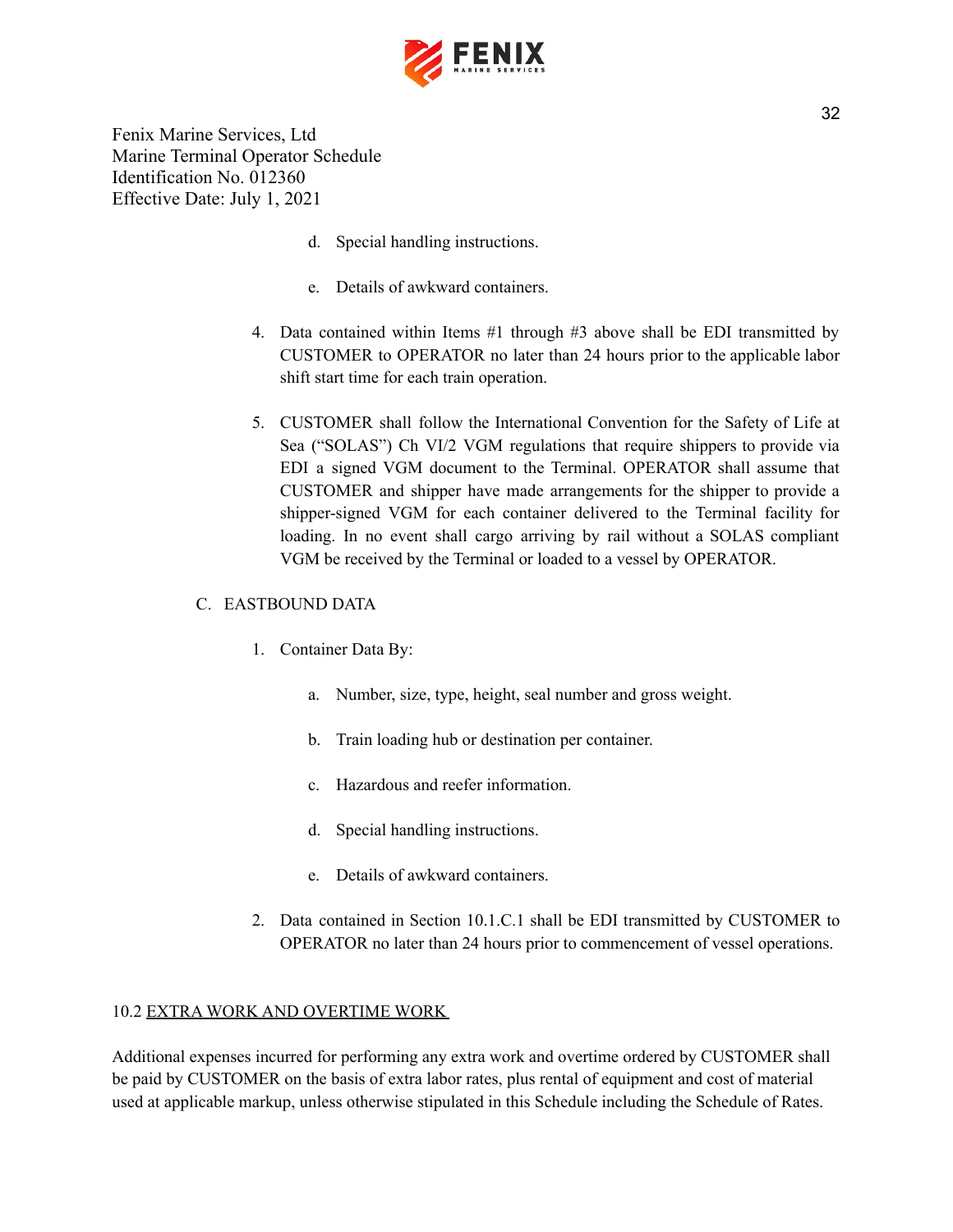Fenix Marine Services, Ltd
Marine Terminal Operator Schedule
Identification No. 012360
Effective Date: July 1, 2021

d. Special handling instructions.

e. Details of awkward containers.

4. Data contained within Items #1 through #3 above shall be EDI transmitted by CUSTOMER to OPERATOR no later than 24 hours prior to the applicable labor shift start time for each train operation.

5. CUSTOMER shall follow the International Convention for the Safety of Life at Sea ("SOLAS") Ch VI/2 VGM regulations that require shippers to provide via EDI a signed VGM document to the Terminal. OPERATOR shall assume that CUSTOMER and shipper have made arrangements for the shipper to provide a shipper-signed VGM for each container delivered to the Terminal facility for loading. In no event shall cargo arriving by rail without a SOLAS compliant VGM be received by the Terminal or loaded to a vessel by OPERATOR.

C. EASTBOUND DATA

1. Container Data By:

   a. Number, size, type, height, seal number and gross weight.

   b. Train loading hub or destination per container.

   c. Hazardous and reefer information.

   d. Special handling instructions.

   e. Details of awkward containers.

2. Data contained in Section 10.1.C.1 shall be EDI transmitted by CUSTOMER to OPERATOR no later than 24 hours prior to commencement of vessel operations.

## 10.2 EXTRA WORK AND OVERTIME WORK

Additional expenses incurred for performing any extra work and overtime ordered by CUSTOMER shall be paid by CUSTOMER on the basis of extra labor rates, plus rental of equipment and cost of material used at applicable markup, unless otherwise stipulated in this Schedule including the Schedule of Rates.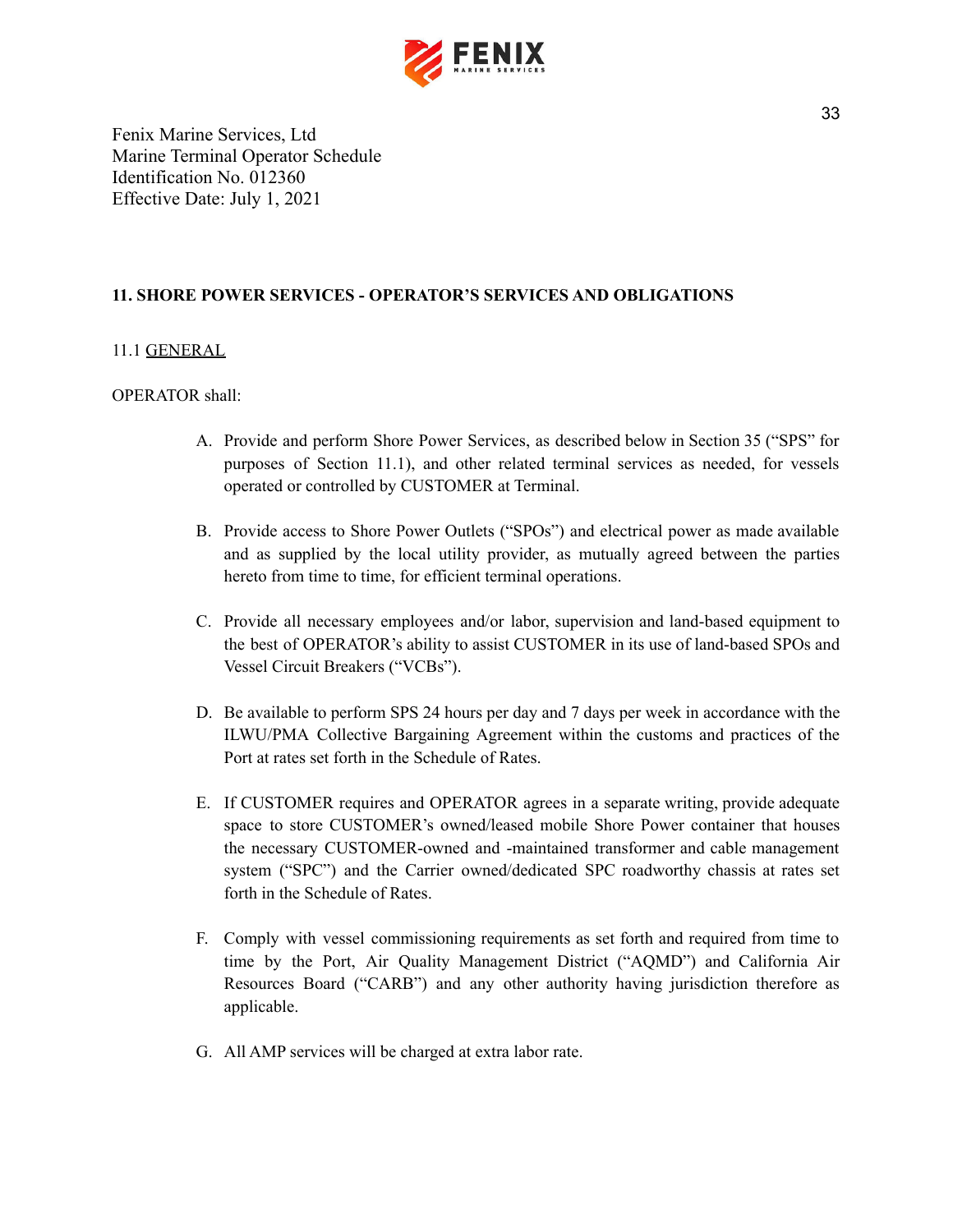Fenix Marine Services, Ltd
Marine Terminal Operator Schedule
Identification No. 012360
Effective Date: July 1, 2021

## 11. SHORE POWER SERVICES - OPERATOR'S SERVICES AND OBLIGATIONS

11.1 GENERAL

OPERATOR shall:

A. Provide and perform Shore Power Services, as described below in Section 35 ("SPS" for purposes of Section 11.1), and other related terminal services as needed, for vessels operated or controlled by CUSTOMER at Terminal.

B. Provide access to Shore Power Outlets ("SPOs") and electrical power as made available and as supplied by the local utility provider, as mutually agreed between the parties hereto from time to time, for efficient terminal operations.

C. Provide all necessary employees and/or labor, supervision and land-based equipment to the best of OPERATOR's ability to assist CUSTOMER in its use of land-based SPOs and Vessel Circuit Breakers ("VCBs").

D. Be available to perform SPS 24 hours per day and 7 days per week in accordance with the ILWU/PMA Collective Bargaining Agreement within the customs and practices of the Port at rates set forth in the Schedule of Rates.

E. If CUSTOMER requires and OPERATOR agrees in a separate writing, provide adequate space to store CUSTOMER's owned/leased mobile Shore Power container that houses the necessary CUSTOMER-owned and -maintained transformer and cable management system ("SPC") and the Carrier owned/dedicated SPC roadworthy chassis at rates set forth in the Schedule of Rates.

F. Comply with vessel commissioning requirements as set forth and required from time to time by the Port, Air Quality Management District ("AQMD") and California Air Resources Board ("CARB") and any other authority having jurisdiction therefore as applicable.

G. All AMP services will be charged at extra labor rate.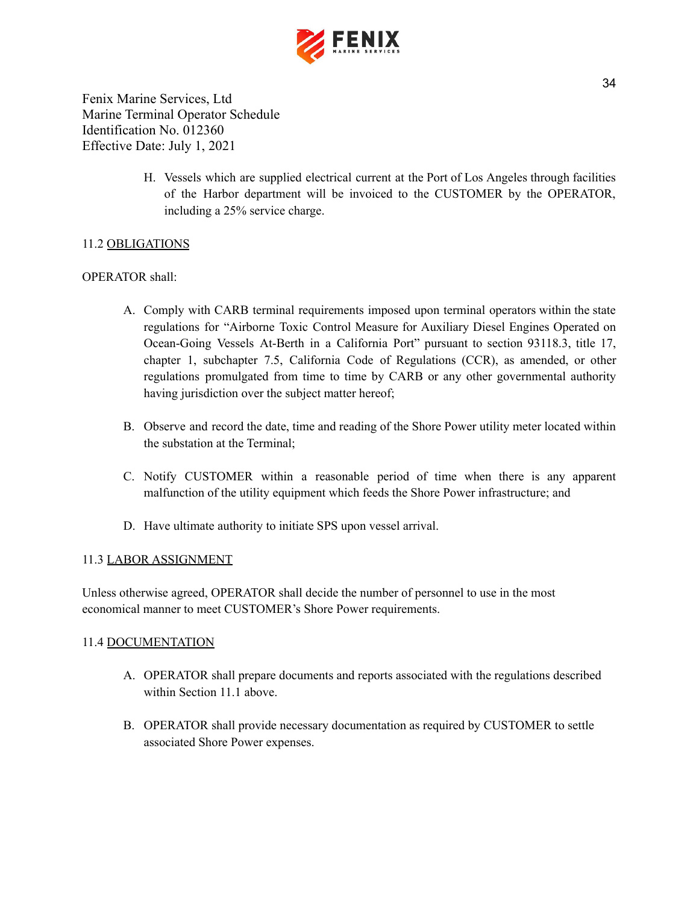Fenix Marine Services, Ltd
Marine Terminal Operator Schedule
Identification No. 012360
Effective Date: July 1, 2021

H. Vessels which are supplied electrical current at the Port of Los Angeles through facilities of the Harbor department will be invoiced to the CUSTOMER by the OPERATOR, including a 25% service charge.

11.2 OBLIGATIONS

OPERATOR shall:

A. Comply with CARB terminal requirements imposed upon terminal operators within the state regulations for "Airborne Toxic Control Measure for Auxiliary Diesel Engines Operated on Ocean-Going Vessels At-Berth in a California Port" pursuant to section 93118.3, title 17, chapter 1, subchapter 7.5, California Code of Regulations (CCR), as amended, or other regulations promulgated from time to time by CARB or any other governmental authority having jurisdiction over the subject matter hereof;

B. Observe and record the date, time and reading of the Shore Power utility meter located within the substation at the Terminal;

C. Notify CUSTOMER within a reasonable period of time when there is any apparent malfunction of the utility equipment which feeds the Shore Power infrastructure; and

D. Have ultimate authority to initiate SPS upon vessel arrival.

11.3 LABOR ASSIGNMENT

Unless otherwise agreed, OPERATOR shall decide the number of personnel to use in the most economical manner to meet CUSTOMER's Shore Power requirements.

11.4 DOCUMENTATION

A. OPERATOR shall prepare documents and reports associated with the regulations described within Section 11.1 above.

B. OPERATOR shall provide necessary documentation as required by CUSTOMER to settle associated Shore Power expenses.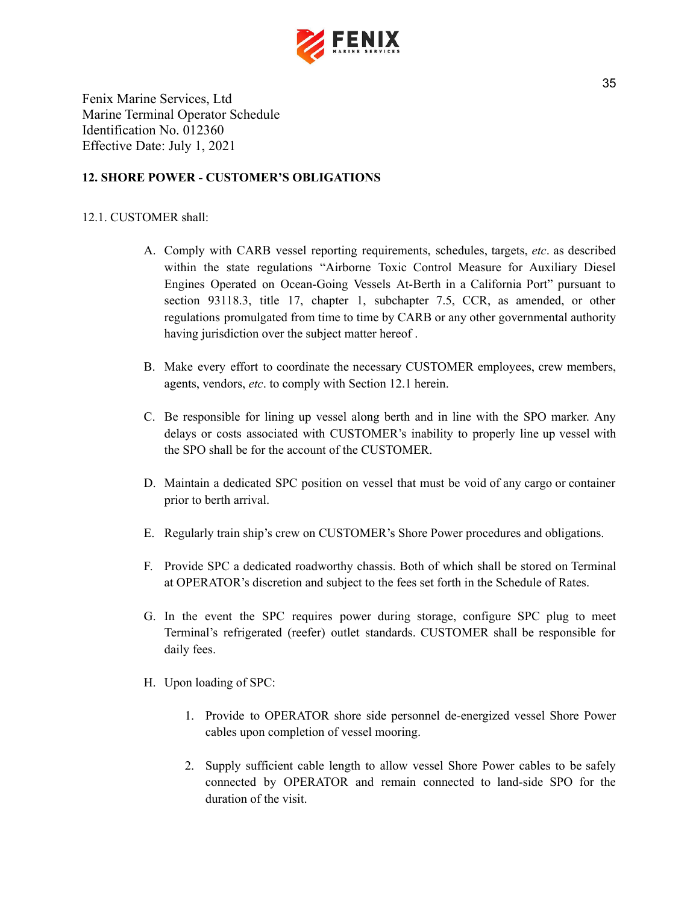Fenix Marine Services, Ltd
Marine Terminal Operator Schedule
Identification No. 012360
Effective Date: July 1, 2021

**12. SHORE POWER - CUSTOMER'S OBLIGATIONS**

12.1. CUSTOMER shall:

A. Comply with CARB vessel reporting requirements, schedules, targets, *etc*. as described within the state regulations "Airborne Toxic Control Measure for Auxiliary Diesel Engines Operated on Ocean-Going Vessels At-Berth in a California Port" pursuant to section 93118.3, title 17, chapter 1, subchapter 7.5, CCR, as amended, or other regulations promulgated from time to time by CARB or any other governmental authority having jurisdiction over the subject matter hereof .

B. Make every effort to coordinate the necessary CUSTOMER employees, crew members, agents, vendors, *etc*. to comply with Section 12.1 herein.

C. Be responsible for lining up vessel along berth and in line with the SPO marker. Any delays or costs associated with CUSTOMER's inability to properly line up vessel with the SPO shall be for the account of the CUSTOMER.

D. Maintain a dedicated SPC position on vessel that must be void of any cargo or container prior to berth arrival.

E. Regularly train ship's crew on CUSTOMER's Shore Power procedures and obligations.

F. Provide SPC a dedicated roadworthy chassis. Both of which shall be stored on Terminal at OPERATOR's discretion and subject to the fees set forth in the Schedule of Rates.

G. In the event the SPC requires power during storage, configure SPC plug to meet Terminal's refrigerated (reefer) outlet standards. CUSTOMER shall be responsible for daily fees.

H. Upon loading of SPC:

   1. Provide to OPERATOR shore side personnel de-energized vessel Shore Power cables upon completion of vessel mooring.

   2. Supply sufficient cable length to allow vessel Shore Power cables to be safely connected by OPERATOR and remain connected to land-side SPO for the duration of the visit.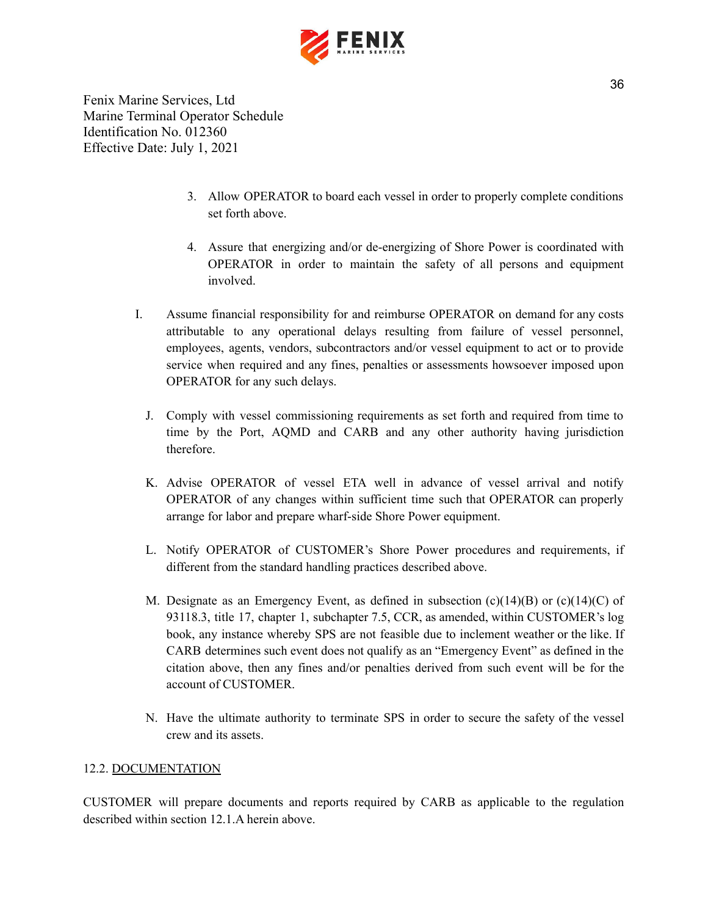Fenix Marine Services, Ltd
Marine Terminal Operator Schedule
Identification No. 012360
Effective Date: July 1, 2021

3. Allow OPERATOR to board each vessel in order to properly complete conditions set forth above.

4. Assure that energizing and/or de-energizing of Shore Power is coordinated with OPERATOR in order to maintain the safety of all persons and equipment involved.

I. Assume financial responsibility for and reimburse OPERATOR on demand for any costs attributable to any operational delays resulting from failure of vessel personnel, employees, agents, vendors, subcontractors and/or vessel equipment to act or to provide service when required and any fines, penalties or assessments howsoever imposed upon OPERATOR for any such delays.

J. Comply with vessel commissioning requirements as set forth and required from time to time by the Port, AQMD and CARB and any other authority having jurisdiction therefore.

K. Advise OPERATOR of vessel ETA well in advance of vessel arrival and notify OPERATOR of any changes within sufficient time such that OPERATOR can properly arrange for labor and prepare wharf-side Shore Power equipment.

L. Notify OPERATOR of CUSTOMER's Shore Power procedures and requirements, if different from the standard handling practices described above.

M. Designate as an Emergency Event, as defined in subsection (c)(14)(B) or (c)(14)(C) of 93118.3, title 17, chapter 1, subchapter 7.5, CCR, as amended, within CUSTOMER's log book, any instance whereby SPS are not feasible due to inclement weather or the like. If CARB determines such event does not qualify as an "Emergency Event" as defined in the citation above, then any fines and/or penalties derived from such event will be for the account of CUSTOMER.

N. Have the ultimate authority to terminate SPS in order to secure the safety of the vessel crew and its assets.

12.2. <u>DOCUMENTATION</u>

CUSTOMER will prepare documents and reports required by CARB as applicable to the regulation described within section 12.1.A herein above.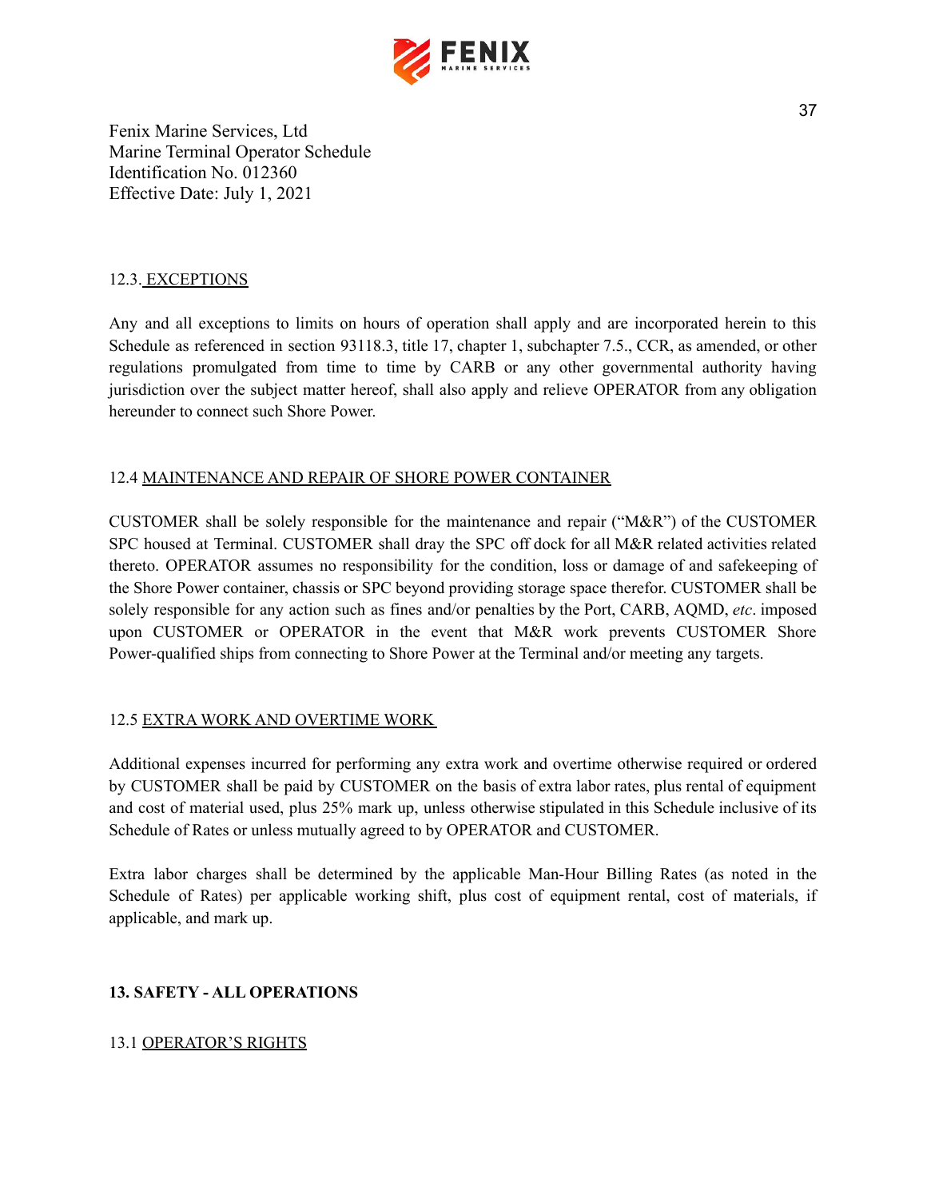Fenix Marine Services, Ltd
Marine Terminal Operator Schedule
Identification No. 012360
Effective Date: July 1, 2021

### 12.3. EXCEPTIONS

Any and all exceptions to limits on hours of operation shall apply and are incorporated herein to this Schedule as referenced in section 93118.3, title 17, chapter 1, subchapter 7.5., CCR, as amended, or other regulations promulgated from time to time by CARB or any other governmental authority having jurisdiction over the subject matter hereof, shall also apply and relieve OPERATOR from any obligation hereunder to connect such Shore Power.

### 12.4 MAINTENANCE AND REPAIR OF SHORE POWER CONTAINER

CUSTOMER shall be solely responsible for the maintenance and repair ("M&R") of the CUSTOMER SPC housed at Terminal. CUSTOMER shall dray the SPC off dock for all M&R related activities related thereto. OPERATOR assumes no responsibility for the condition, loss or damage of and safekeeping of the Shore Power container, chassis or SPC beyond providing storage space therefor. CUSTOMER shall be solely responsible for any action such as fines and/or penalties by the Port, CARB, AQMD, *etc*. imposed upon CUSTOMER or OPERATOR in the event that M&R work prevents CUSTOMER Shore Power-qualified ships from connecting to Shore Power at the Terminal and/or meeting any targets.

### 12.5 EXTRA WORK AND OVERTIME WORK

Additional expenses incurred for performing any extra work and overtime otherwise required or ordered by CUSTOMER shall be paid by CUSTOMER on the basis of extra labor rates, plus rental of equipment and cost of material used, plus 25% mark up, unless otherwise stipulated in this Schedule inclusive of its Schedule of Rates or unless mutually agreed to by OPERATOR and CUSTOMER.

Extra labor charges shall be determined by the applicable Man-Hour Billing Rates (as noted in the Schedule of Rates) per applicable working shift, plus cost of equipment rental, cost of materials, if applicable, and mark up.

## 13. SAFETY - ALL OPERATIONS

### 13.1 OPERATOR'S RIGHTS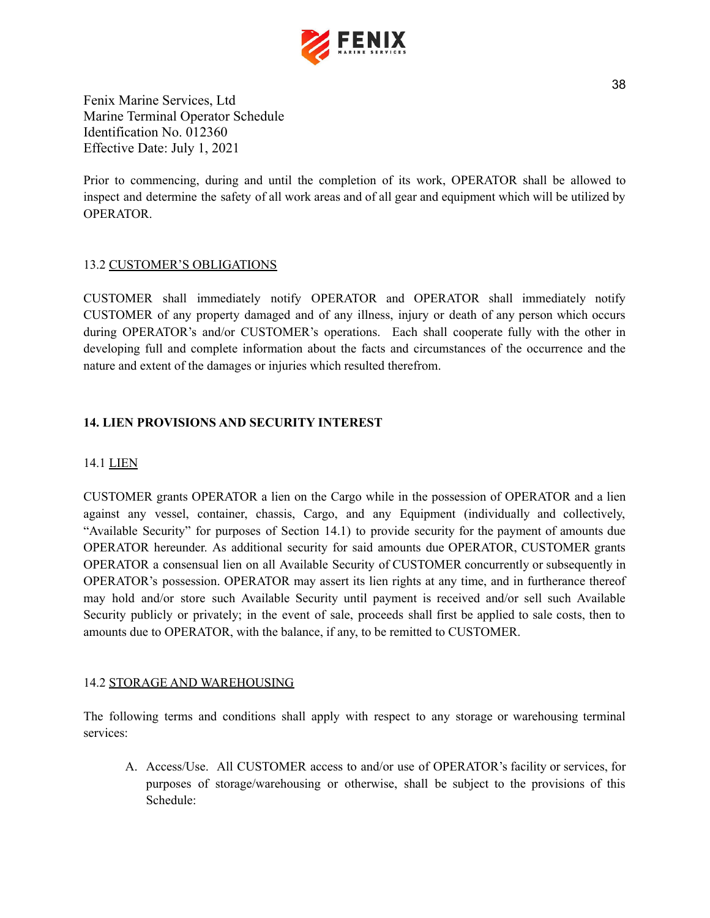Prior to commencing, during and until the completion of its work, OPERATOR shall be allowed to inspect and determine the safety of all work areas and of all gear and equipment which will be utilized by OPERATOR.

13.2 <u>CUSTOMER'S OBLIGATIONS</u>

CUSTOMER shall immediately notify OPERATOR and OPERATOR shall immediately notify CUSTOMER of any property damaged and of any illness, injury or death of any person which occurs during OPERATOR's and/or CUSTOMER's operations. Each shall cooperate fully with the other in developing full and complete information about the facts and circumstances of the occurrence and the nature and extent of the damages or injuries which resulted therefrom.

## 14. LIEN PROVISIONS AND SECURITY INTEREST

14.1 <u>LIEN</u>

CUSTOMER grants OPERATOR a lien on the Cargo while in the possession of OPERATOR and a lien against any vessel, container, chassis, Cargo, and any Equipment (individually and collectively, "Available Security" for purposes of Section 14.1) to provide security for the payment of amounts due OPERATOR hereunder. As additional security for said amounts due OPERATOR, CUSTOMER grants OPERATOR a consensual lien on all Available Security of CUSTOMER concurrently or subsequently in OPERATOR's possession. OPERATOR may assert its lien rights at any time, and in furtherance thereof may hold and/or store such Available Security until payment is received and/or sell such Available Security publicly or privately; in the event of sale, proceeds shall first be applied to sale costs, then to amounts due to OPERATOR, with the balance, if any, to be remitted to CUSTOMER.

14.2 <u>STORAGE AND WAREHOUSING</u>

The following terms and conditions shall apply with respect to any storage or warehousing terminal services:

A. Access/Use. All CUSTOMER access to and/or use of OPERATOR's facility or services, for purposes of storage/warehousing or otherwise, shall be subject to the provisions of this Schedule: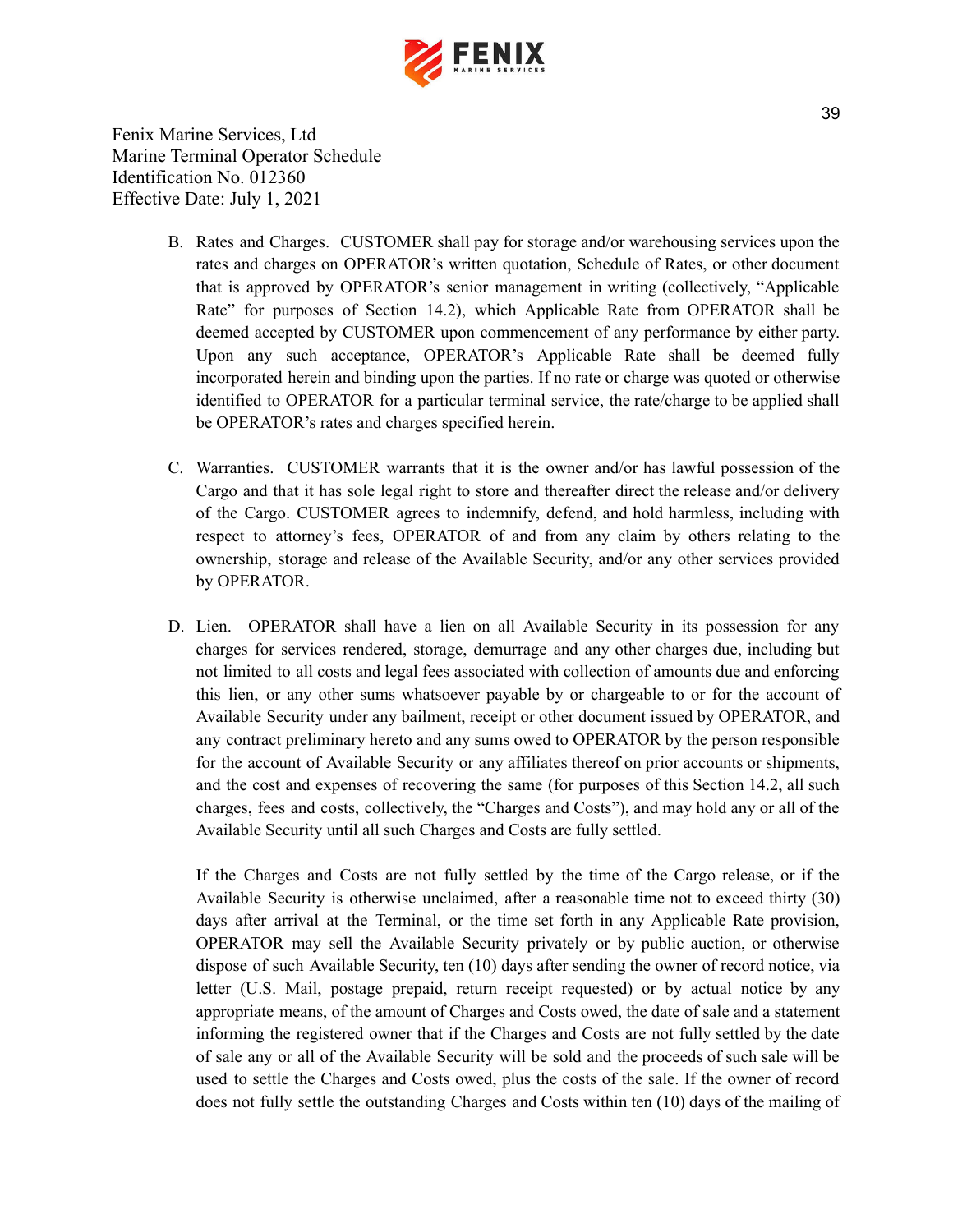B. Rates and Charges. CUSTOMER shall pay for storage and/or warehousing services upon the rates and charges on OPERATOR's written quotation, Schedule of Rates, or other document that is approved by OPERATOR's senior management in writing (collectively, "Applicable Rate" for purposes of Section 14.2), which Applicable Rate from OPERATOR shall be deemed accepted by CUSTOMER upon commencement of any performance by either party. Upon any such acceptance, OPERATOR's Applicable Rate shall be deemed fully incorporated herein and binding upon the parties. If no rate or charge was quoted or otherwise identified to OPERATOR for a particular terminal service, the rate/charge to be applied shall be OPERATOR's rates and charges specified herein.

C. Warranties. CUSTOMER warrants that it is the owner and/or has lawful possession of the Cargo and that it has sole legal right to store and thereafter direct the release and/or delivery of the Cargo. CUSTOMER agrees to indemnify, defend, and hold harmless, including with respect to attorney's fees, OPERATOR of and from any claim by others relating to the ownership, storage and release of the Available Security, and/or any other services provided by OPERATOR.

D. Lien. OPERATOR shall have a lien on all Available Security in its possession for any charges for services rendered, storage, demurrage and any other charges due, including but not limited to all costs and legal fees associated with collection of amounts due and enforcing this lien, or any other sums whatsoever payable by or chargeable to or for the account of Available Security under any bailment, receipt or other document issued by OPERATOR, and any contract preliminary hereto and any sums owed to OPERATOR by the person responsible for the account of Available Security or any affiliates thereof on prior accounts or shipments, and the cost and expenses of recovering the same (for purposes of this Section 14.2, all such charges, fees and costs, collectively, the "Charges and Costs"), and may hold any or all of the Available Security until all such Charges and Costs are fully settled.

   If the Charges and Costs are not fully settled by the time of the Cargo release, or if the Available Security is otherwise unclaimed, after a reasonable time not to exceed thirty (30) days after arrival at the Terminal, or the time set forth in any Applicable Rate provision, OPERATOR may sell the Available Security privately or by public auction, or otherwise dispose of such Available Security, ten (10) days after sending the owner of record notice, via letter (U.S. Mail, postage prepaid, return receipt requested) or by actual notice by any appropriate means, of the amount of Charges and Costs owed, the date of sale and a statement informing the registered owner that if the Charges and Costs are not fully settled by the date of sale any or all of the Available Security will be sold and the proceeds of such sale will be used to settle the Charges and Costs owed, plus the costs of the sale. If the owner of record does not fully settle the outstanding Charges and Costs within ten (10) days of the mailing of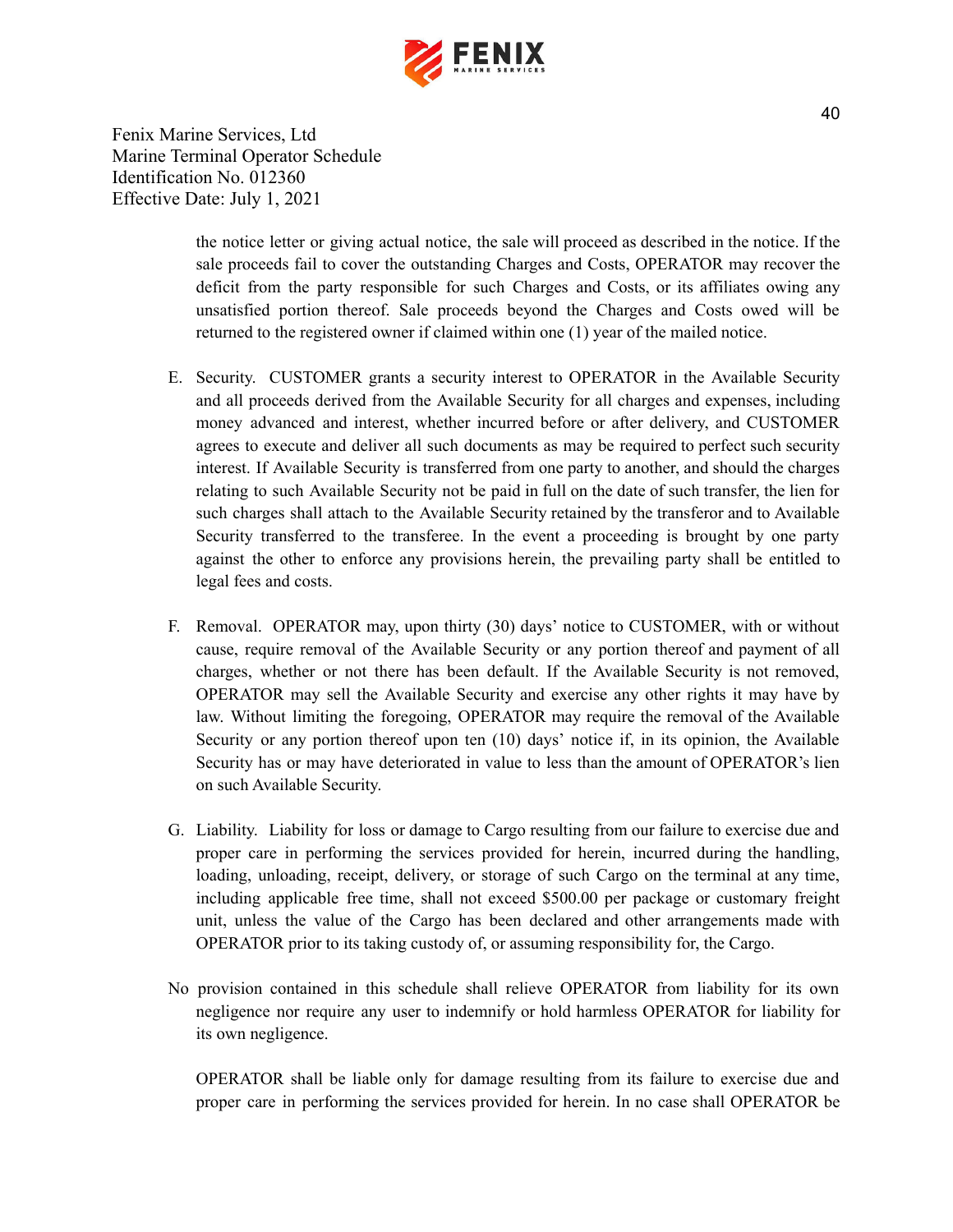the notice letter or giving actual notice, the sale will proceed as described in the notice. If the sale proceeds fail to cover the outstanding Charges and Costs, OPERATOR may recover the deficit from the party responsible for such Charges and Costs, or its affiliates owing any unsatisfied portion thereof. Sale proceeds beyond the Charges and Costs owed will be returned to the registered owner if claimed within one (1) year of the mailed notice.

E. Security. CUSTOMER grants a security interest to OPERATOR in the Available Security and all proceeds derived from the Available Security for all charges and expenses, including money advanced and interest, whether incurred before or after delivery, and CUSTOMER agrees to execute and deliver all such documents as may be required to perfect such security interest. If Available Security is transferred from one party to another, and should the charges relating to such Available Security not be paid in full on the date of such transfer, the lien for such charges shall attach to the Available Security retained by the transferor and to Available Security transferred to the transferee. In the event a proceeding is brought by one party against the other to enforce any provisions herein, the prevailing party shall be entitled to legal fees and costs.

F. Removal. OPERATOR may, upon thirty (30) days' notice to CUSTOMER, with or without cause, require removal of the Available Security or any portion thereof and payment of all charges, whether or not there has been default. If the Available Security is not removed, OPERATOR may sell the Available Security and exercise any other rights it may have by law. Without limiting the foregoing, OPERATOR may require the removal of the Available Security or any portion thereof upon ten (10) days' notice if, in its opinion, the Available Security has or may have deteriorated in value to less than the amount of OPERATOR's lien on such Available Security.

G. Liability. Liability for loss or damage to Cargo resulting from our failure to exercise due and proper care in performing the services provided for herein, incurred during the handling, loading, unloading, receipt, delivery, or storage of such Cargo on the terminal at any time, including applicable free time, shall not exceed $500.00 per package or customary freight unit, unless the value of the Cargo has been declared and other arrangements made with OPERATOR prior to its taking custody of, or assuming responsibility for, the Cargo.

No provision contained in this schedule shall relieve OPERATOR from liability for its own negligence nor require any user to indemnify or hold harmless OPERATOR for liability for its own negligence.

OPERATOR shall be liable only for damage resulting from its failure to exercise due and proper care in performing the services provided for herein. In no case shall OPERATOR be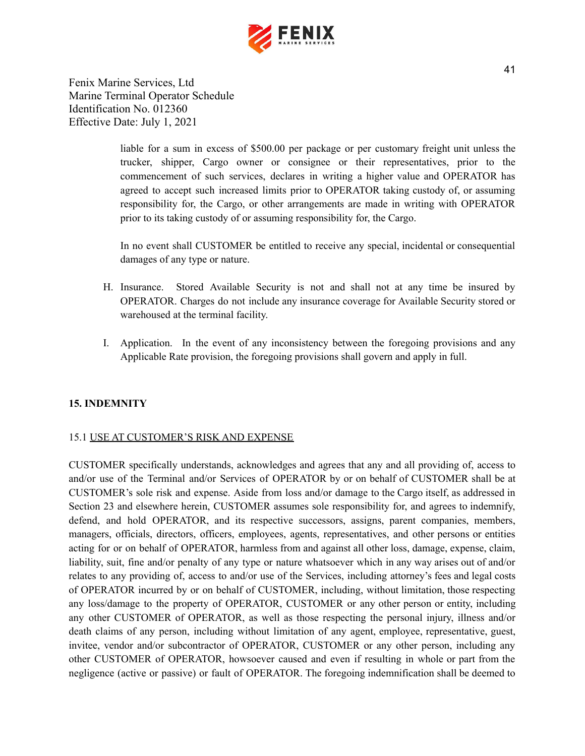liable for a sum in excess of $500.00 per package or per customary freight unit unless the trucker, shipper, Cargo owner or consignee or their representatives, prior to the commencement of such services, declares in writing a higher value and OPERATOR has agreed to accept such increased limits prior to OPERATOR taking custody of, or assuming responsibility for, the Cargo, or other arrangements are made in writing with OPERATOR prior to its taking custody of or assuming responsibility for, the Cargo.

In no event shall CUSTOMER be entitled to receive any special, incidental or consequential damages of any type or nature.

H. Insurance. Stored Available Security is not and shall not at any time be insured by OPERATOR. Charges do not include any insurance coverage for Available Security stored or warehoused at the terminal facility.

I. Application. In the event of any inconsistency between the foregoing provisions and any Applicable Rate provision, the foregoing provisions shall govern and apply in full.

## 15. INDEMNITY

### 15.1 USE AT CUSTOMER'S RISK AND EXPENSE

CUSTOMER specifically understands, acknowledges and agrees that any and all providing of, access to and/or use of the Terminal and/or Services of OPERATOR by or on behalf of CUSTOMER shall be at CUSTOMER's sole risk and expense. Aside from loss and/or damage to the Cargo itself, as addressed in Section 23 and elsewhere herein, CUSTOMER assumes sole responsibility for, and agrees to indemnify, defend, and hold OPERATOR, and its respective successors, assigns, parent companies, members, managers, officials, directors, officers, employees, agents, representatives, and other persons or entities acting for or on behalf of OPERATOR, harmless from and against all other loss, damage, expense, claim, liability, suit, fine and/or penalty of any type or nature whatsoever which in any way arises out of and/or relates to any providing of, access to and/or use of the Services, including attorney's fees and legal costs of OPERATOR incurred by or on behalf of CUSTOMER, including, without limitation, those respecting any loss/damage to the property of OPERATOR, CUSTOMER or any other person or entity, including any other CUSTOMER of OPERATOR, as well as those respecting the personal injury, illness and/or death claims of any person, including without limitation of any agent, employee, representative, guest, invitee, vendor and/or subcontractor of OPERATOR, CUSTOMER or any other person, including any other CUSTOMER of OPERATOR, howsoever caused and even if resulting in whole or part from the negligence (active or passive) or fault of OPERATOR. The foregoing indemnification shall be deemed to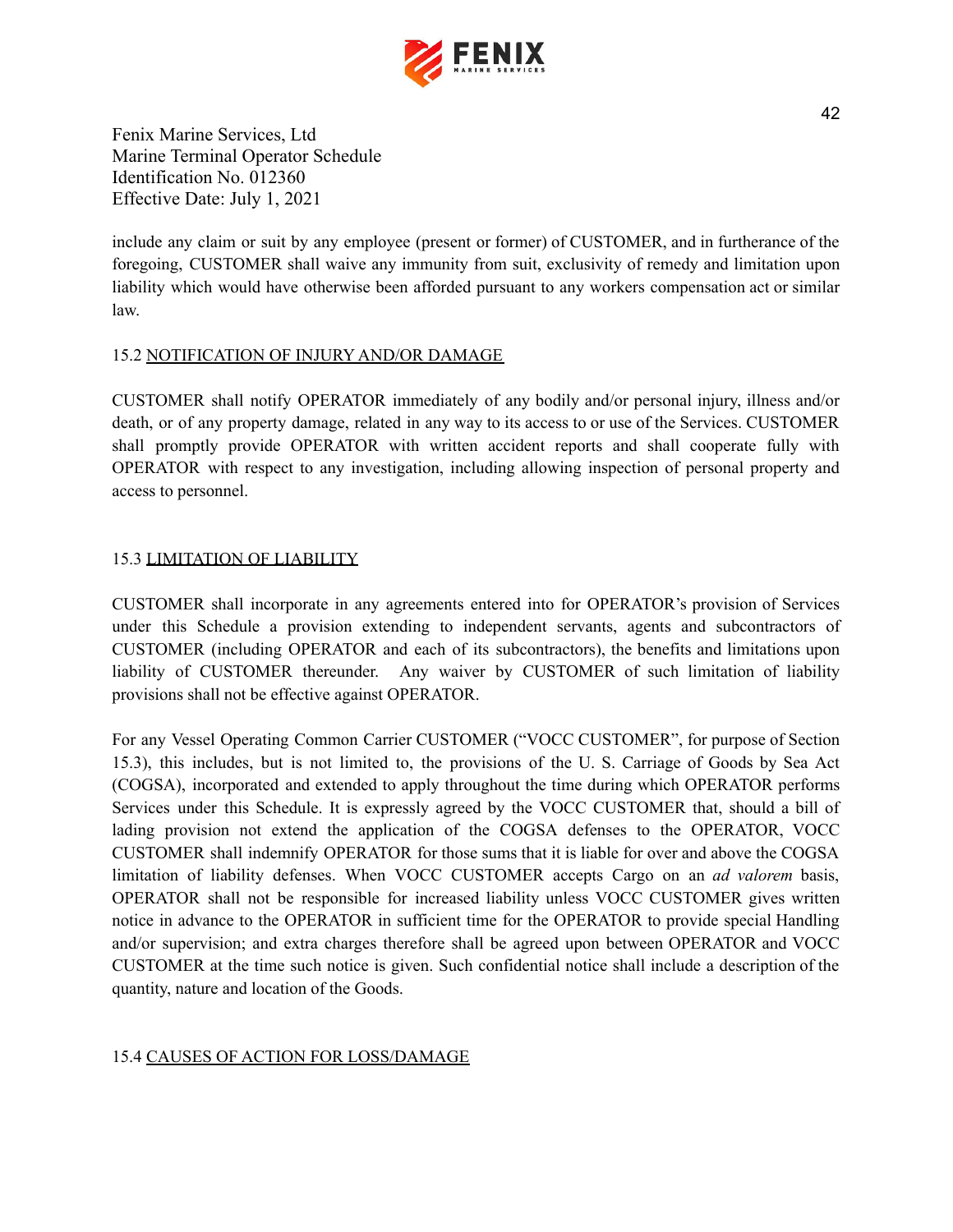include any claim or suit by any employee (present or former) of CUSTOMER, and in furtherance of the foregoing, CUSTOMER shall waive any immunity from suit, exclusivity of remedy and limitation upon liability which would have otherwise been afforded pursuant to any workers compensation act or similar law.

### 15.2 NOTIFICATION OF INJURY AND/OR DAMAGE

CUSTOMER shall notify OPERATOR immediately of any bodily and/or personal injury, illness and/or death, or of any property damage, related in any way to its access to or use of the Services. CUSTOMER shall promptly provide OPERATOR with written accident reports and shall cooperate fully with OPERATOR with respect to any investigation, including allowing inspection of personal property and access to personnel.

### 15.3 LIMITATION OF LIABILITY

CUSTOMER shall incorporate in any agreements entered into for OPERATOR's provision of Services under this Schedule a provision extending to independent servants, agents and subcontractors of CUSTOMER (including OPERATOR and each of its subcontractors), the benefits and limitations upon liability of CUSTOMER thereunder. Any waiver by CUSTOMER of such limitation of liability provisions shall not be effective against OPERATOR.

For any Vessel Operating Common Carrier CUSTOMER ("VOCC CUSTOMER", for purpose of Section 15.3), this includes, but is not limited to, the provisions of the U. S. Carriage of Goods by Sea Act (COGSA), incorporated and extended to apply throughout the time during which OPERATOR performs Services under this Schedule. It is expressly agreed by the VOCC CUSTOMER that, should a bill of lading provision not extend the application of the COGSA defenses to the OPERATOR, VOCC CUSTOMER shall indemnify OPERATOR for those sums that it is liable for over and above the COGSA limitation of liability defenses. When VOCC CUSTOMER accepts Cargo on an *ad valorem* basis, OPERATOR shall not be responsible for increased liability unless VOCC CUSTOMER gives written notice in advance to the OPERATOR in sufficient time for the OPERATOR to provide special Handling and/or supervision; and extra charges therefore shall be agreed upon between OPERATOR and VOCC CUSTOMER at the time such notice is given. Such confidential notice shall include a description of the quantity, nature and location of the Goods.

### 15.4 CAUSES OF ACTION FOR LOSS/DAMAGE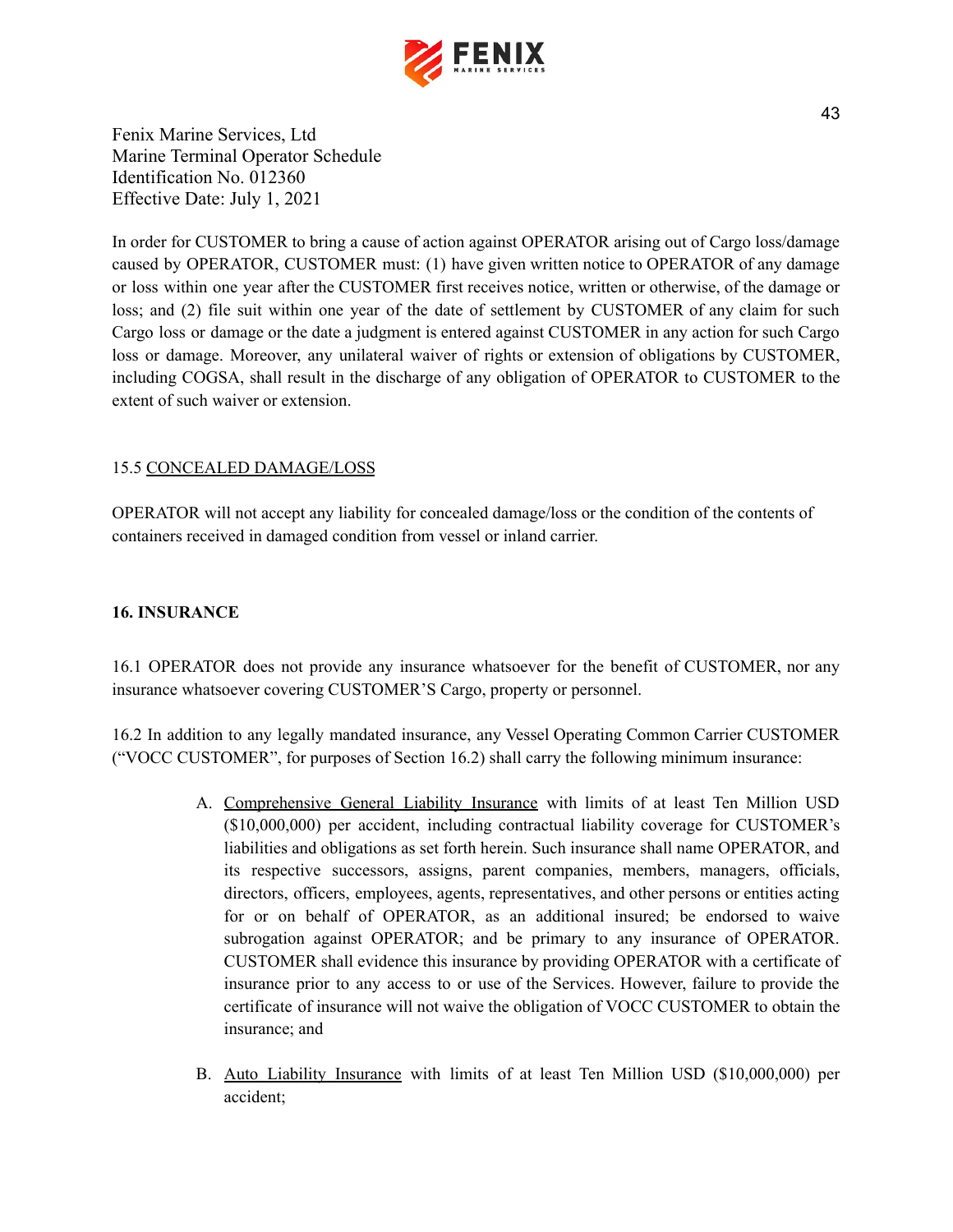Fenix Marine Services, Ltd
Marine Terminal Operator Schedule
Identification No. 012360
Effective Date: July 1, 2021

In order for CUSTOMER to bring a cause of action against OPERATOR arising out of Cargo loss/damage caused by OPERATOR, CUSTOMER must: (1) have given written notice to OPERATOR of any damage or loss within one year after the CUSTOMER first receives notice, written or otherwise, of the damage or loss; and (2) file suit within one year of the date of settlement by CUSTOMER of any claim for such Cargo loss or damage or the date a judgment is entered against CUSTOMER in any action for such Cargo loss or damage. Moreover, any unilateral waiver of rights or extension of obligations by CUSTOMER, including COGSA, shall result in the discharge of any obligation of OPERATOR to CUSTOMER to the extent of such waiver or extension.

### 15.5 CONCEALED DAMAGE/LOSS

OPERATOR will not accept any liability for concealed damage/loss or the condition of the contents of containers received in damaged condition from vessel or inland carrier.

## 16. INSURANCE

16.1 OPERATOR does not provide any insurance whatsoever for the benefit of CUSTOMER, nor any insurance whatsoever covering CUSTOMER'S Cargo, property or personnel.

16.2 In addition to any legally mandated insurance, any Vessel Operating Common Carrier CUSTOMER ("VOCC CUSTOMER", for purposes of Section 16.2) shall carry the following minimum insurance:

A. Comprehensive General Liability Insurance with limits of at least Ten Million USD ($10,000,000) per accident, including contractual liability coverage for CUSTOMER's liabilities and obligations as set forth herein. Such insurance shall name OPERATOR, and its respective successors, assigns, parent companies, members, managers, officials, directors, officers, employees, agents, representatives, and other persons or entities acting for or on behalf of OPERATOR, as an additional insured; be endorsed to waive subrogation against OPERATOR; and be primary to any insurance of OPERATOR. CUSTOMER shall evidence this insurance by providing OPERATOR with a certificate of insurance prior to any access to or use of the Services. However, failure to provide the certificate of insurance will not waive the obligation of VOCC CUSTOMER to obtain the insurance; and

B. Auto Liability Insurance with limits of at least Ten Million USD ($10,000,000) per accident;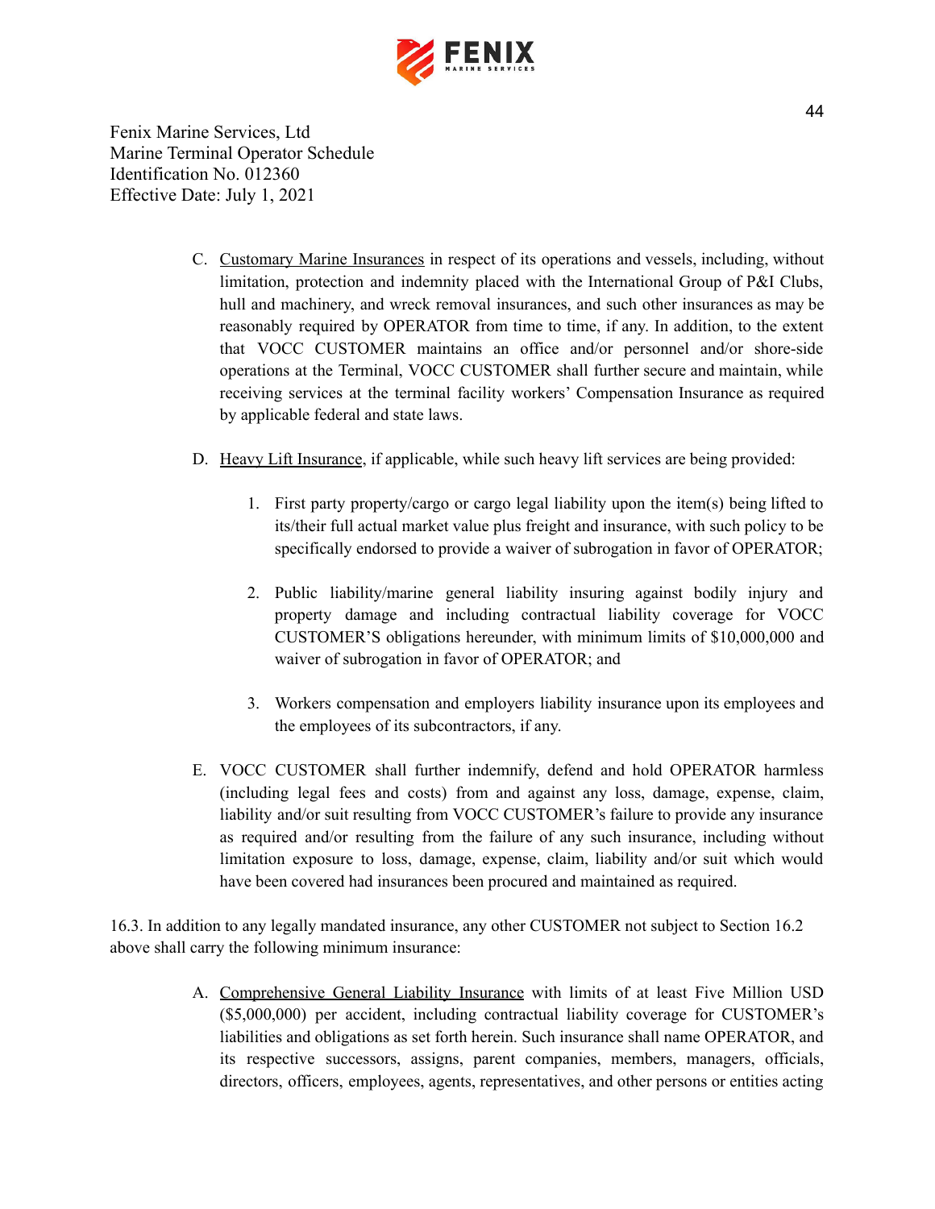C. <u>Customary Marine Insurances</u> in respect of its operations and vessels, including, without limitation, protection and indemnity placed with the International Group of P&I Clubs, hull and machinery, and wreck removal insurances, and such other insurances as may be reasonably required by OPERATOR from time to time, if any. In addition, to the extent that VOCC CUSTOMER maintains an office and/or personnel and/or shore-side operations at the Terminal, VOCC CUSTOMER shall further secure and maintain, while receiving services at the terminal facility workers' Compensation Insurance as required by applicable federal and state laws.

D. <u>Heavy Lift Insurance</u>, if applicable, while such heavy lift services are being provided:

   1. First party property/cargo or cargo legal liability upon the item(s) being lifted to its/their full actual market value plus freight and insurance, with such policy to be specifically endorsed to provide a waiver of subrogation in favor of OPERATOR;

   2. Public liability/marine general liability insuring against bodily injury and property damage and including contractual liability coverage for VOCC CUSTOMER'S obligations hereunder, with minimum limits of $10,000,000 and waiver of subrogation in favor of OPERATOR; and

   3. Workers compensation and employers liability insurance upon its employees and the employees of its subcontractors, if any.

E. VOCC CUSTOMER shall further indemnify, defend and hold OPERATOR harmless (including legal fees and costs) from and against any loss, damage, expense, claim, liability and/or suit resulting from VOCC CUSTOMER's failure to provide any insurance as required and/or resulting from the failure of any such insurance, including without limitation exposure to loss, damage, expense, claim, liability and/or suit which would have been covered had insurances been procured and maintained as required.

16.3. In addition to any legally mandated insurance, any other CUSTOMER not subject to Section 16.2 above shall carry the following minimum insurance:

A. <u>Comprehensive General Liability Insurance</u> with limits of at least Five Million USD ($5,000,000) per accident, including contractual liability coverage for CUSTOMER's liabilities and obligations as set forth herein. Such insurance shall name OPERATOR, and its respective successors, assigns, parent companies, members, managers, officials, directors, officers, employees, agents, representatives, and other persons or entities acting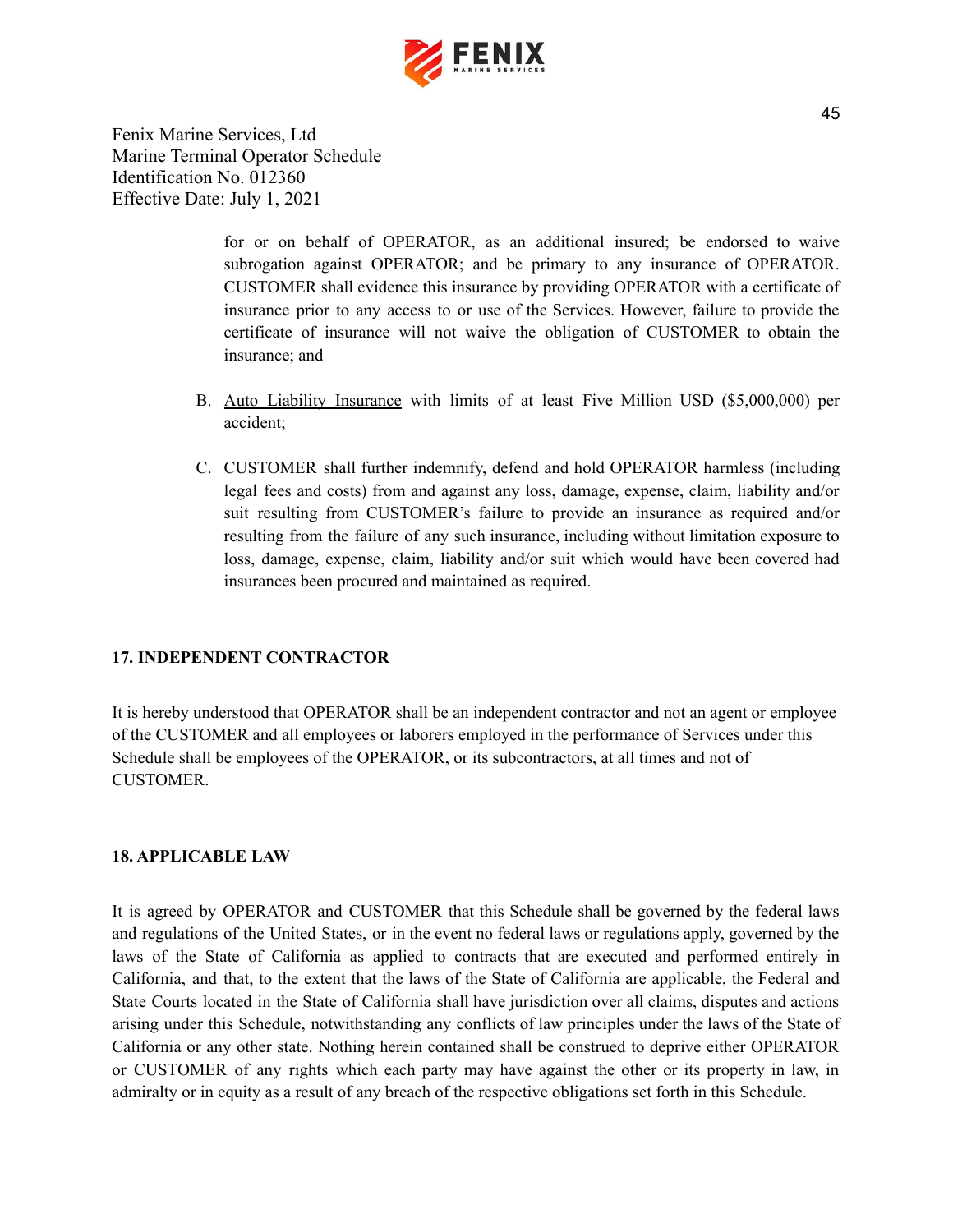for or on behalf of OPERATOR, as an additional insured; be endorsed to waive subrogation against OPERATOR; and be primary to any insurance of OPERATOR. CUSTOMER shall evidence this insurance by providing OPERATOR with a certificate of insurance prior to any access to or use of the Services. However, failure to provide the certificate of insurance will not waive the obligation of CUSTOMER to obtain the insurance; and

B. Auto Liability Insurance with limits of at least Five Million USD ($5,000,000) per accident;

C. CUSTOMER shall further indemnify, defend and hold OPERATOR harmless (including legal fees and costs) from and against any loss, damage, expense, claim, liability and/or suit resulting from CUSTOMER's failure to provide an insurance as required and/or resulting from the failure of any such insurance, including without limitation exposure to loss, damage, expense, claim, liability and/or suit which would have been covered had insurances been procured and maintained as required.

## 17. INDEPENDENT CONTRACTOR

It is hereby understood that OPERATOR shall be an independent contractor and not an agent or employee of the CUSTOMER and all employees or laborers employed in the performance of Services under this Schedule shall be employees of the OPERATOR, or its subcontractors, at all times and not of CUSTOMER.

## 18. APPLICABLE LAW

It is agreed by OPERATOR and CUSTOMER that this Schedule shall be governed by the federal laws and regulations of the United States, or in the event no federal laws or regulations apply, governed by the laws of the State of California as applied to contracts that are executed and performed entirely in California, and that, to the extent that the laws of the State of California are applicable, the Federal and State Courts located in the State of California shall have jurisdiction over all claims, disputes and actions arising under this Schedule, notwithstanding any conflicts of law principles under the laws of the State of California or any other state. Nothing herein contained shall be construed to deprive either OPERATOR or CUSTOMER of any rights which each party may have against the other or its property in law, in admiralty or in equity as a result of any breach of the respective obligations set forth in this Schedule.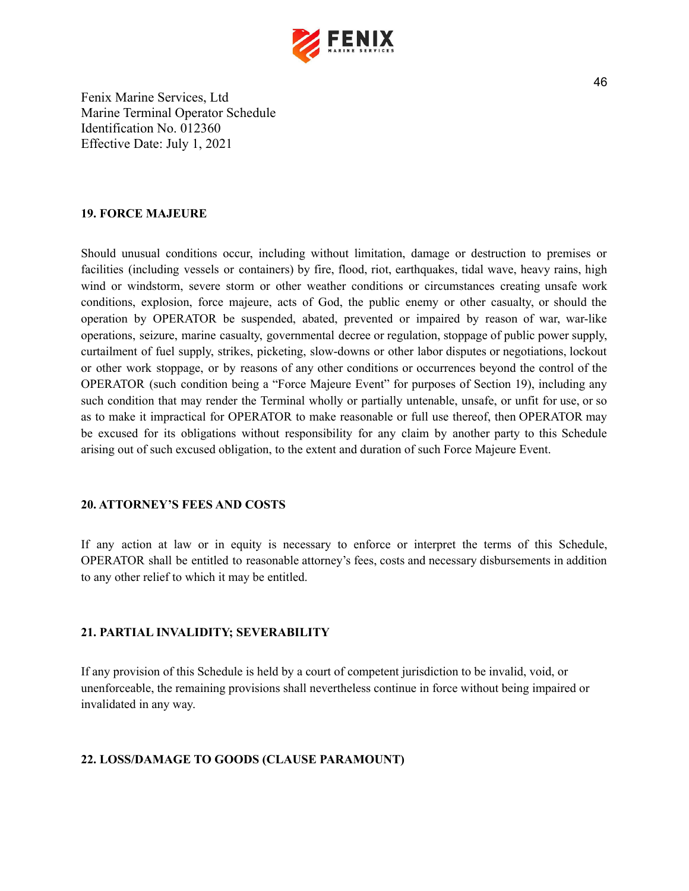Fenix Marine Services, Ltd
Marine Terminal Operator Schedule
Identification No. 012360
Effective Date: July 1, 2021

## 19. FORCE MAJEURE

Should unusual conditions occur, including without limitation, damage or destruction to premises or facilities (including vessels or containers) by fire, flood, riot, earthquakes, tidal wave, heavy rains, high wind or windstorm, severe storm or other weather conditions or circumstances creating unsafe work conditions, explosion, force majeure, acts of God, the public enemy or other casualty, or should the operation by OPERATOR be suspended, abated, prevented or impaired by reason of war, war-like operations, seizure, marine casualty, governmental decree or regulation, stoppage of public power supply, curtailment of fuel supply, strikes, picketing, slow-downs or other labor disputes or negotiations, lockout or other work stoppage, or by reasons of any other conditions or occurrences beyond the control of the OPERATOR (such condition being a "Force Majeure Event" for purposes of Section 19), including any such condition that may render the Terminal wholly or partially untenable, unsafe, or unfit for use, or so as to make it impractical for OPERATOR to make reasonable or full use thereof, then OPERATOR may be excused for its obligations without responsibility for any claim by another party to this Schedule arising out of such excused obligation, to the extent and duration of such Force Majeure Event.

## 20. ATTORNEY'S FEES AND COSTS

If any action at law or in equity is necessary to enforce or interpret the terms of this Schedule, OPERATOR shall be entitled to reasonable attorney's fees, costs and necessary disbursements in addition to any other relief to which it may be entitled.

## 21. PARTIAL INVALIDITY; SEVERABILITY

If any provision of this Schedule is held by a court of competent jurisdiction to be invalid, void, or unenforceable, the remaining provisions shall nevertheless continue in force without being impaired or invalidated in any way.

## 22. LOSS/DAMAGE TO GOODS (CLAUSE PARAMOUNT)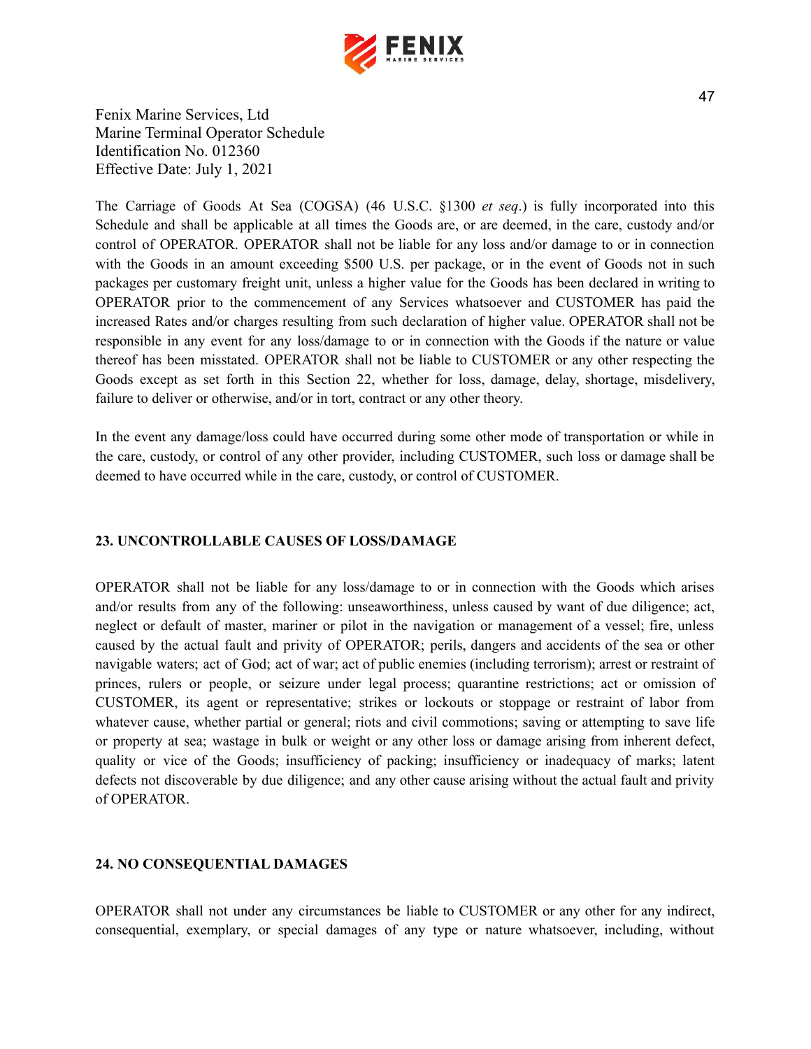Fenix Marine Services, Ltd
Marine Terminal Operator Schedule
Identification No. 012360
Effective Date: July 1, 2021

The Carriage of Goods At Sea (COGSA) (46 U.S.C. §1300 *et seq*.) is fully incorporated into this Schedule and shall be applicable at all times the Goods are, or are deemed, in the care, custody and/or control of OPERATOR. OPERATOR shall not be liable for any loss and/or damage to or in connection with the Goods in an amount exceeding $500 U.S. per package, or in the event of Goods not in such packages per customary freight unit, unless a higher value for the Goods has been declared in writing to OPERATOR prior to the commencement of any Services whatsoever and CUSTOMER has paid the increased Rates and/or charges resulting from such declaration of higher value. OPERATOR shall not be responsible in any event for any loss/damage to or in connection with the Goods if the nature or value thereof has been misstated. OPERATOR shall not be liable to CUSTOMER or any other respecting the Goods except as set forth in this Section 22, whether for loss, damage, delay, shortage, misdelivery, failure to deliver or otherwise, and/or in tort, contract or any other theory.

In the event any damage/loss could have occurred during some other mode of transportation or while in the care, custody, or control of any other provider, including CUSTOMER, such loss or damage shall be deemed to have occurred while in the care, custody, or control of CUSTOMER.

## 23. UNCONTROLLABLE CAUSES OF LOSS/DAMAGE

OPERATOR shall not be liable for any loss/damage to or in connection with the Goods which arises and/or results from any of the following: unseaworthiness, unless caused by want of due diligence; act, neglect or default of master, mariner or pilot in the navigation or management of a vessel; fire, unless caused by the actual fault and privity of OPERATOR; perils, dangers and accidents of the sea or other navigable waters; act of God; act of war; act of public enemies (including terrorism); arrest or restraint of princes, rulers or people, or seizure under legal process; quarantine restrictions; act or omission of CUSTOMER, its agent or representative; strikes or lockouts or stoppage or restraint of labor from whatever cause, whether partial or general; riots and civil commotions; saving or attempting to save life or property at sea; wastage in bulk or weight or any other loss or damage arising from inherent defect, quality or vice of the Goods; insufficiency of packing; insufficiency or inadequacy of marks; latent defects not discoverable by due diligence; and any other cause arising without the actual fault and privity of OPERATOR.

## 24. NO CONSEQUENTIAL DAMAGES

OPERATOR shall not under any circumstances be liable to CUSTOMER or any other for any indirect, consequential, exemplary, or special damages of any type or nature whatsoever, including, without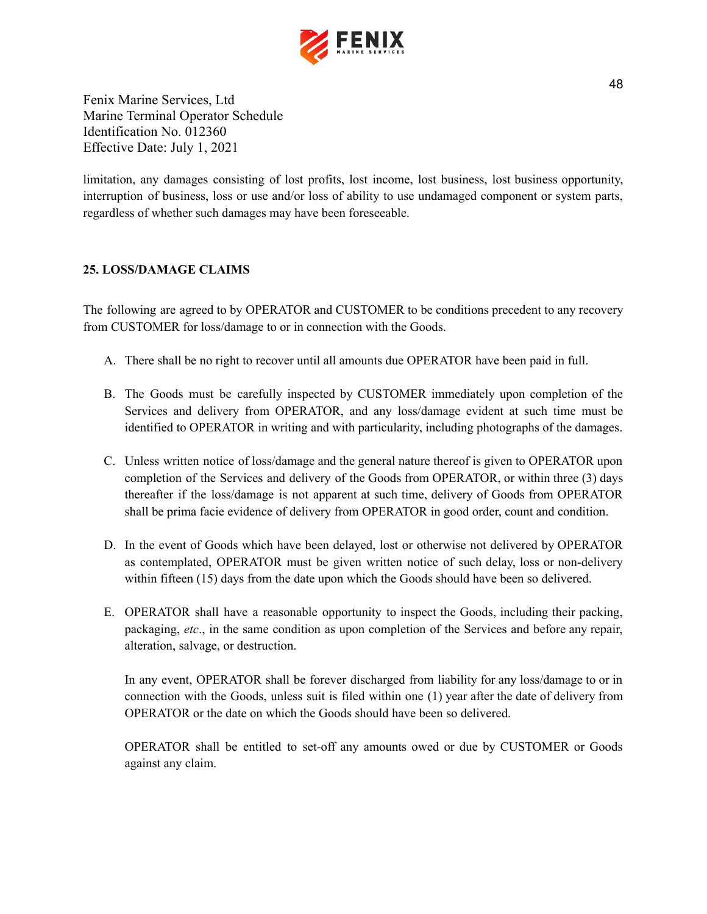Fenix Marine Services, Ltd
Marine Terminal Operator Schedule
Identification No. 012360
Effective Date: July 1, 2021

limitation, any damages consisting of lost profits, lost income, lost business, lost business opportunity, interruption of business, loss or use and/or loss of ability to use undamaged component or system parts, regardless of whether such damages may have been foreseeable.

**25. LOSS/DAMAGE CLAIMS**

The following are agreed to by OPERATOR and CUSTOMER to be conditions precedent to any recovery from CUSTOMER for loss/damage to or in connection with the Goods.

A. There shall be no right to recover until all amounts due OPERATOR have been paid in full.

B. The Goods must be carefully inspected by CUSTOMER immediately upon completion of the Services and delivery from OPERATOR, and any loss/damage evident at such time must be identified to OPERATOR in writing and with particularity, including photographs of the damages.

C. Unless written notice of loss/damage and the general nature thereof is given to OPERATOR upon completion of the Services and delivery of the Goods from OPERATOR, or within three (3) days thereafter if the loss/damage is not apparent at such time, delivery of Goods from OPERATOR shall be prima facie evidence of delivery from OPERATOR in good order, count and condition.

D. In the event of Goods which have been delayed, lost or otherwise not delivered by OPERATOR as contemplated, OPERATOR must be given written notice of such delay, loss or non-delivery within fifteen (15) days from the date upon which the Goods should have been so delivered.

E. OPERATOR shall have a reasonable opportunity to inspect the Goods, including their packing, packaging, *etc*., in the same condition as upon completion of the Services and before any repair, alteration, salvage, or destruction.

   In any event, OPERATOR shall be forever discharged from liability for any loss/damage to or in connection with the Goods, unless suit is filed within one (1) year after the date of delivery from OPERATOR or the date on which the Goods should have been so delivered.

   OPERATOR shall be entitled to set-off any amounts owed or due by CUSTOMER or Goods against any claim.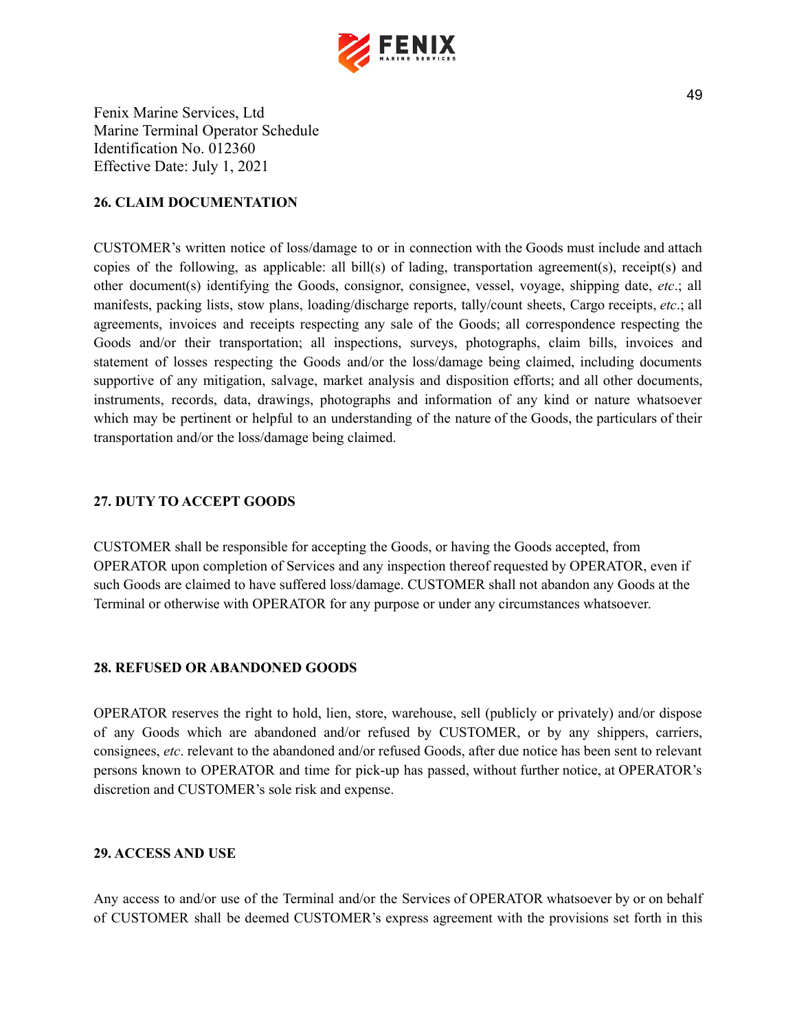Fenix Marine Services, Ltd
Marine Terminal Operator Schedule
Identification No. 012360
Effective Date: July 1, 2021

**26. CLAIM DOCUMENTATION**

CUSTOMER's written notice of loss/damage to or in connection with the Goods must include and attach copies of the following, as applicable: all bill(s) of lading, transportation agreement(s), receipt(s) and other document(s) identifying the Goods, consignor, consignee, vessel, voyage, shipping date, *etc*.; all manifests, packing lists, stow plans, loading/discharge reports, tally/count sheets, Cargo receipts, *etc*.; all agreements, invoices and receipts respecting any sale of the Goods; all correspondence respecting the Goods and/or their transportation; all inspections, surveys, photographs, claim bills, invoices and statement of losses respecting the Goods and/or the loss/damage being claimed, including documents supportive of any mitigation, salvage, market analysis and disposition efforts; and all other documents, instruments, records, data, drawings, photographs and information of any kind or nature whatsoever which may be pertinent or helpful to an understanding of the nature of the Goods, the particulars of their transportation and/or the loss/damage being claimed.

**27. DUTY TO ACCEPT GOODS**

CUSTOMER shall be responsible for accepting the Goods, or having the Goods accepted, from OPERATOR upon completion of Services and any inspection thereof requested by OPERATOR, even if such Goods are claimed to have suffered loss/damage. CUSTOMER shall not abandon any Goods at the Terminal or otherwise with OPERATOR for any purpose or under any circumstances whatsoever.

**28. REFUSED OR ABANDONED GOODS**

OPERATOR reserves the right to hold, lien, store, warehouse, sell (publicly or privately) and/or dispose of any Goods which are abandoned and/or refused by CUSTOMER, or by any shippers, carriers, consignees, *etc*. relevant to the abandoned and/or refused Goods, after due notice has been sent to relevant persons known to OPERATOR and time for pick-up has passed, without further notice, at OPERATOR's discretion and CUSTOMER's sole risk and expense.

**29. ACCESS AND USE**

Any access to and/or use of the Terminal and/or the Services of OPERATOR whatsoever by or on behalf of CUSTOMER shall be deemed CUSTOMER's express agreement with the provisions set forth in this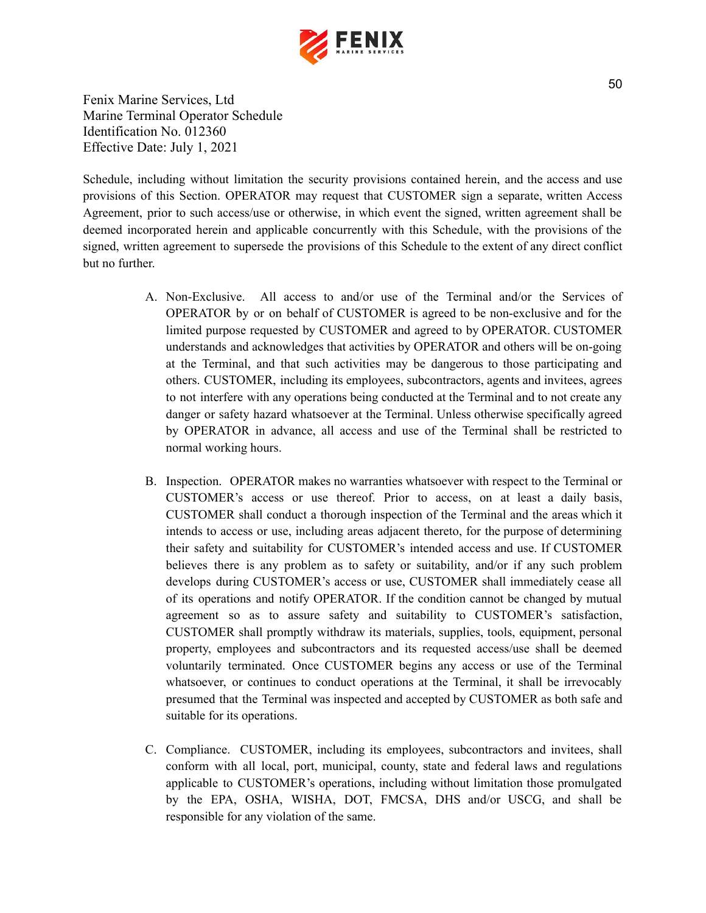Schedule, including without limitation the security provisions contained herein, and the access and use provisions of this Section. OPERATOR may request that CUSTOMER sign a separate, written Access Agreement, prior to such access/use or otherwise, in which event the signed, written agreement shall be deemed incorporated herein and applicable concurrently with this Schedule, with the provisions of the signed, written agreement to supersede the provisions of this Schedule to the extent of any direct conflict but no further.

A. Non-Exclusive. All access to and/or use of the Terminal and/or the Services of OPERATOR by or on behalf of CUSTOMER is agreed to be non-exclusive and for the limited purpose requested by CUSTOMER and agreed to by OPERATOR. CUSTOMER understands and acknowledges that activities by OPERATOR and others will be on-going at the Terminal, and that such activities may be dangerous to those participating and others. CUSTOMER, including its employees, subcontractors, agents and invitees, agrees to not interfere with any operations being conducted at the Terminal and to not create any danger or safety hazard whatsoever at the Terminal. Unless otherwise specifically agreed by OPERATOR in advance, all access and use of the Terminal shall be restricted to normal working hours.

B. Inspection. OPERATOR makes no warranties whatsoever with respect to the Terminal or CUSTOMER's access or use thereof. Prior to access, on at least a daily basis, CUSTOMER shall conduct a thorough inspection of the Terminal and the areas which it intends to access or use, including areas adjacent thereto, for the purpose of determining their safety and suitability for CUSTOMER's intended access and use. If CUSTOMER believes there is any problem as to safety or suitability, and/or if any such problem develops during CUSTOMER's access or use, CUSTOMER shall immediately cease all of its operations and notify OPERATOR. If the condition cannot be changed by mutual agreement so as to assure safety and suitability to CUSTOMER's satisfaction, CUSTOMER shall promptly withdraw its materials, supplies, tools, equipment, personal property, employees and subcontractors and its requested access/use shall be deemed voluntarily terminated. Once CUSTOMER begins any access or use of the Terminal whatsoever, or continues to conduct operations at the Terminal, it shall be irrevocably presumed that the Terminal was inspected and accepted by CUSTOMER as both safe and suitable for its operations.

C. Compliance. CUSTOMER, including its employees, subcontractors and invitees, shall conform with all local, port, municipal, county, state and federal laws and regulations applicable to CUSTOMER's operations, including without limitation those promulgated by the EPA, OSHA, WISHA, DOT, FMCSA, DHS and/or USCG, and shall be responsible for any violation of the same.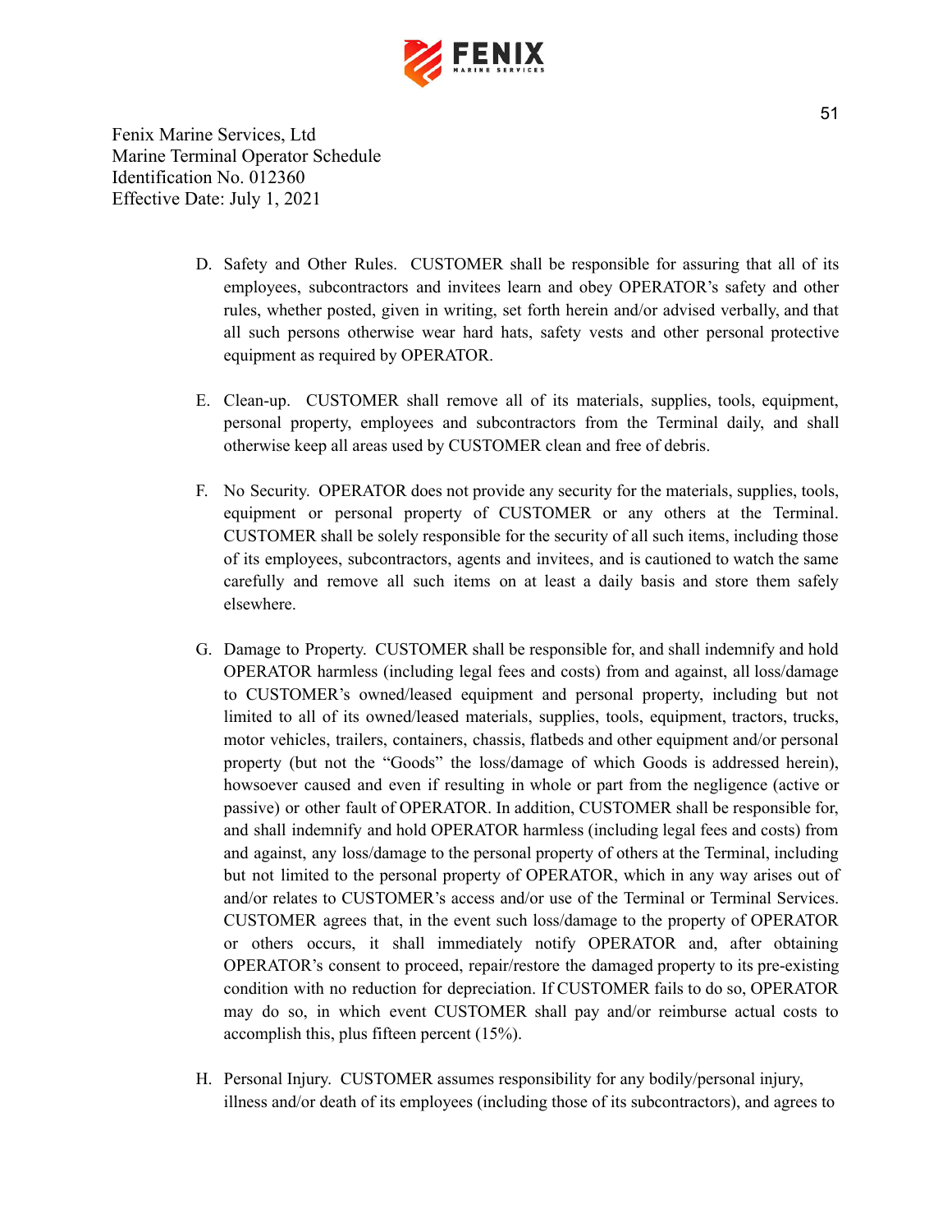Fenix Marine Services, Ltd
Marine Terminal Operator Schedule
Identification No. 012360
Effective Date: July 1, 2021

D. Safety and Other Rules. CUSTOMER shall be responsible for assuring that all of its employees, subcontractors and invitees learn and obey OPERATOR's safety and other rules, whether posted, given in writing, set forth herein and/or advised verbally, and that all such persons otherwise wear hard hats, safety vests and other personal protective equipment as required by OPERATOR.

E. Clean-up. CUSTOMER shall remove all of its materials, supplies, tools, equipment, personal property, employees and subcontractors from the Terminal daily, and shall otherwise keep all areas used by CUSTOMER clean and free of debris.

F. No Security. OPERATOR does not provide any security for the materials, supplies, tools, equipment or personal property of CUSTOMER or any others at the Terminal. CUSTOMER shall be solely responsible for the security of all such items, including those of its employees, subcontractors, agents and invitees, and is cautioned to watch the same carefully and remove all such items on at least a daily basis and store them safely elsewhere.

G. Damage to Property. CUSTOMER shall be responsible for, and shall indemnify and hold OPERATOR harmless (including legal fees and costs) from and against, all loss/damage to CUSTOMER's owned/leased equipment and personal property, including but not limited to all of its owned/leased materials, supplies, tools, equipment, tractors, trucks, motor vehicles, trailers, containers, chassis, flatbeds and other equipment and/or personal property (but not the "Goods" the loss/damage of which Goods is addressed herein), howsoever caused and even if resulting in whole or part from the negligence (active or passive) or other fault of OPERATOR. In addition, CUSTOMER shall be responsible for, and shall indemnify and hold OPERATOR harmless (including legal fees and costs) from and against, any loss/damage to the personal property of others at the Terminal, including but not limited to the personal property of OPERATOR, which in any way arises out of and/or relates to CUSTOMER's access and/or use of the Terminal or Terminal Services. CUSTOMER agrees that, in the event such loss/damage to the property of OPERATOR or others occurs, it shall immediately notify OPERATOR and, after obtaining OPERATOR's consent to proceed, repair/restore the damaged property to its pre-existing condition with no reduction for depreciation. If CUSTOMER fails to do so, OPERATOR may do so, in which event CUSTOMER shall pay and/or reimburse actual costs to accomplish this, plus fifteen percent (15%).

H. Personal Injury. CUSTOMER assumes responsibility for any bodily/personal injury, illness and/or death of its employees (including those of its subcontractors), and agrees to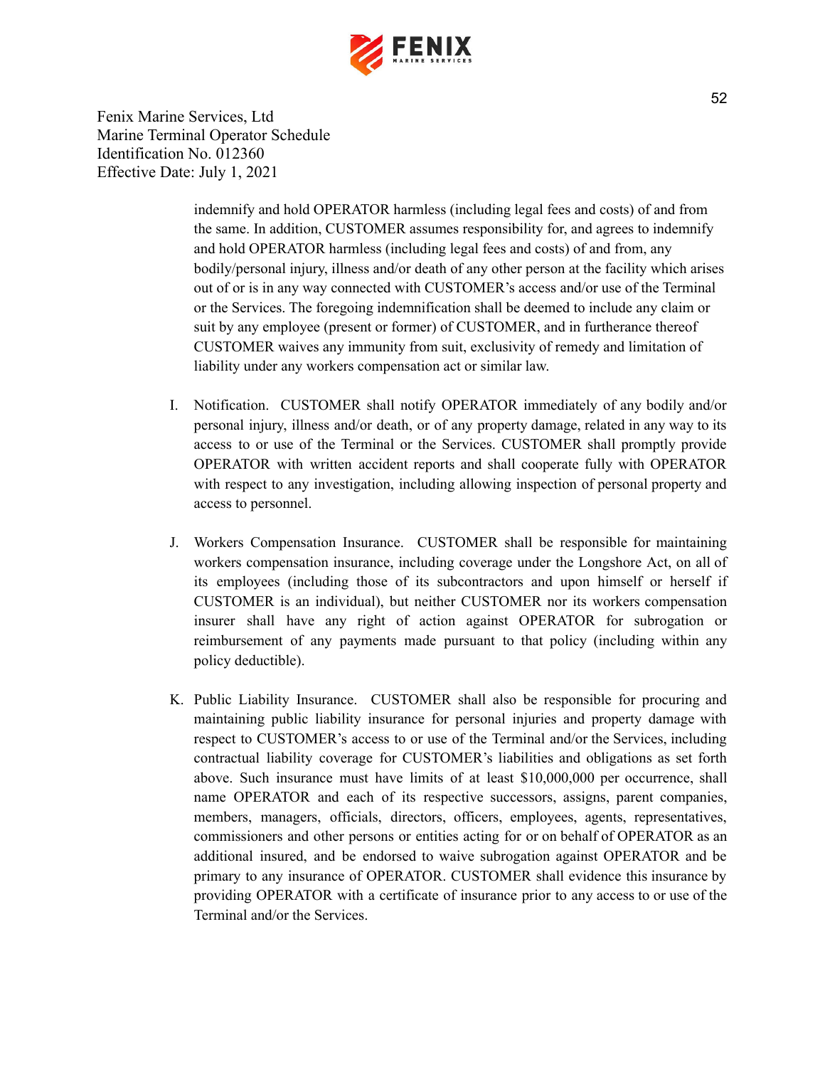indemnify and hold OPERATOR harmless (including legal fees and costs) of and from the same. In addition, CUSTOMER assumes responsibility for, and agrees to indemnify and hold OPERATOR harmless (including legal fees and costs) of and from, any bodily/personal injury, illness and/or death of any other person at the facility which arises out of or is in any way connected with CUSTOMER's access and/or use of the Terminal or the Services. The foregoing indemnification shall be deemed to include any claim or suit by any employee (present or former) of CUSTOMER, and in furtherance thereof CUSTOMER waives any immunity from suit, exclusivity of remedy and limitation of liability under any workers compensation act or similar law.

I. Notification. CUSTOMER shall notify OPERATOR immediately of any bodily and/or personal injury, illness and/or death, or of any property damage, related in any way to its access to or use of the Terminal or the Services. CUSTOMER shall promptly provide OPERATOR with written accident reports and shall cooperate fully with OPERATOR with respect to any investigation, including allowing inspection of personal property and access to personnel.

J. Workers Compensation Insurance. CUSTOMER shall be responsible for maintaining workers compensation insurance, including coverage under the Longshore Act, on all of its employees (including those of its subcontractors and upon himself or herself if CUSTOMER is an individual), but neither CUSTOMER nor its workers compensation insurer shall have any right of action against OPERATOR for subrogation or reimbursement of any payments made pursuant to that policy (including within any policy deductible).

K. Public Liability Insurance. CUSTOMER shall also be responsible for procuring and maintaining public liability insurance for personal injuries and property damage with respect to CUSTOMER's access to or use of the Terminal and/or the Services, including contractual liability coverage for CUSTOMER's liabilities and obligations as set forth above. Such insurance must have limits of at least $10,000,000 per occurrence, shall name OPERATOR and each of its respective successors, assigns, parent companies, members, managers, officials, directors, officers, employees, agents, representatives, commissioners and other persons or entities acting for or on behalf of OPERATOR as an additional insured, and be endorsed to waive subrogation against OPERATOR and be primary to any insurance of OPERATOR. CUSTOMER shall evidence this insurance by providing OPERATOR with a certificate of insurance prior to any access to or use of the Terminal and/or the Services.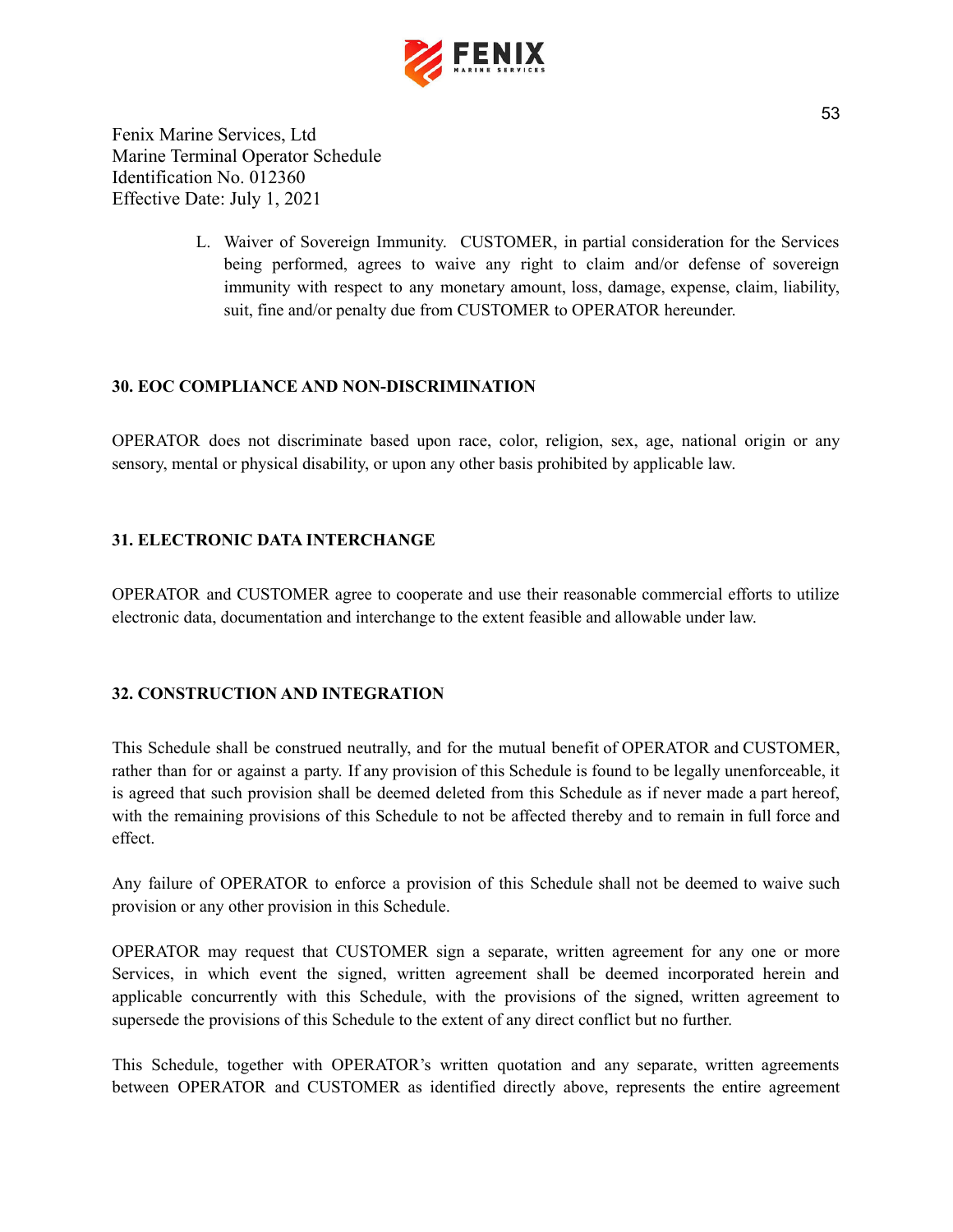L. Waiver of Sovereign Immunity. CUSTOMER, in partial consideration for the Services being performed, agrees to waive any right to claim and/or defense of sovereign immunity with respect to any monetary amount, loss, damage, expense, claim, liability, suit, fine and/or penalty due from CUSTOMER to OPERATOR hereunder.

## 30. EOC COMPLIANCE AND NON-DISCRIMINATION

OPERATOR does not discriminate based upon race, color, religion, sex, age, national origin or any sensory, mental or physical disability, or upon any other basis prohibited by applicable law.

## 31. ELECTRONIC DATA INTERCHANGE

OPERATOR and CUSTOMER agree to cooperate and use their reasonable commercial efforts to utilize electronic data, documentation and interchange to the extent feasible and allowable under law.

## 32. CONSTRUCTION AND INTEGRATION

This Schedule shall be construed neutrally, and for the mutual benefit of OPERATOR and CUSTOMER, rather than for or against a party. If any provision of this Schedule is found to be legally unenforceable, it is agreed that such provision shall be deemed deleted from this Schedule as if never made a part hereof, with the remaining provisions of this Schedule to not be affected thereby and to remain in full force and effect.

Any failure of OPERATOR to enforce a provision of this Schedule shall not be deemed to waive such provision or any other provision in this Schedule.

OPERATOR may request that CUSTOMER sign a separate, written agreement for any one or more Services, in which event the signed, written agreement shall be deemed incorporated herein and applicable concurrently with this Schedule, with the provisions of the signed, written agreement to supersede the provisions of this Schedule to the extent of any direct conflict but no further.

This Schedule, together with OPERATOR's written quotation and any separate, written agreements between OPERATOR and CUSTOMER as identified directly above, represents the entire agreement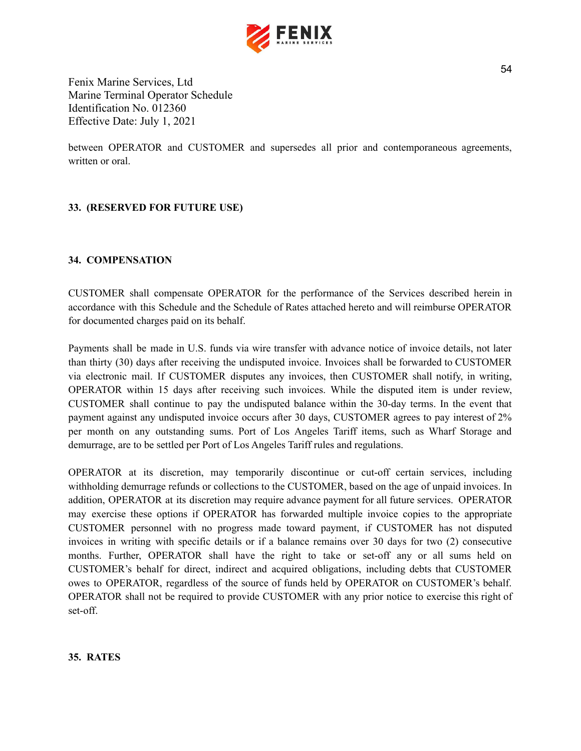between OPERATOR and CUSTOMER and supersedes all prior and contemporaneous agreements, written or oral.

## 33. (RESERVED FOR FUTURE USE)

## 34. COMPENSATION

CUSTOMER shall compensate OPERATOR for the performance of the Services described herein in accordance with this Schedule and the Schedule of Rates attached hereto and will reimburse OPERATOR for documented charges paid on its behalf.

Payments shall be made in U.S. funds via wire transfer with advance notice of invoice details, not later than thirty (30) days after receiving the undisputed invoice. Invoices shall be forwarded to CUSTOMER via electronic mail. If CUSTOMER disputes any invoices, then CUSTOMER shall notify, in writing, OPERATOR within 15 days after receiving such invoices. While the disputed item is under review, CUSTOMER shall continue to pay the undisputed balance within the 30-day terms. In the event that payment against any undisputed invoice occurs after 30 days, CUSTOMER agrees to pay interest of 2% per month on any outstanding sums. Port of Los Angeles Tariff items, such as Wharf Storage and demurrage, are to be settled per Port of Los Angeles Tariff rules and regulations.

OPERATOR at its discretion, may temporarily discontinue or cut-off certain services, including withholding demurrage refunds or collections to the CUSTOMER, based on the age of unpaid invoices. In addition, OPERATOR at its discretion may require advance payment for all future services. OPERATOR may exercise these options if OPERATOR has forwarded multiple invoice copies to the appropriate CUSTOMER personnel with no progress made toward payment, if CUSTOMER has not disputed invoices in writing with specific details or if a balance remains over 30 days for two (2) consecutive months. Further, OPERATOR shall have the right to take or set-off any or all sums held on CUSTOMER's behalf for direct, indirect and acquired obligations, including debts that CUSTOMER owes to OPERATOR, regardless of the source of funds held by OPERATOR on CUSTOMER's behalf. OPERATOR shall not be required to provide CUSTOMER with any prior notice to exercise this right of set-off.

## 35. RATES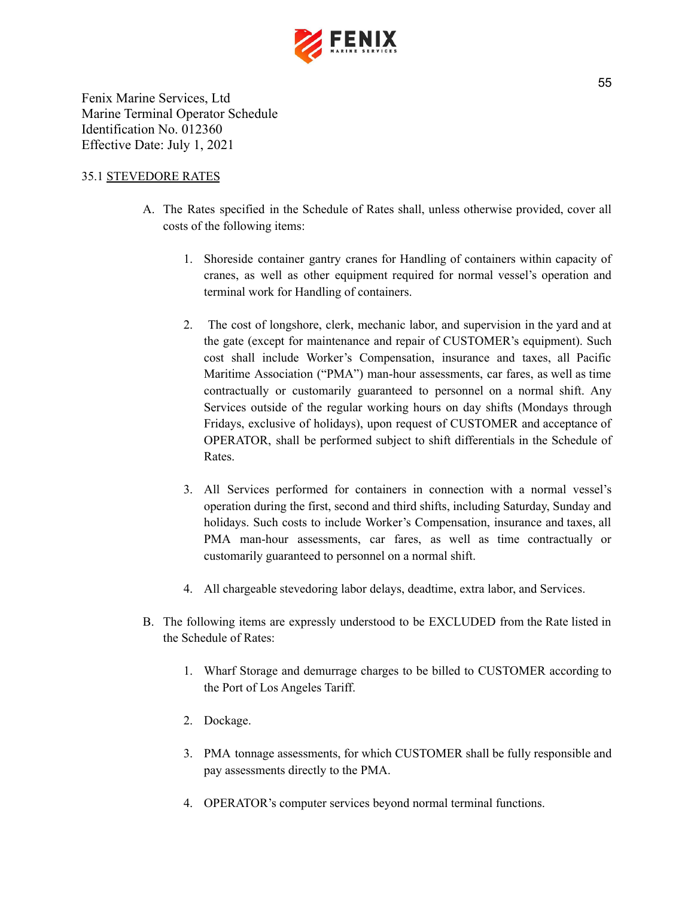Fenix Marine Services, Ltd
Marine Terminal Operator Schedule
Identification No. 012360
Effective Date: July 1, 2021

35.1 STEVEDORE RATES

A. The Rates specified in the Schedule of Rates shall, unless otherwise provided, cover all costs of the following items:

   1. Shoreside container gantry cranes for Handling of containers within capacity of cranes, as well as other equipment required for normal vessel's operation and terminal work for Handling of containers.

   2. The cost of longshore, clerk, mechanic labor, and supervision in the yard and at the gate (except for maintenance and repair of CUSTOMER's equipment). Such cost shall include Worker's Compensation, insurance and taxes, all Pacific Maritime Association ("PMA") man-hour assessments, car fares, as well as time contractually or customarily guaranteed to personnel on a normal shift. Any Services outside of the regular working hours on day shifts (Mondays through Fridays, exclusive of holidays), upon request of CUSTOMER and acceptance of OPERATOR, shall be performed subject to shift differentials in the Schedule of Rates.

   3. All Services performed for containers in connection with a normal vessel's operation during the first, second and third shifts, including Saturday, Sunday and holidays. Such costs to include Worker's Compensation, insurance and taxes, all PMA man-hour assessments, car fares, as well as time contractually or customarily guaranteed to personnel on a normal shift.

   4. All chargeable stevedoring labor delays, deadtime, extra labor, and Services.

B. The following items are expressly understood to be EXCLUDED from the Rate listed in the Schedule of Rates:

   1. Wharf Storage and demurrage charges to be billed to CUSTOMER according to the Port of Los Angeles Tariff.

   2. Dockage.

   3. PMA tonnage assessments, for which CUSTOMER shall be fully responsible and pay assessments directly to the PMA.

   4. OPERATOR's computer services beyond normal terminal functions.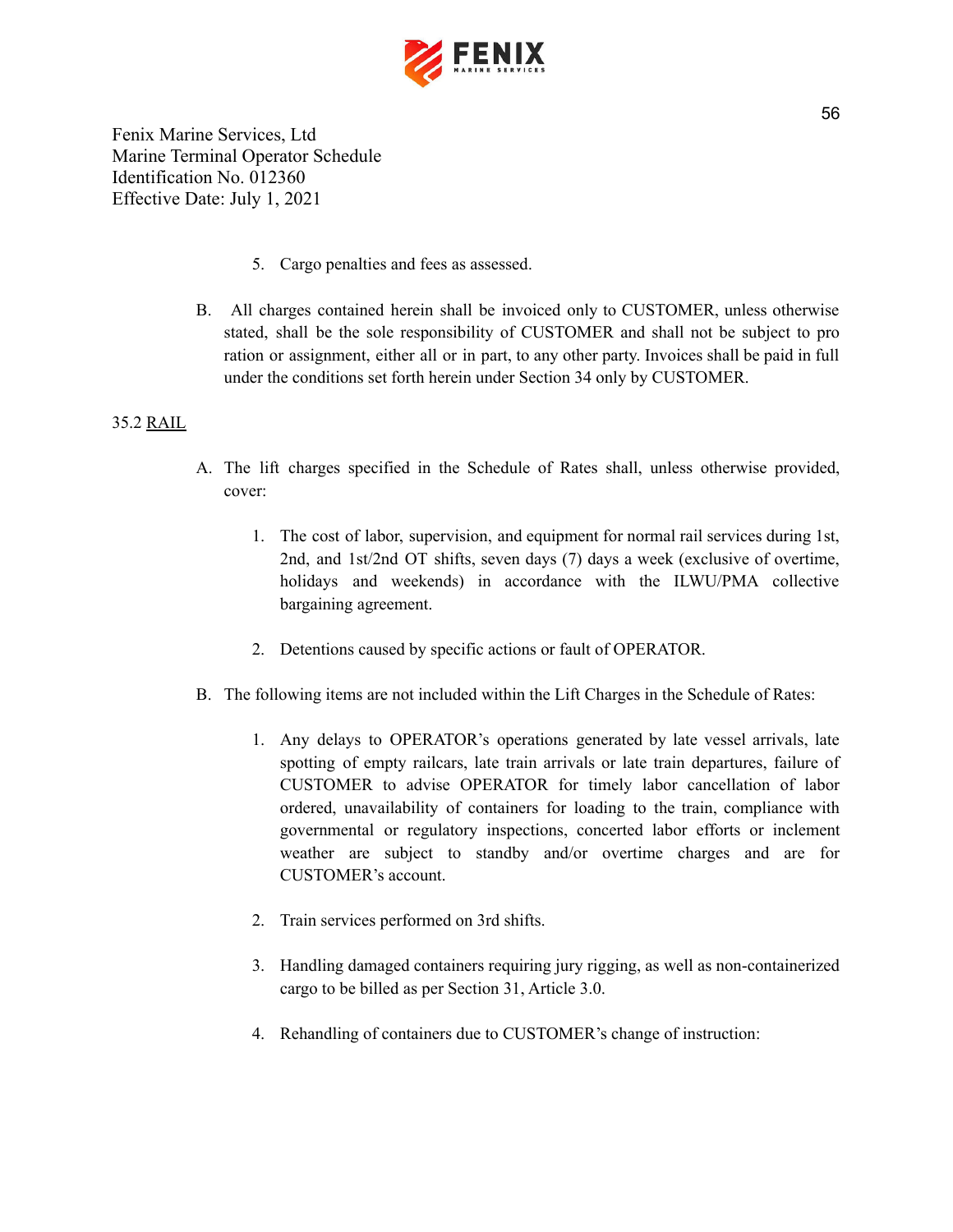Fenix Marine Services, Ltd
Marine Terminal Operator Schedule
Identification No. 012360
Effective Date: July 1, 2021

5. Cargo penalties and fees as assessed.

B. All charges contained herein shall be invoiced only to CUSTOMER, unless otherwise stated, shall be the sole responsibility of CUSTOMER and shall not be subject to pro ration or assignment, either all or in part, to any other party. Invoices shall be paid in full under the conditions set forth herein under Section 34 only by CUSTOMER.

35.2 <u>RAIL</u>

A. The lift charges specified in the Schedule of Rates shall, unless otherwise provided, cover:

1. The cost of labor, supervision, and equipment for normal rail services during 1st, 2nd, and 1st/2nd OT shifts, seven days (7) days a week (exclusive of overtime, holidays and weekends) in accordance with the ILWU/PMA collective bargaining agreement.

2. Detentions caused by specific actions or fault of OPERATOR.

B. The following items are not included within the Lift Charges in the Schedule of Rates:

1. Any delays to OPERATOR's operations generated by late vessel arrivals, late spotting of empty railcars, late train arrivals or late train departures, failure of CUSTOMER to advise OPERATOR for timely labor cancellation of labor ordered, unavailability of containers for loading to the train, compliance with governmental or regulatory inspections, concerted labor efforts or inclement weather are subject to standby and/or overtime charges and are for CUSTOMER's account.

2. Train services performed on 3rd shifts.

3. Handling damaged containers requiring jury rigging, as well as non-containerized cargo to be billed as per Section 31, Article 3.0.

4. Rehandling of containers due to CUSTOMER's change of instruction: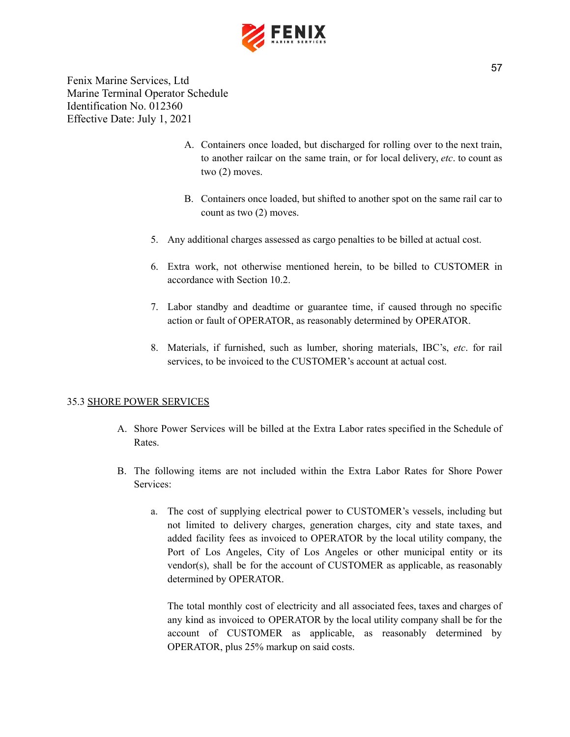A. Containers once loaded, but discharged for rolling over to the next train, to another railcar on the same train, or for local delivery, *etc*. to count as two (2) moves.

B. Containers once loaded, but shifted to another spot on the same rail car to count as two (2) moves.

5. Any additional charges assessed as cargo penalties to be billed at actual cost.

6. Extra work, not otherwise mentioned herein, to be billed to CUSTOMER in accordance with Section 10.2.

7. Labor standby and deadtime or guarantee time, if caused through no specific action or fault of OPERATOR, as reasonably determined by OPERATOR.

8. Materials, if furnished, such as lumber, shoring materials, IBC's, *etc*. for rail services, to be invoiced to the CUSTOMER's account at actual cost.

35.3 <u>SHORE POWER SERVICES</u>

A. Shore Power Services will be billed at the Extra Labor rates specified in the Schedule of Rates.

B. The following items are not included within the Extra Labor Rates for Shore Power Services:

   a. The cost of supplying electrical power to CUSTOMER's vessels, including but not limited to delivery charges, generation charges, city and state taxes, and added facility fees as invoiced to OPERATOR by the local utility company, the Port of Los Angeles, City of Los Angeles or other municipal entity or its vendor(s), shall be for the account of CUSTOMER as applicable, as reasonably determined by OPERATOR.

      The total monthly cost of electricity and all associated fees, taxes and charges of any kind as invoiced to OPERATOR by the local utility company shall be for the account of CUSTOMER as applicable, as reasonably determined by OPERATOR, plus 25% markup on said costs.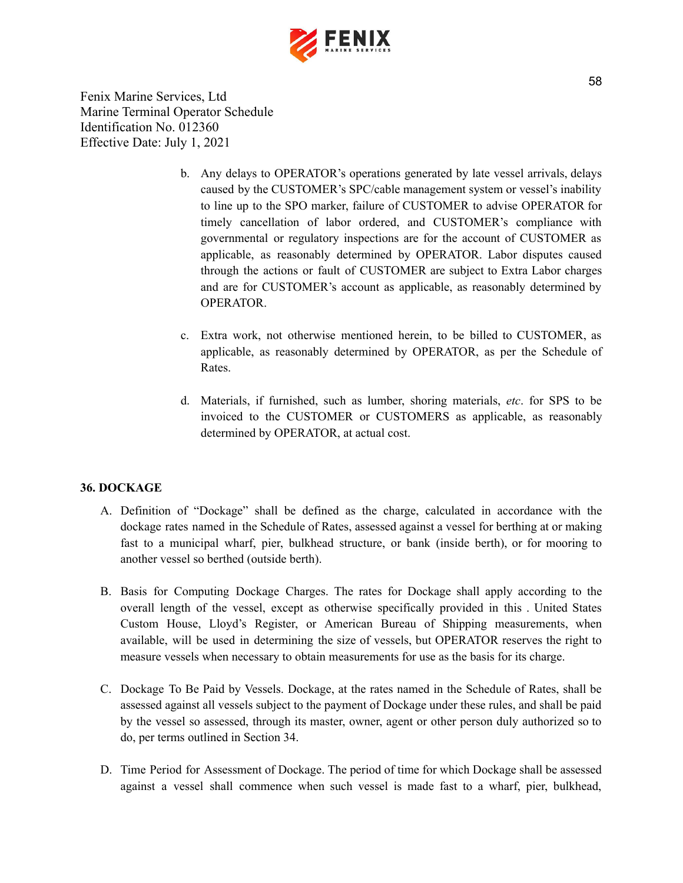Fenix Marine Services, Ltd
Marine Terminal Operator Schedule
Identification No. 012360
Effective Date: July 1, 2021

b. Any delays to OPERATOR's operations generated by late vessel arrivals, delays caused by the CUSTOMER's SPC/cable management system or vessel's inability to line up to the SPO marker, failure of CUSTOMER to advise OPERATOR for timely cancellation of labor ordered, and CUSTOMER's compliance with governmental or regulatory inspections are for the account of CUSTOMER as applicable, as reasonably determined by OPERATOR. Labor disputes caused through the actions or fault of CUSTOMER are subject to Extra Labor charges and are for CUSTOMER's account as applicable, as reasonably determined by OPERATOR.

c. Extra work, not otherwise mentioned herein, to be billed to CUSTOMER, as applicable, as reasonably determined by OPERATOR, as per the Schedule of Rates.

d. Materials, if furnished, such as lumber, shoring materials, *etc*. for SPS to be invoiced to the CUSTOMER or CUSTOMERS as applicable, as reasonably determined by OPERATOR, at actual cost.

**36. DOCKAGE**

A. Definition of "Dockage" shall be defined as the charge, calculated in accordance with the dockage rates named in the Schedule of Rates, assessed against a vessel for berthing at or making fast to a municipal wharf, pier, bulkhead structure, or bank (inside berth), or for mooring to another vessel so berthed (outside berth).

B. Basis for Computing Dockage Charges. The rates for Dockage shall apply according to the overall length of the vessel, except as otherwise specifically provided in this . United States Custom House, Lloyd's Register, or American Bureau of Shipping measurements, when available, will be used in determining the size of vessels, but OPERATOR reserves the right to measure vessels when necessary to obtain measurements for use as the basis for its charge.

C. Dockage To Be Paid by Vessels. Dockage, at the rates named in the Schedule of Rates, shall be assessed against all vessels subject to the payment of Dockage under these rules, and shall be paid by the vessel so assessed, through its master, owner, agent or other person duly authorized so to do, per terms outlined in Section 34.

D. Time Period for Assessment of Dockage. The period of time for which Dockage shall be assessed against a vessel shall commence when such vessel is made fast to a wharf, pier, bulkhead,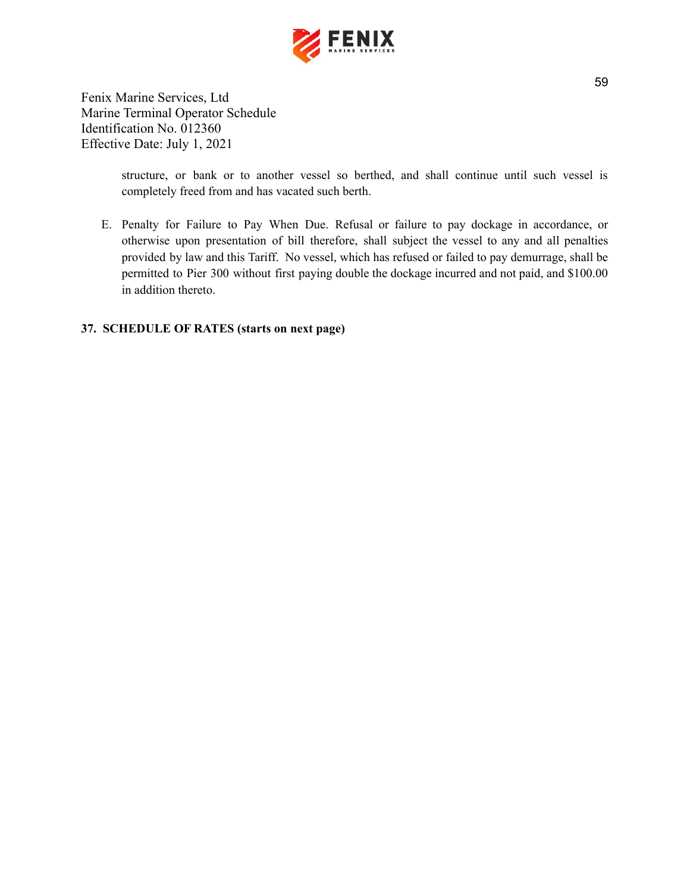structure, or bank or to another vessel so berthed, and shall continue until such vessel is completely freed from and has vacated such berth.

E. Penalty for Failure to Pay When Due. Refusal or failure to pay dockage in accordance, or otherwise upon presentation of bill therefore, shall subject the vessel to any and all penalties provided by law and this Tariff. No vessel, which has refused or failed to pay demurrage, shall be permitted to Pier 300 without first paying double the dockage incurred and not paid, and $100.00 in addition thereto.

**37. SCHEDULE OF RATES (starts on next page)**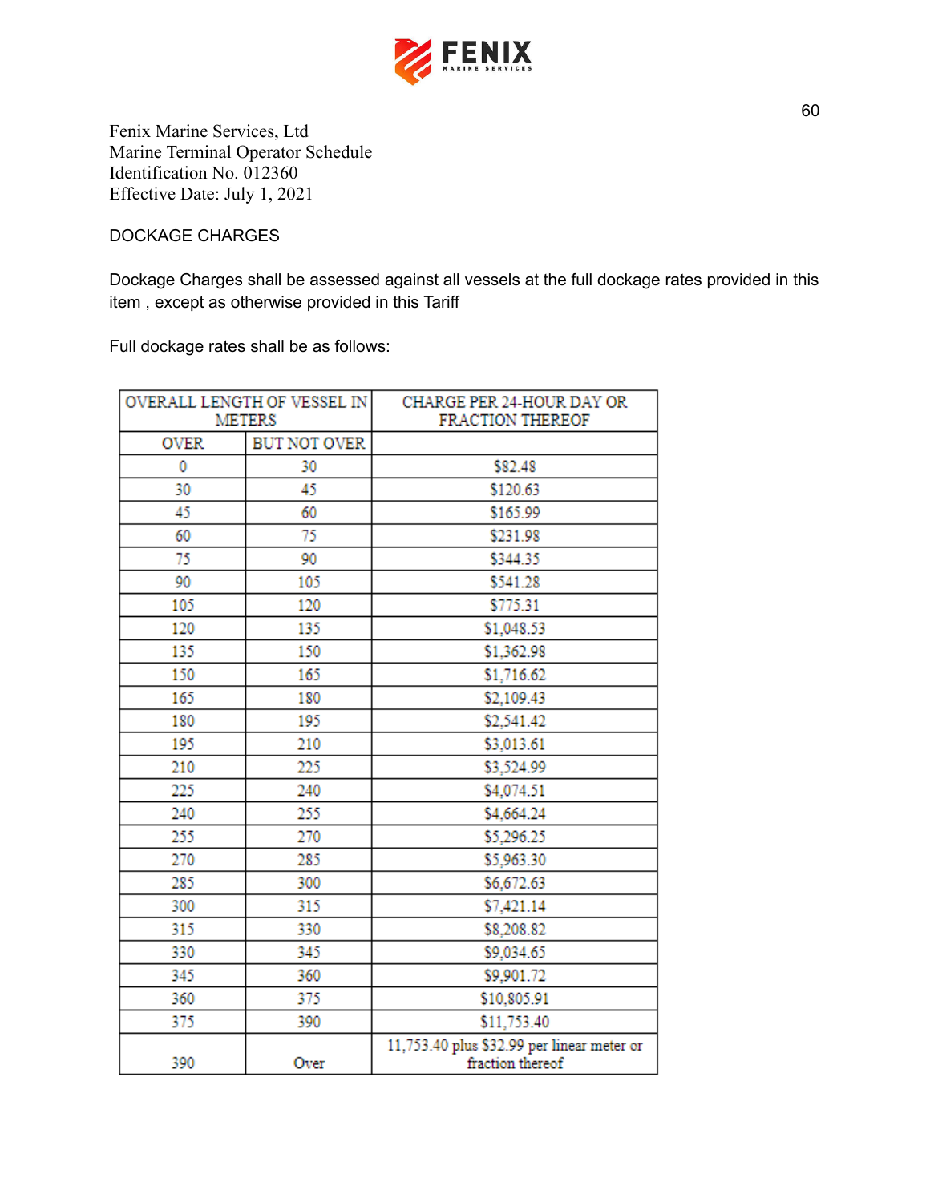Fenix Marine Services, Ltd
Marine Terminal Operator Schedule
Identification No. 012360
Effective Date: July 1, 2021

DOCKAGE CHARGES

Dockage Charges shall be assessed against all vessels at the full dockage rates provided in this item , except as otherwise provided in this Tariff

Full dockage rates shall be as follows:

| OVERALL LENGTH OF VESSEL IN METERS | | CHARGE PER 24-HOUR DAY OR FRACTION THEREOF |
|---|---|---|
| OVER | BUT NOT OVER | |
| 0 | 30 | $82.48 |
| 30 | 45 | $120.63 |
| 45 | 60 | $165.99 |
| 60 | 75 | $231.98 |
| 75 | 90 | $344.35 |
| 90 | 105 | $541.28 |
| 105 | 120 | $775.31 |
| 120 | 135 | $1,048.53 |
| 135 | 150 | $1,362.98 |
| 150 | 165 | $1,716.62 |
| 165 | 180 | $2,109.43 |
| 180 | 195 | $2,541.42 |
| 195 | 210 | $3,013.61 |
| 210 | 225 | $3,524.99 |
| 225 | 240 | $4,074.51 |
| 240 | 255 | $4,664.24 |
| 255 | 270 | $5,296.25 |
| 270 | 285 | $5,963.30 |
| 285 | 300 | $6,672.63 |
| 300 | 315 | $7,421.14 |
| 315 | 330 | $8,208.82 |
| 330 | 345 | $9,034.65 |
| 345 | 360 | $9,901.72 |
| 360 | 375 | $10,805.91 |
| 375 | 390 | $11,753.40 |
| 390 | Over | 11,753.40 plus $32.99 per linear meter or fraction thereof |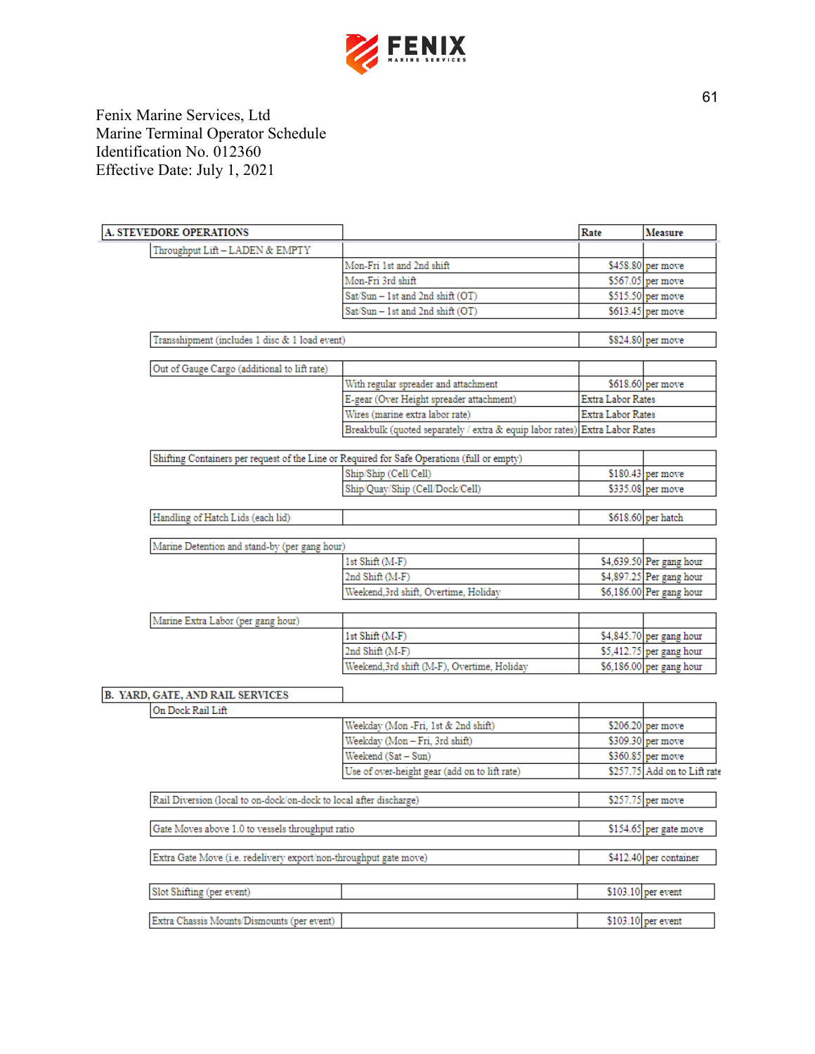Fenix Marine Services, Ltd
Marine Terminal Operator Schedule
Identification No. 012360
Effective Date: July 1, 2021

| A. STEVEDORE OPERATIONS | | Rate | Measure |
|---|---|---|---|
| Throughput Lift – LADEN & EMPTY | | | |
| | Mon-Fri 1st and 2nd shift | $458.80 | per move |
| | Mon-Fri 3rd shift | $567.05 | per move |
| | Sat/Sun – 1st and 2nd shift (OT) | $515.50 | per move |
| | Sat/Sun – 1st and 2nd shift (OT) | $613.45 | per move |
| Transshipment (includes 1 disc & 1 load event) | | $824.80 | per move |
| Out of Gauge Cargo (additional to lift rate) | | | |
| | With regular spreader and attachment | $618.60 | per move |
| | E-gear (Over Height spreader attachment) | Extra Labor Rates | |
| | Wires (marine extra labor rate) | Extra Labor Rates | |
| | Breakbulk (quoted separately / extra & equip labor rates) | Extra Labor Rates | |
| Shifting Containers per request of the Line or Required for Safe Operations (full or empty) | | | |
| | Ship/Ship (Cell/Cell) | $180.43 | per move |
| | Ship/Quay/Ship (Cell/Dock/Cell) | $335.08 | per move |
| Handling of Hatch Lids (each lid) | | $618.60 | per hatch |
| Marine Detention and stand-by (per gang hour) | | | |
| | 1st Shift (M-F) | $4,639.50 | Per gang hour |
| | 2nd Shift (M-F) | $4,897.25 | Per gang hour |
| | Weekend,3rd shift, Overtime, Holiday | $6,186.00 | Per gang hour |
| Marine Extra Labor (per gang hour) | | | |
| | 1st Shift (M-F) | $4,845.70 | per gang hour |
| | 2nd Shift (M-F) | $5,412.75 | per gang hour |
| | Weekend,3rd shift (M-F), Overtime, Holiday | $6,186.00 | per gang hour |

| B. YARD, GATE, AND RAIL SERVICES | | Rate | Measure |
|---|---|---|---|
| On Dock Rail Lift | | | |
| | Weekday (Mon -Fri, 1st & 2nd shift) | $206.20 | per move |
| | Weekday (Mon – Fri, 3rd shift) | $309.30 | per move |
| | Weekend (Sat – Sun) | $360.85 | per move |
| | Use of over-height gear (add on to lift rate) | $257.75 | Add on to Lift rate |
| Rail Diversion (local to on-dock/on-dock to local after discharge) | | $257.75 | per move |
| Gate Moves above 1.0 to vessels throughput ratio | | $154.65 | per gate move |
| Extra Gate Move (i.e. redelivery export/non-throughput gate move) | | $412.40 | per container |
| Slot Shifting (per event) | | $103.10 | per event |
| Extra Chassis Mounts/Dismounts (per event) | | $103.10 | per event |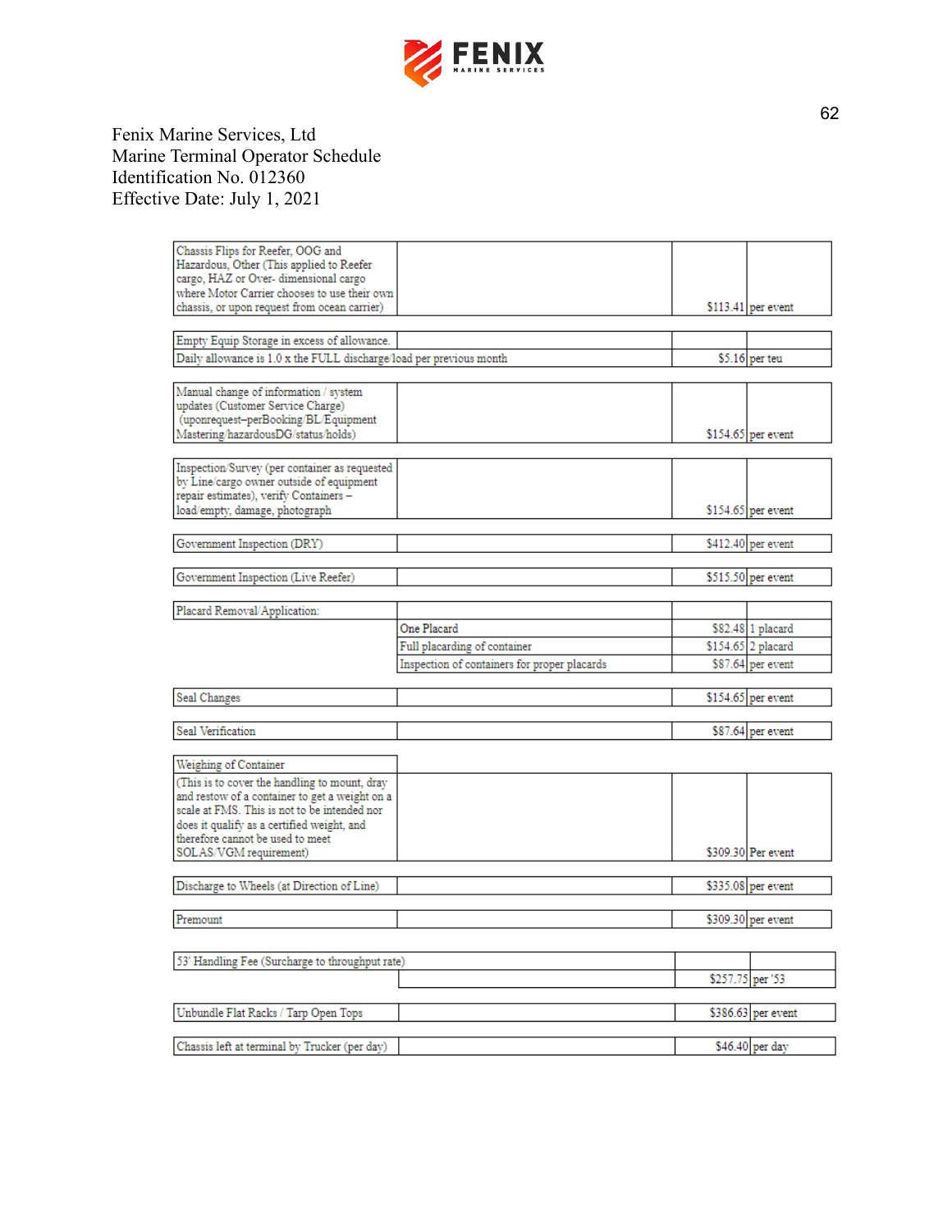Fenix Marine Services, Ltd
Marine Terminal Operator Schedule
Identification No. 012360
Effective Date: July 1, 2021

| | | | |
|---|---|---|---|
| Chassis Flips for Reefer, OOG and Hazardous, Other (This applied to Reefer cargo, HAZ or Over- dimensional cargo where Motor Carrier chooses to use their own chassis, or upon request from ocean carrier) | | $113.41 | per event |
| Empty Equip Storage in excess of allowance. | | | |
| Daily allowance is 1.0 x the FULL discharge/load per previous month | | $5.16 | per teu |
| Manual change of information / system updates (Customer Service Charge) (uponrequest–perBooking/BL/Equipment Mastering/hazardousDG/status/holds) | | $154.65 | per event |
| Inspection/Survey (per container as requested by Line/cargo owner outside of equipment repair estimates), verify Containers – load/empty, damage, photograph | | $154.65 | per event |
| Government Inspection (DRY) | | $412.40 | per event |
| Government Inspection (Live Reefer) | | $515.50 | per event |
| Placard Removal/Application: | | | |
| | One Placard | $82.48 | 1 placard |
| | Full placarding of container | $154.65 | 2 placard |
| | Inspection of containers for proper placards | $87.64 | per event |
| Seal Changes | | $154.65 | per event |
| Seal Verification | | $87.64 | per event |
| Weighing of Container | | | |
| (This is to cover the handling to mount, dray and restow of a container to get a weight on a scale at FMS. This is not to be intended nor does it qualify as a certified weight, and therefore cannot be used to meet SOLAS/VGM requirement) | | $309.30 | Per event |
| Discharge to Wheels (at Direction of Line) | | $335.08 | per event |
| Premount | | $309.30 | per event |
| 53' Handling Fee (Surcharge to throughput rate) | | | |
| | | $257.75 | per '53 |
| Unbundle Flat Racks / Tarp Open Tops | | $386.63 | per event |
| Chassis left at terminal by Trucker (per day) | | $46.40 | per day |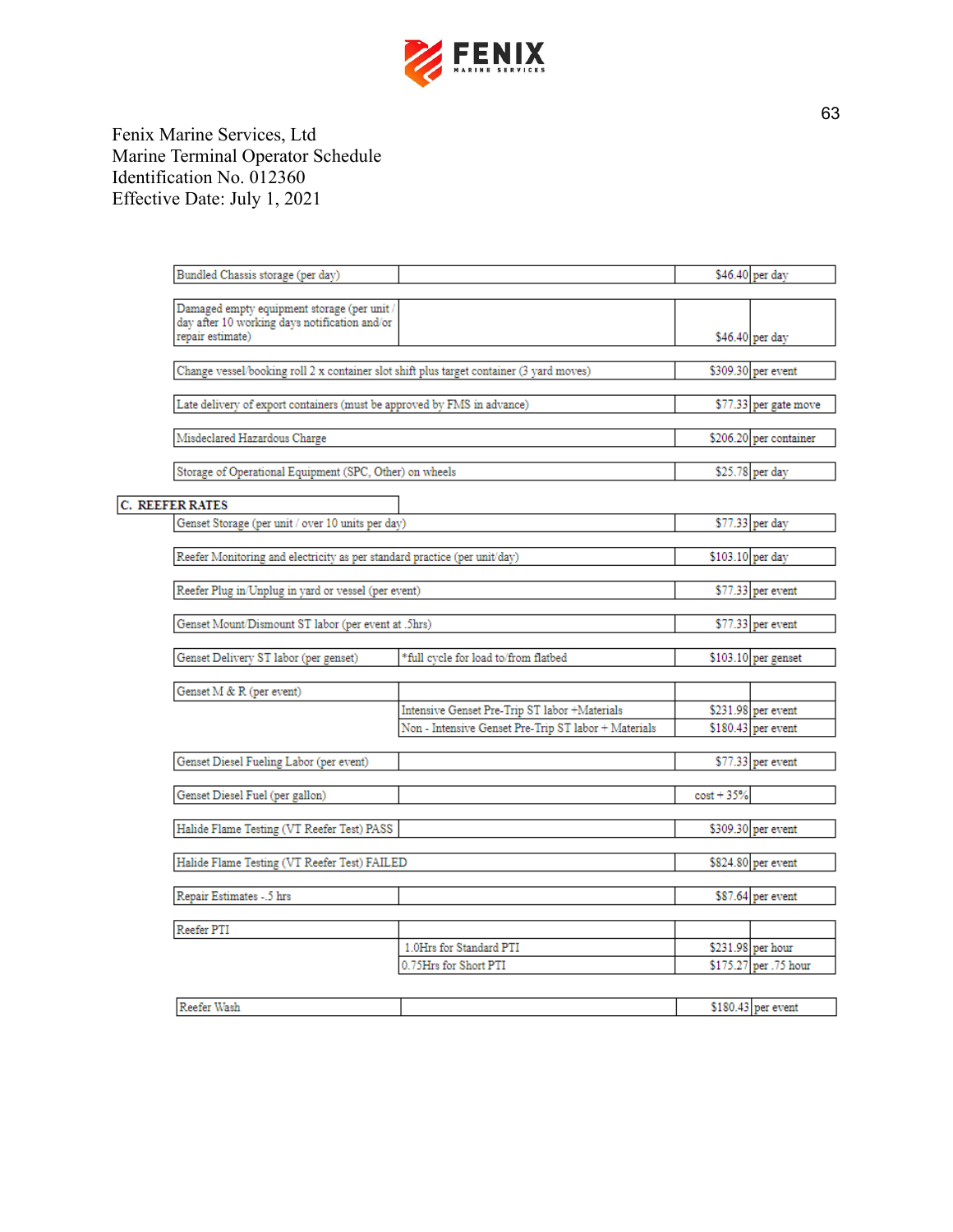Fenix Marine Services, Ltd
Marine Terminal Operator Schedule
Identification No. 012360
Effective Date: July 1, 2021

| Description | Detail | Rate | Unit |
|---|---|---|---|
| Bundled Chassis storage (per day) | | $46.40 | per day |
| Damaged empty equipment storage (per unit / day after 10 working days notification and/or repair estimate) | | $46.40 | per day |
| Change vessel/booking roll 2 x container slot shift plus target container (3 yard moves) | | $309.30 | per event |
| Late delivery of export containers (must be approved by FMS in advance) | | $77.33 | per gate move |
| Misdeclared Hazardous Charge | | $206.20 | per container |
| Storage of Operational Equipment (SPC, Other) on wheels | | $25.78 | per day |
| **C. REEFER RATES** | | | |
| Genset Storage (per unit / over 10 units per day) | | $77.33 | per day |
| Reefer Monitoring and electricity as per standard practice (per unit/day) | | $103.10 | per day |
| Reefer Plug in/Unplug in yard or vessel (per event) | | $77.33 | per event |
| Genset Mount/Dismount ST labor (per event at .5hrs) | | $77.33 | per event |
| Genset Delivery ST labor (per genset) | *full cycle for load to/from flatbed | $103.10 | per genset |
| Genset M & R (per event) | | | |
| | Intensive Genset Pre-Trip ST labor +Materials | $231.98 | per event |
| | Non - Intensive Genset Pre-Trip ST labor + Materials | $180.43 | per event |
| Genset Diesel Fueling Labor (per event) | | $77.33 | per event |
| Genset Diesel Fuel (per gallon) | | cost + 35% | |
| Halide Flame Testing (VT Reefer Test) PASS | | $309.30 | per event |
| Halide Flame Testing (VT Reefer Test) FAILED | | $824.80 | per event |
| Repair Estimates -.5 hrs | | $87.64 | per event |
| Reefer PTI | | | |
| | 1.0Hrs for Standard PTI | $231.98 | per hour |
| | 0.75Hrs for Short PTI | $175.27 | per .75 hour |
| Reefer Wash | | $180.43 | per event |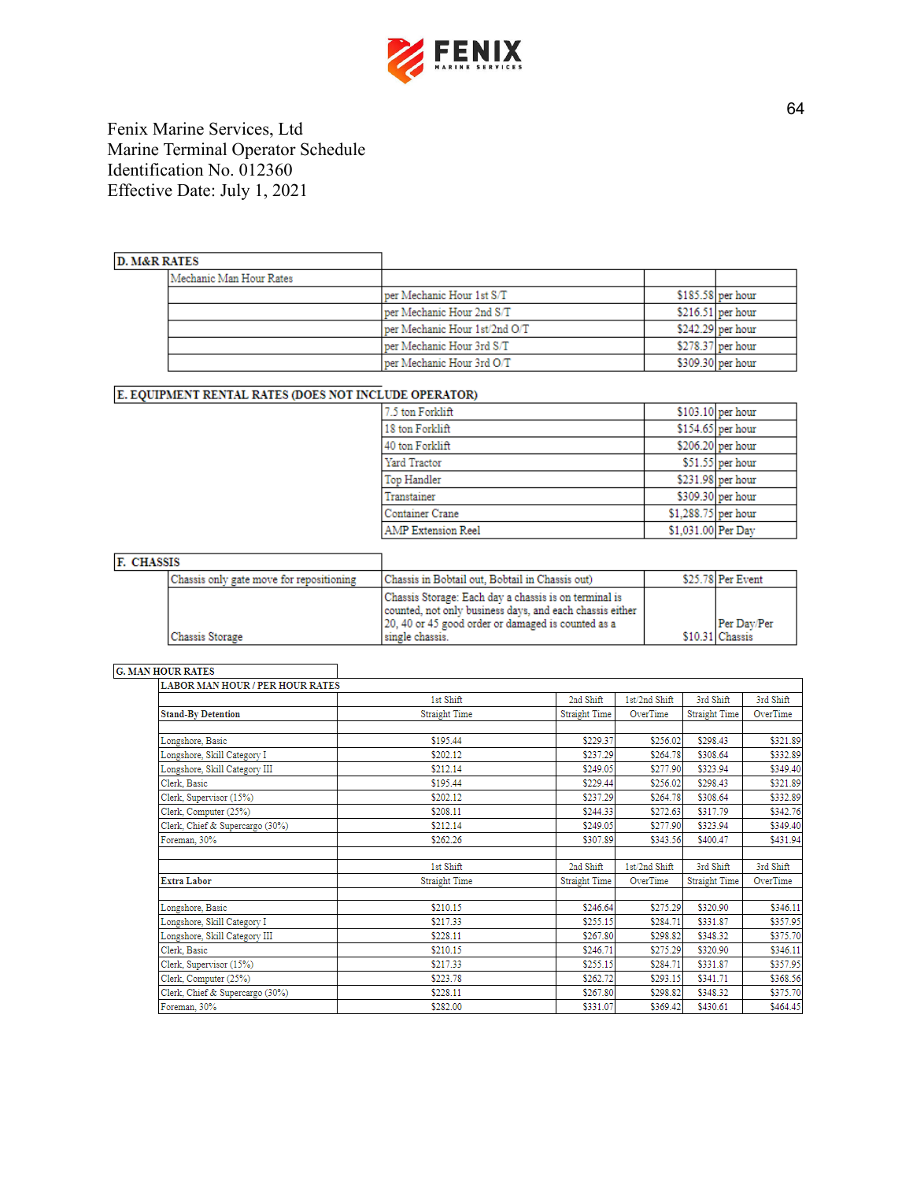FENIX MARINE SERVICES

Fenix Marine Services, Ltd
Marine Terminal Operator Schedule
Identification No. 012360
Effective Date: July 1, 2021

| D. M&R RATES | | | |
|---|---|---|---|
| Mechanic Man Hour Rates | | | |
| | per Mechanic Hour 1st S/T | $185.58 | per hour |
| | per Mechanic Hour 2nd S/T | $216.51 | per hour |
| | per Mechanic Hour 1st/2nd O/T | $242.29 | per hour |
| | per Mechanic Hour 3rd S/T | $278.37 | per hour |
| | per Mechanic Hour 3rd O/T | $309.30 | per hour |

| E. EQUIPMENT RENTAL RATES (DOES NOT INCLUDE OPERATOR) | | |
|---|---|---|
| 7.5 ton Forklift | $103.10 | per hour |
| 18 ton Forklift | $154.65 | per hour |
| 40 ton Forklift | $206.20 | per hour |
| Yard Tractor | $51.55 | per hour |
| Top Handler | $231.98 | per hour |
| Transtainer | $309.30 | per hour |
| Container Crane | $1,288.75 | per hour |
| AMP Extension Reel | $1,031.00 | Per Day |

| F. CHASSIS | | | |
|---|---|---|---|
| Chassis only gate move for repositioning | Chassis in Bobtail out, Bobtail in Chassis out) | $25.78 | Per Event |
| Chassis Storage | Chassis Storage: Each day a chassis is on terminal is counted, not only business days, and each chassis either 20, 40 or 45 good order or damaged is counted as a single chassis. | $10.31 | Per Day/Per Chassis |

G. MAN HOUR RATES

| LABOR MAN HOUR / PER HOUR RATES | | | | | |
|---|---|---|---|---|---|
| | 1st Shift | 2nd Shift | 1st/2nd Shift | 3rd Shift | 3rd Shift |
| **Stand-By Detention** | Straight Time | Straight Time | OverTime | Straight Time | OverTime |
| | | | | | |
| Longshore, Basic | $195.44 | $229.37 | $256.02 | $298.43 | $321.89 |
| Longshore, Skill Category I | $202.12 | $237.29 | $264.78 | $308.64 | $332.89 |
| Longshore, Skill Category III | $212.14 | $249.05 | $277.90 | $323.94 | $349.40 |
| Clerk, Basic | $195.44 | $229.44 | $256.02 | $298.43 | $321.89 |
| Clerk, Supervisor (15%) | $202.12 | $237.29 | $264.78 | $308.64 | $332.89 |
| Clerk, Computer (25%) | $208.11 | $244.33 | $272.63 | $317.79 | $342.76 |
| Clerk, Chief & Supercargo (30%) | $212.14 | $249.05 | $277.90 | $323.94 | $349.40 |
| Foreman, 30% | $262.26 | $307.89 | $343.56 | $400.47 | $431.94 |
| | | | | | |
| | 1st Shift | 2nd Shift | 1st/2nd Shift | 3rd Shift | 3rd Shift |
| **Extra Labor** | Straight Time | Straight Time | OverTime | Straight Time | OverTime |
| | | | | | |
| Longshore, Basic | $210.15 | $246.64 | $275.29 | $320.90 | $346.11 |
| Longshore, Skill Category I | $217.33 | $255.15 | $284.71 | $331.87 | $357.95 |
| Longshore, Skill Category III | $228.11 | $267.80 | $298.82 | $348.32 | $375.70 |
| Clerk, Basic | $210.15 | $246.71 | $275.29 | $320.90 | $346.11 |
| Clerk, Supervisor (15%) | $217.33 | $255.15 | $284.71 | $331.87 | $357.95 |
| Clerk, Computer (25%) | $223.78 | $262.72 | $293.15 | $341.71 | $368.56 |
| Clerk, Chief & Supercargo (30%) | $228.11 | $267.80 | $298.82 | $348.32 | $375.70 |
| Foreman, 30% | $282.00 | $331.07 | $369.42 | $430.61 | $464.45 |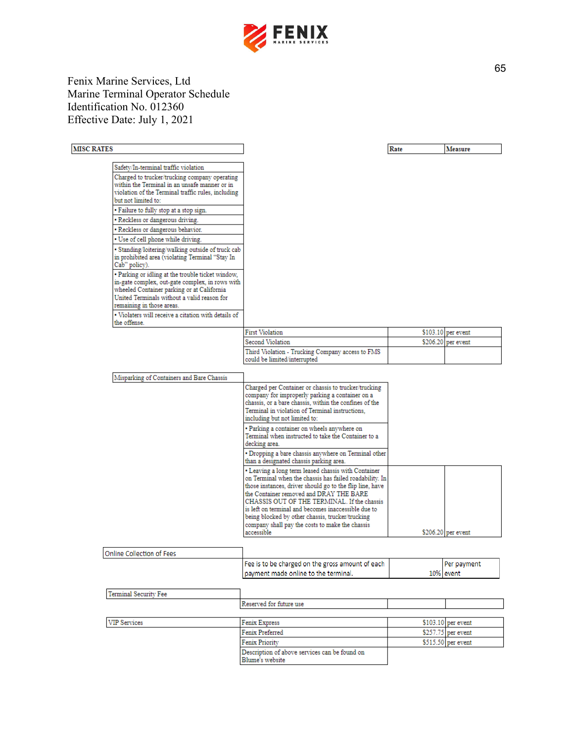Fenix Marine Services, Ltd
Marine Terminal Operator Schedule
Identification No. 012360
Effective Date: July 1, 2021

| MISC RATES | | Rate | Measure |
|---|---|---|---|
| Safety/In-terminal traffic violation | | | |
| Charged to trucker/trucking company operating within the Terminal in an unsafe manner or in violation of the Terminal traffic rules, including but not limited to: | | | |
| • Failure to fully stop at a stop sign. | | | |
| • Reckless or dangerous driving. | | | |
| • Reckless or dangerous behavior. | | | |
| • Use of cell phone while driving. | | | |
| • Standing/loitering/walking outside of truck cab in prohibited area (violating Terminal "Stay In Cab" policy). | | | |
| • Parking or idling at the trouble ticket window, in-gate complex, out-gate complex, in rows with wheeled Container parking or at California United Terminals without a valid reason for remaining in those areas. | | | |
| • Violaters will receive a citation with details of the offense. | | | |
| | First Violation | $103.10 | per event |
| | Second Violation | $206.20 | per event |
| | Third Violation - Trucking Company access to FMS could be limited/interrupted | | |
| Misparking of Containers and Bare Chassis | | | |
| | Charged per Container or chassis to trucker/trucking company for improperly parking a container on a chassis, or a bare chassis, within the confines of the Terminal in violation of Terminal instructions, including but not limited to: | | |
| | • Parking a container on wheels anywhere on Terminal when instructed to take the Container to a decking area. | | |
| | • Dropping a bare chassis anywhere on Terminal other than a designated chassis parking area. | | |
| | • Leaving a long term leased chassis with Container on Terminal when the chassis has failed roadability. In those instances, driver should go to the flip line, have the Container removed and DRAY THE BARE CHASSIS OUT OF THE TERMINAL. If the chassis is left on terminal and becomes inaccessible due to being blocked by other chassis, trucker/trucking company shall pay the costs to make the chassis accessible | $206.20 | per event |
| Online Collection of Fees | | | |
| | Fee is to be charged on the gross amount of each payment made online to the terminal. | 10% | Per payment event |
| Terminal Security Fee | | | |
| | Reserved for future use | | |
| VIP Services | Fenix Express | $103.10 | per event |
| | Fenix Preferred | $257.75 | per event |
| | Fenix Priority | $515.50 | per event |
| | Description of above services can be found on Blume's website | | |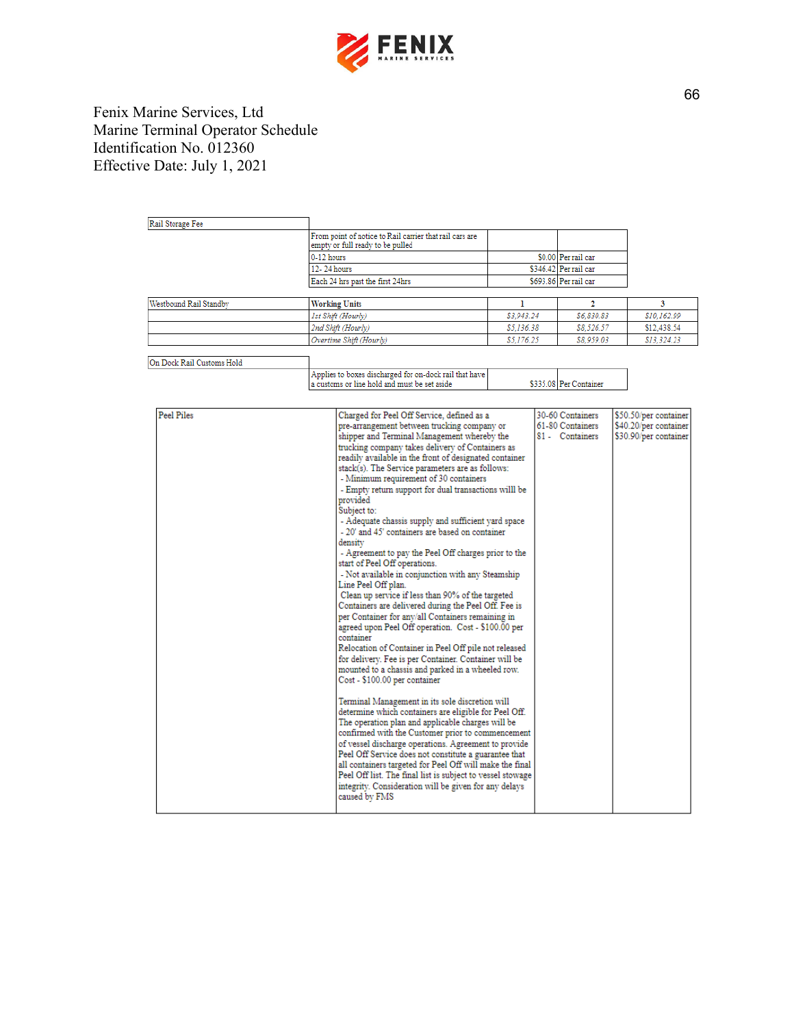Fenix Marine Services, Ltd
Marine Terminal Operator Schedule
Identification No. 012360
Effective Date: July 1, 2021

| Rail Storage Fee | | | |
|---|---|---|---|
| | From point of notice to Rail carrier that rail cars are empty or full ready to be pulled | | |
| | 0-12 hours | $0.00 | Per rail car |
| | 12- 24 hours | $346.42 | Per rail car |
| | Each 24 hrs past the first 24hrs | $693.86 | Per rail car |

| Westbound Rail Standby | Working Units | 1 | 2 | 3 |
|---|---|---|---|---|
| | *1st Shift (Hourly)* | *$3,943.24* | *$6,830.83* | *$10,162.99* |
| | *2nd Shift (Hourly)* | *$5,136.38* | *$8,526.57* | *$12,438.54* |
| | *Overtime Shift (Hourly)* | *$5,176.25* | *$8,959.03* | *$13,324.23* |

| On Dock Rail Customs Hold | | | |
|---|---|---|---|
| | Applies to boxes discharged for on-dock rail that have a customs or line hold and must be set aside | $335.08 | Per Container |

| Peel Piles | Description | Containers | Rate |
|---|---|---|---|
| Peel Piles | Charged for Peel Off Service, defined as a pre-arrangement between trucking company or shipper and Terminal Management whereby the trucking company takes delivery of Containers as readily available in the front of designated container stack(s). The Service parameters are as follows:<br>- Minimum requirement of 30 containers<br>- Empty return support for dual transactions willl be provided<br>Subject to:<br>- Adequate chassis supply and sufficient yard space<br>- 20' and 45' containers are based on container density<br>- Agreement to pay the Peel Off charges prior to the start of Peel Off operations.<br>- Not available in conjunction with any Steamship Line Peel Off plan.<br>Clean up service if less than 90% of the targeted Containers are delivered during the Peel Off. Fee is per Container for any/all Containers remaining in agreed upon Peel Off operation. Cost - $100.00 per container<br>Relocation of Container in Peel Off pile not released for delivery. Fee is per Container. Container will be mounted to a chassis and parked in a wheeled row. Cost - $100.00 per container<br><br>Terminal Management in its sole discretion will determine which containers are eligible for Peel Off. The operation plan and applicable charges will be confirmed with the Customer prior to commencement of vessel discharge operations. Agreement to provide Peel Off Service does not constitute a guarantee that all containers targeted for Peel Off will make the final Peel Off list. The final list is subject to vessel stowage integrity. Consideration will be given for any delays caused by FMS | 30-60 Containers<br>61-80 Containers<br>81 - Containers | $50.50/per container<br>$40.20/per container<br>$30.90/per container |